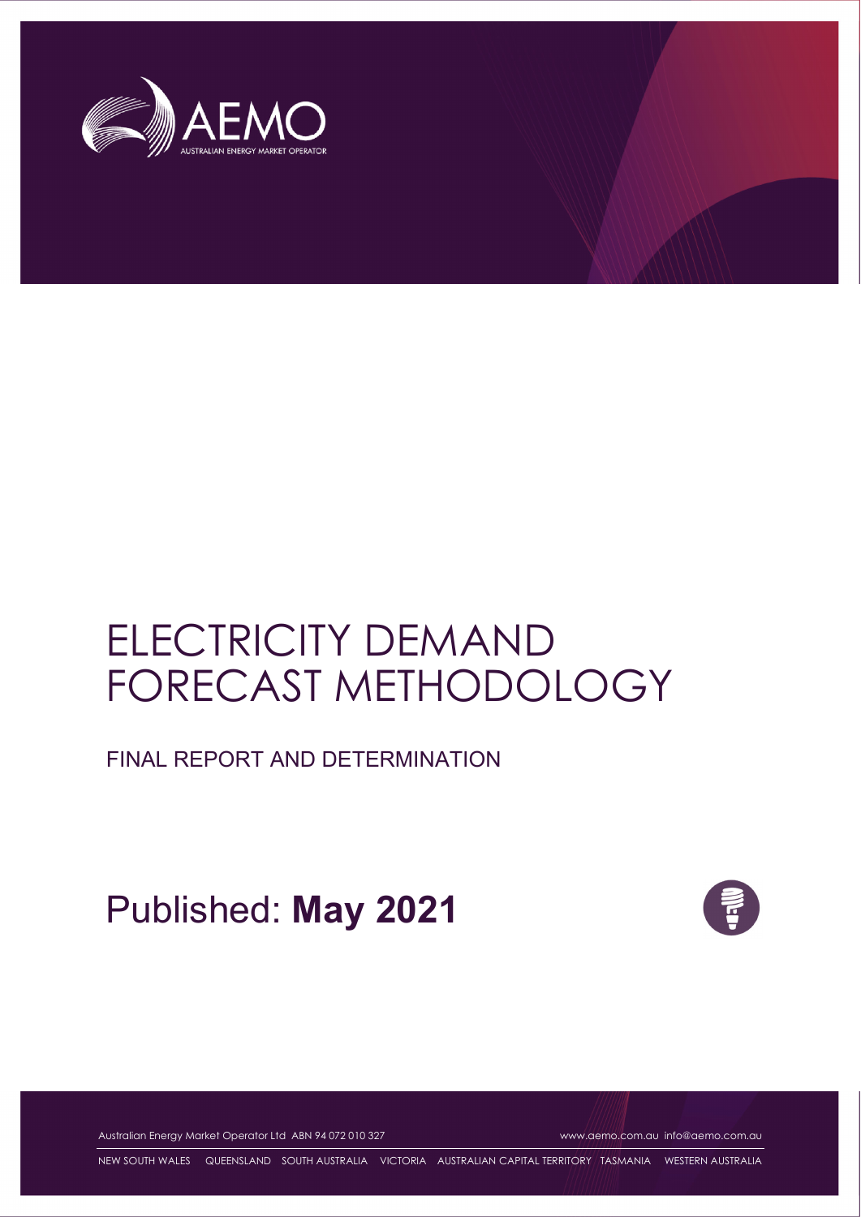# ELECTRICITY DEMAND FORECAST METHODOLOGY

## FINAL REPORT AND DETERMINATION

Published: **May 2021**

Australian Energy Market Operator Ltd ABN 94 072 010 327

www.aemo.com.au info@aemo.com.au

NEW SOUTH WALES QUEENSLAND SOUTH AUSTRALIA VICTORIA AUSTRALIAN CAPITAL TERRITORY TASMANIA WESTERN AUSTRALIA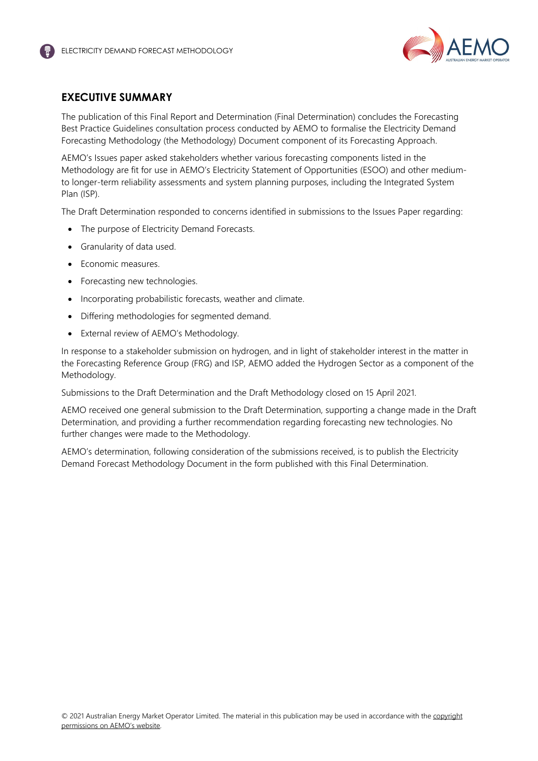## EXECUTIVE SUMMARY

The publication of this Final Report and Determination (Final Determination) concludes the Forecasting Best Practice Guidelines consultation process conducted by AEMO to formalise the Electricity Demand Forecasting Methodology (the Methodology) Document component of its Forecasting Approach.

AEMO's Issues paper asked stakeholders whether various forecasting components listed in the Methodology are fit for use in AEMO's Electricity Statement of Opportunities (ESOO) and other medium- to longer-term reliability assessments and system planning purposes, including the Integrated System Plan (ISP).

The Draft Determination responded to concerns identified in submissions to the Issues Paper regarding:

- The purpose of Electricity Demand Forecasts.
- Granularity of data used.
- Economic measures.
- Forecasting new technologies.
- Incorporating probabilistic forecasts, weather and climate.
- Differing methodologies for segmented demand.
- External review of AEMO's Methodology.

In response to a stakeholder submission on hydrogen, and in light of stakeholder interest in the matter in the Forecasting Reference Group (FRG) and ISP, AEMO added the Hydrogen Sector as a component of the Methodology.

Submissions to the Draft Determination and the Draft Methodology closed on 15 April 2021.

AEMO received one general submission to the Draft Determination, supporting a change made in the Draft Determination, and providing a further recommendation regarding forecasting new technologies. No further changes were made to the Methodology.

AEMO's determination, following consideration of the submissions received, is to publish the Electricity Demand Forecast Methodology Document in the form published with this Final Determination.

© 2021 Australian Energy Market Operator Limited. The material in this publication may be used in accordance with the copyright permissions on AEMO's website.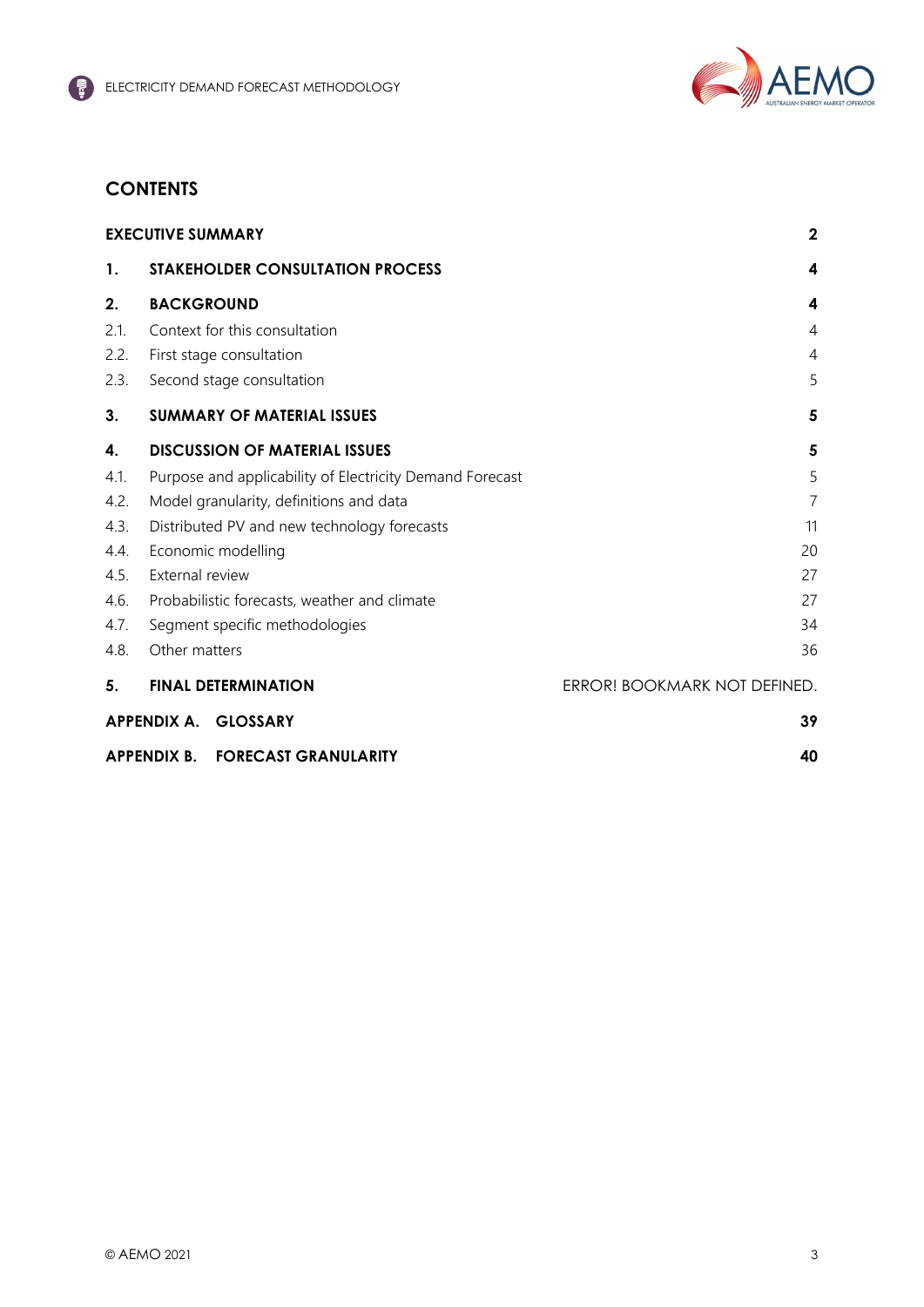## CONTENTS

| | | |
|---|---|---|
| **EXECUTIVE SUMMARY** | | **2** |
| **1.** | **STAKEHOLDER CONSULTATION PROCESS** | **4** |
| **2.** | **BACKGROUND** | **4** |
| 2.1. | Context for this consultation | 4 |
| 2.2. | First stage consultation | 4 |
| 2.3. | Second stage consultation | 5 |
| **3.** | **SUMMARY OF MATERIAL ISSUES** | **5** |
| **4.** | **DISCUSSION OF MATERIAL ISSUES** | **5** |
| 4.1. | Purpose and applicability of Electricity Demand Forecast | 5 |
| 4.2. | Model granularity, definitions and data | 7 |
| 4.3. | Distributed PV and new technology forecasts | 11 |
| 4.4. | Economic modelling | 20 |
| 4.5. | External review | 27 |
| 4.6. | Probabilistic forecasts, weather and climate | 27 |
| 4.7. | Segment specific methodologies | 34 |
| 4.8. | Other matters | 36 |
| **5.** | **FINAL DETERMINATION** | ERROR! BOOKMARK NOT DEFINED. |
| **APPENDIX A.** | **GLOSSARY** | **39** |
| **APPENDIX B.** | **FORECAST GRANULARITY** | **40** |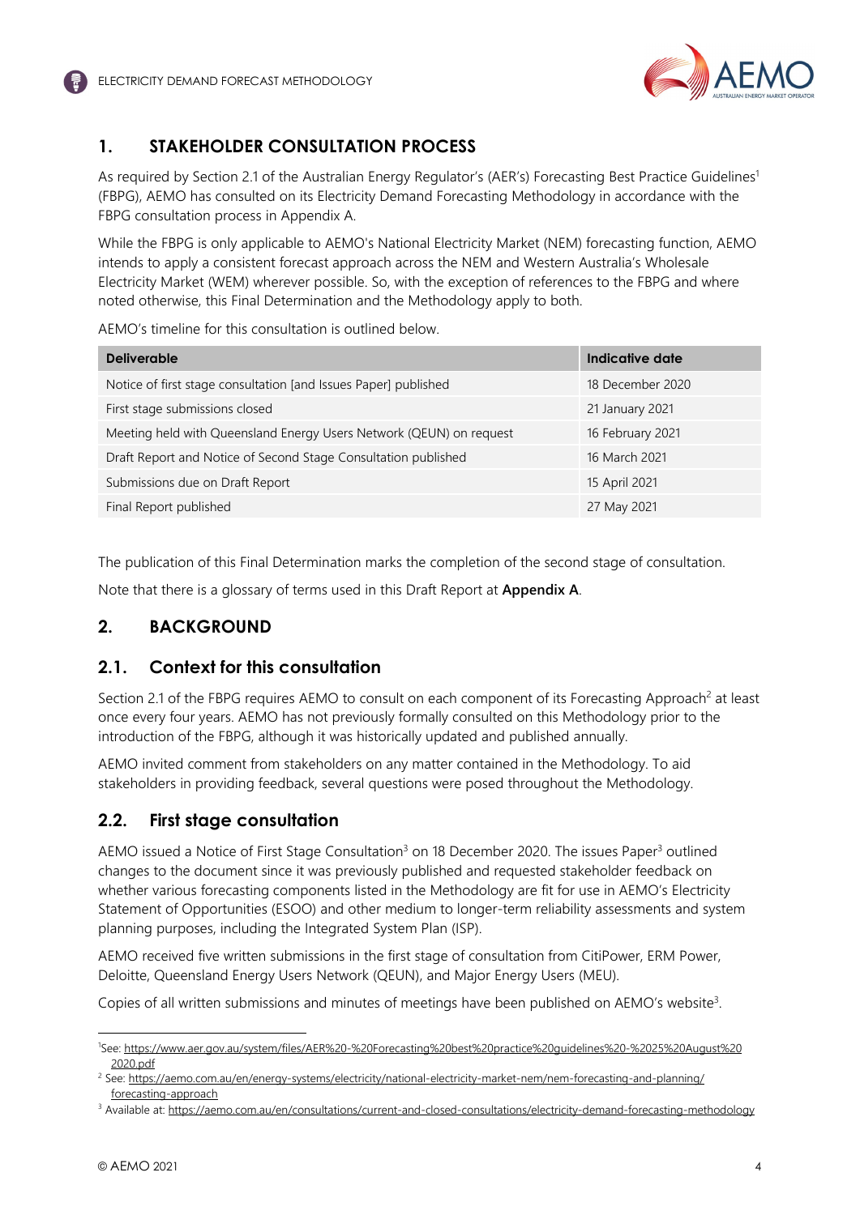## 1. STAKEHOLDER CONSULTATION PROCESS

As required by Section 2.1 of the Australian Energy Regulator's (AER's) Forecasting Best Practice Guidelines[1] (FBPG), AEMO has consulted on its Electricity Demand Forecasting Methodology in accordance with the FBPG consultation process in Appendix A.

While the FBPG is only applicable to AEMO's National Electricity Market (NEM) forecasting function, AEMO intends to apply a consistent forecast approach across the NEM and Western Australia's Wholesale Electricity Market (WEM) wherever possible. So, with the exception of references to the FBPG and where noted otherwise, this Final Determination and the Methodology apply to both.

AEMO's timeline for this consultation is outlined below.

| Deliverable | Indicative date |
|---|---|
| Notice of first stage consultation [and Issues Paper] published | 18 December 2020 |
| First stage submissions closed | 21 January 2021 |
| Meeting held with Queensland Energy Users Network (QEUN) on request | 16 February 2021 |
| Draft Report and Notice of Second Stage Consultation published | 16 March 2021 |
| Submissions due on Draft Report | 15 April 2021 |
| Final Report published | 27 May 2021 |

The publication of this Final Determination marks the completion of the second stage of consultation.

Note that there is a glossary of terms used in this Draft Report at **Appendix A**.

## 2. BACKGROUND

### 2.1. Context for this consultation

Section 2.1 of the FBPG requires AEMO to consult on each component of its Forecasting Approach[2] at least once every four years. AEMO has not previously formally consulted on this Methodology prior to the introduction of the FBPG, although it was historically updated and published annually.

AEMO invited comment from stakeholders on any matter contained in the Methodology. To aid stakeholders in providing feedback, several questions were posed throughout the Methodology.

### 2.2. First stage consultation

AEMO issued a Notice of First Stage Consultation[3] on 18 December 2020. The issues Paper[3] outlined changes to the document since it was previously published and requested stakeholder feedback on whether various forecasting components listed in the Methodology are fit for use in AEMO's Electricity Statement of Opportunities (ESOO) and other medium to longer-term reliability assessments and system planning purposes, including the Integrated System Plan (ISP).

AEMO received five written submissions in the first stage of consultation from CitiPower, ERM Power, Deloitte, Queensland Energy Users Network (QEUN), and Major Energy Users (MEU).

Copies of all written submissions and minutes of meetings have been published on AEMO's website[3].

---

[1] See: https://www.aer.gov.au/system/files/AER%20-%20Forecasting%20best%20practice%20guidelines%20-%2025%20August%202020.pdf

[2] See: https://aemo.com.au/en/energy-systems/electricity/national-electricity-market-nem/nem-forecasting-and-planning/forecasting-approach

[3] Available at: https://aemo.com.au/en/consultations/current-and-closed-consultations/electricity-demand-forecasting-methodology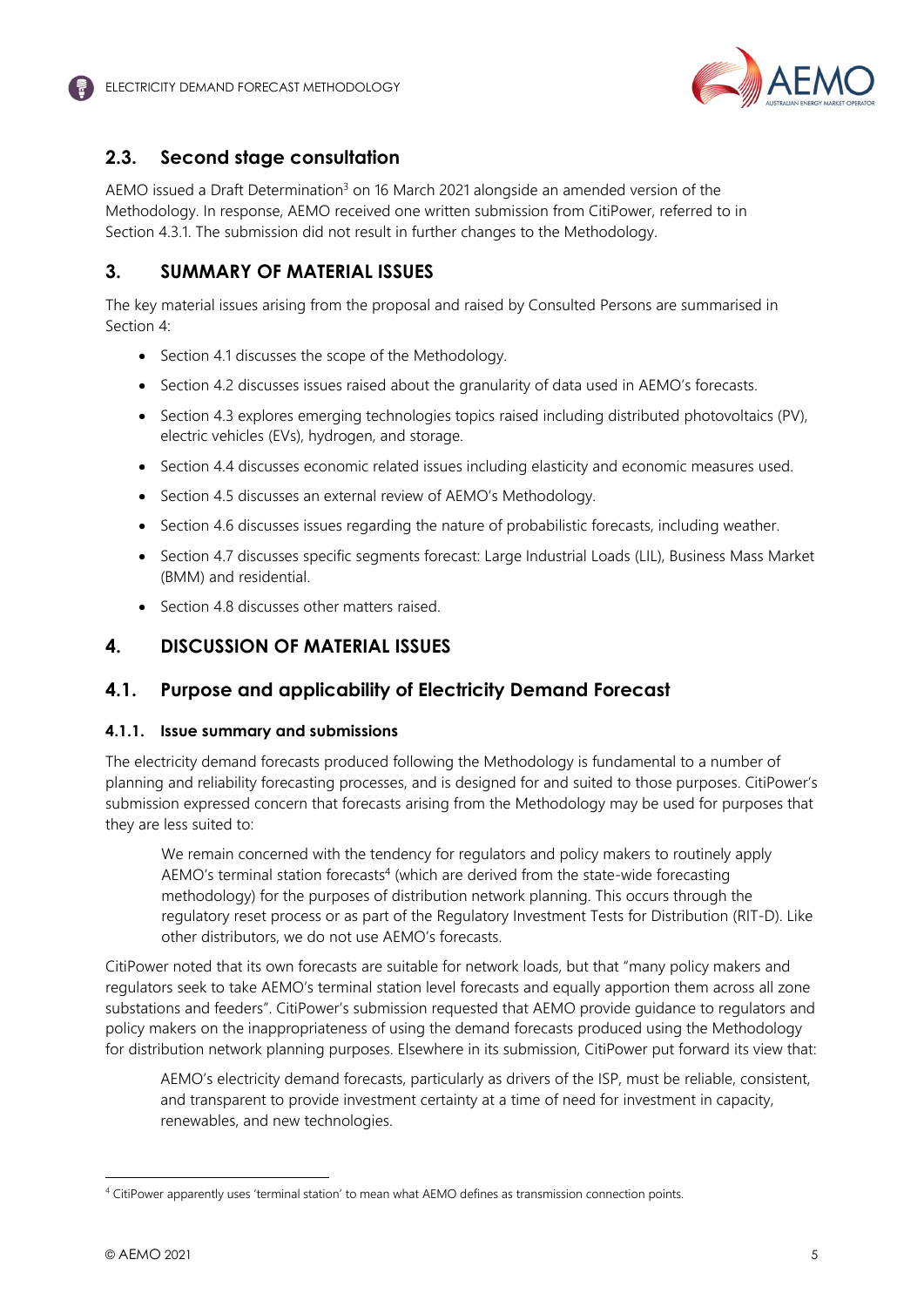## 2.3. Second stage consultation

AEMO issued a Draft Determination[3] on 16 March 2021 alongside an amended version of the Methodology. In response, AEMO received one written submission from CitiPower, referred to in Section 4.3.1. The submission did not result in further changes to the Methodology.

# 3. SUMMARY OF MATERIAL ISSUES

The key material issues arising from the proposal and raised by Consulted Persons are summarised in Section 4:

- Section 4.1 discusses the scope of the Methodology.
- Section 4.2 discusses issues raised about the granularity of data used in AEMO's forecasts.
- Section 4.3 explores emerging technologies topics raised including distributed photovoltaics (PV), electric vehicles (EVs), hydrogen, and storage.
- Section 4.4 discusses economic related issues including elasticity and economic measures used.
- Section 4.5 discusses an external review of AEMO's Methodology.
- Section 4.6 discusses issues regarding the nature of probabilistic forecasts, including weather.
- Section 4.7 discusses specific segments forecast: Large Industrial Loads (LIL), Business Mass Market (BMM) and residential.
- Section 4.8 discusses other matters raised.

# 4. DISCUSSION OF MATERIAL ISSUES

## 4.1. Purpose and applicability of Electricity Demand Forecast

### 4.1.1. Issue summary and submissions

The electricity demand forecasts produced following the Methodology is fundamental to a number of planning and reliability forecasting processes, and is designed for and suited to those purposes. CitiPower's submission expressed concern that forecasts arising from the Methodology may be used for purposes that they are less suited to:

> We remain concerned with the tendency for regulators and policy makers to routinely apply AEMO's terminal station forecasts[4] (which are derived from the state-wide forecasting methodology) for the purposes of distribution network planning. This occurs through the regulatory reset process or as part of the Regulatory Investment Tests for Distribution (RIT-D). Like other distributors, we do not use AEMO's forecasts.

CitiPower noted that its own forecasts are suitable for network loads, but that "many policy makers and regulators seek to take AEMO's terminal station level forecasts and equally apportion them across all zone substations and feeders". CitiPower's submission requested that AEMO provide guidance to regulators and policy makers on the inappropriateness of using the demand forecasts produced using the Methodology for distribution network planning purposes. Elsewhere in its submission, CitiPower put forward its view that:

> AEMO's electricity demand forecasts, particularly as drivers of the ISP, must be reliable, consistent, and transparent to provide investment certainty at a time of need for investment in capacity, renewables, and new technologies.

[4] CitiPower apparently uses 'terminal station' to mean what AEMO defines as transmission connection points.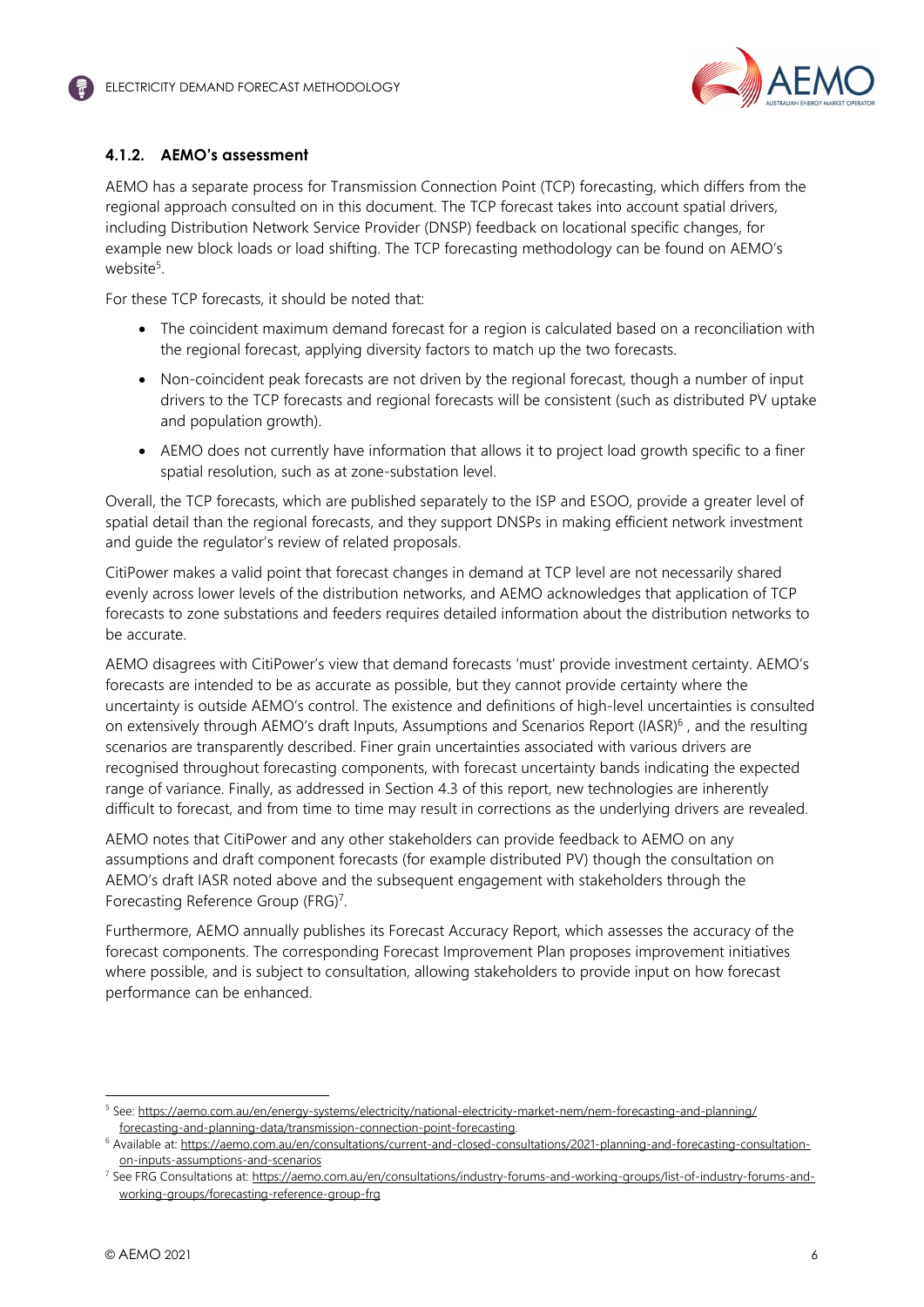### 4.1.2. AEMO's assessment

AEMO has a separate process for Transmission Connection Point (TCP) forecasting, which differs from the regional approach consulted on in this document. The TCP forecast takes into account spatial drivers, including Distribution Network Service Provider (DNSP) feedback on locational specific changes, for example new block loads or load shifting. The TCP forecasting methodology can be found on AEMO's website[5].

For these TCP forecasts, it should be noted that:

- The coincident maximum demand forecast for a region is calculated based on a reconciliation with the regional forecast, applying diversity factors to match up the two forecasts.
- Non-coincident peak forecasts are not driven by the regional forecast, though a number of input drivers to the TCP forecasts and regional forecasts will be consistent (such as distributed PV uptake and population growth).
- AEMO does not currently have information that allows it to project load growth specific to a finer spatial resolution, such as at zone-substation level.

Overall, the TCP forecasts, which are published separately to the ISP and ESOO, provide a greater level of spatial detail than the regional forecasts, and they support DNSPs in making efficient network investment and guide the regulator's review of related proposals.

CitiPower makes a valid point that forecast changes in demand at TCP level are not necessarily shared evenly across lower levels of the distribution networks, and AEMO acknowledges that application of TCP forecasts to zone substations and feeders requires detailed information about the distribution networks to be accurate.

AEMO disagrees with CitiPower's view that demand forecasts 'must' provide investment certainty. AEMO's forecasts are intended to be as accurate as possible, but they cannot provide certainty where the uncertainty is outside AEMO's control. The existence and definitions of high-level uncertainties is consulted on extensively through AEMO's draft Inputs, Assumptions and Scenarios Report (IASR)[6] , and the resulting scenarios are transparently described. Finer grain uncertainties associated with various drivers are recognised throughout forecasting components, with forecast uncertainty bands indicating the expected range of variance. Finally, as addressed in Section 4.3 of this report, new technologies are inherently difficult to forecast, and from time to time may result in corrections as the underlying drivers are revealed.

AEMO notes that CitiPower and any other stakeholders can provide feedback to AEMO on any assumptions and draft component forecasts (for example distributed PV) though the consultation on AEMO's draft IASR noted above and the subsequent engagement with stakeholders through the Forecasting Reference Group (FRG)[7].

Furthermore, AEMO annually publishes its Forecast Accuracy Report, which assesses the accuracy of the forecast components. The corresponding Forecast Improvement Plan proposes improvement initiatives where possible, and is subject to consultation, allowing stakeholders to provide input on how forecast performance can be enhanced.

---

[5] See: https://aemo.com.au/en/energy-systems/electricity/national-electricity-market-nem/nem-forecasting-and-planning/forecasting-and-planning-data/transmission-connection-point-forecasting.

[6] Available at: https://aemo.com.au/en/consultations/current-and-closed-consultations/2021-planning-and-forecasting-consultation-on-inputs-assumptions-and-scenarios

[7] See FRG Consultations at: https://aemo.com.au/en/consultations/industry-forums-and-working-groups/list-of-industry-forums-and-working-groups/forecasting-reference-group-frg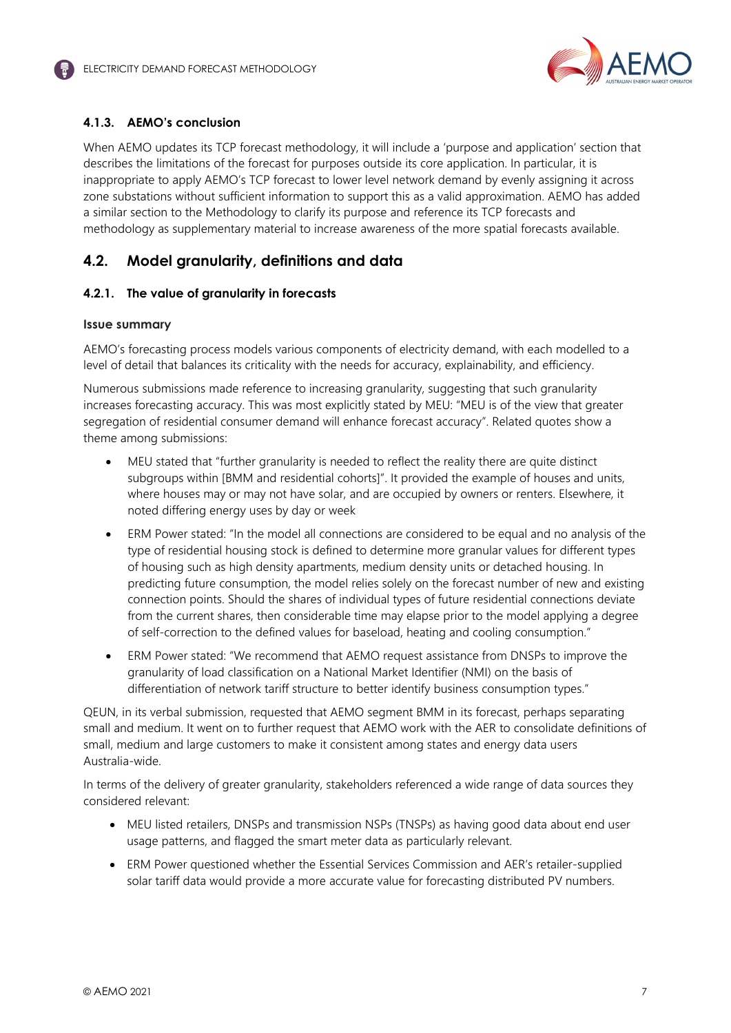### 4.1.3. AEMO's conclusion

When AEMO updates its TCP forecast methodology, it will include a 'purpose and application' section that describes the limitations of the forecast for purposes outside its core application. In particular, it is inappropriate to apply AEMO's TCP forecast to lower level network demand by evenly assigning it across zone substations without sufficient information to support this as a valid approximation. AEMO has added a similar section to the Methodology to clarify its purpose and reference its TCP forecasts and methodology as supplementary material to increase awareness of the more spatial forecasts available.

## 4.2. Model granularity, definitions and data

### 4.2.1. The value of granularity in forecasts

#### Issue summary

AEMO's forecasting process models various components of electricity demand, with each modelled to a level of detail that balances its criticality with the needs for accuracy, explainability, and efficiency.

Numerous submissions made reference to increasing granularity, suggesting that such granularity increases forecasting accuracy. This was most explicitly stated by MEU: "MEU is of the view that greater segregation of residential consumer demand will enhance forecast accuracy". Related quotes show a theme among submissions:

- MEU stated that "further granularity is needed to reflect the reality there are quite distinct subgroups within [BMM and residential cohorts]". It provided the example of houses and units, where houses may or may not have solar, and are occupied by owners or renters. Elsewhere, it noted differing energy uses by day or week
- ERM Power stated: "In the model all connections are considered to be equal and no analysis of the type of residential housing stock is defined to determine more granular values for different types of housing such as high density apartments, medium density units or detached housing. In predicting future consumption, the model relies solely on the forecast number of new and existing connection points. Should the shares of individual types of future residential connections deviate from the current shares, then considerable time may elapse prior to the model applying a degree of self-correction to the defined values for baseload, heating and cooling consumption."
- ERM Power stated: "We recommend that AEMO request assistance from DNSPs to improve the granularity of load classification on a National Market Identifier (NMI) on the basis of differentiation of network tariff structure to better identify business consumption types."

QEUN, in its verbal submission, requested that AEMO segment BMM in its forecast, perhaps separating small and medium. It went on to further request that AEMO work with the AER to consolidate definitions of small, medium and large customers to make it consistent among states and energy data users Australia-wide.

In terms of the delivery of greater granularity, stakeholders referenced a wide range of data sources they considered relevant:

- MEU listed retailers, DNSPs and transmission NSPs (TNSPs) as having good data about end user usage patterns, and flagged the smart meter data as particularly relevant.
- ERM Power questioned whether the Essential Services Commission and AER's retailer-supplied solar tariff data would provide a more accurate value for forecasting distributed PV numbers.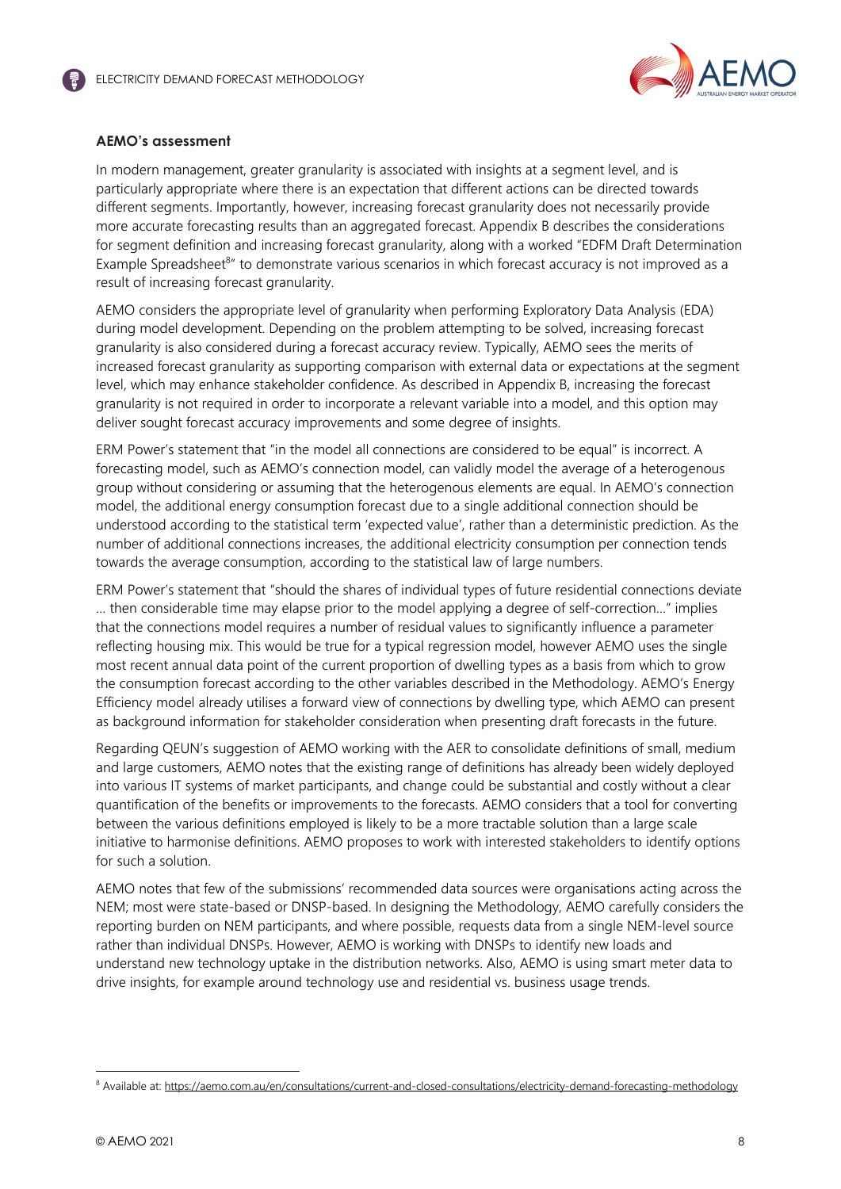**AEMO's assessment**

In modern management, greater granularity is associated with insights at a segment level, and is particularly appropriate where there is an expectation that different actions can be directed towards different segments. Importantly, however, increasing forecast granularity does not necessarily provide more accurate forecasting results than an aggregated forecast. Appendix B describes the considerations for segment definition and increasing forecast granularity, along with a worked "EDFM Draft Determination Example Spreadsheet[8]" to demonstrate various scenarios in which forecast accuracy is not improved as a result of increasing forecast granularity.

AEMO considers the appropriate level of granularity when performing Exploratory Data Analysis (EDA) during model development. Depending on the problem attempting to be solved, increasing forecast granularity is also considered during a forecast accuracy review. Typically, AEMO sees the merits of increased forecast granularity as supporting comparison with external data or expectations at the segment level, which may enhance stakeholder confidence. As described in Appendix B, increasing the forecast granularity is not required in order to incorporate a relevant variable into a model, and this option may deliver sought forecast accuracy improvements and some degree of insights.

ERM Power's statement that "in the model all connections are considered to be equal" is incorrect. A forecasting model, such as AEMO's connection model, can validly model the average of a heterogenous group without considering or assuming that the heterogenous elements are equal. In AEMO's connection model, the additional energy consumption forecast due to a single additional connection should be understood according to the statistical term 'expected value', rather than a deterministic prediction. As the number of additional connections increases, the additional electricity consumption per connection tends towards the average consumption, according to the statistical law of large numbers.

ERM Power's statement that "should the shares of individual types of future residential connections deviate … then considerable time may elapse prior to the model applying a degree of self-correction…" implies that the connections model requires a number of residual values to significantly influence a parameter reflecting housing mix. This would be true for a typical regression model, however AEMO uses the single most recent annual data point of the current proportion of dwelling types as a basis from which to grow the consumption forecast according to the other variables described in the Methodology. AEMO's Energy Efficiency model already utilises a forward view of connections by dwelling type, which AEMO can present as background information for stakeholder consideration when presenting draft forecasts in the future.

Regarding QEUN's suggestion of AEMO working with the AER to consolidate definitions of small, medium and large customers, AEMO notes that the existing range of definitions has already been widely deployed into various IT systems of market participants, and change could be substantial and costly without a clear quantification of the benefits or improvements to the forecasts. AEMO considers that a tool for converting between the various definitions employed is likely to be a more tractable solution than a large scale initiative to harmonise definitions. AEMO proposes to work with interested stakeholders to identify options for such a solution.

AEMO notes that few of the submissions' recommended data sources were organisations acting across the NEM; most were state-based or DNSP-based. In designing the Methodology, AEMO carefully considers the reporting burden on NEM participants, and where possible, requests data from a single NEM-level source rather than individual DNSPs. However, AEMO is working with DNSPs to identify new loads and understand new technology uptake in the distribution networks. Also, AEMO is using smart meter data to drive insights, for example around technology use and residential vs. business usage trends.

[8] Available at: https://aemo.com.au/en/consultations/current-and-closed-consultations/electricity-demand-forecasting-methodology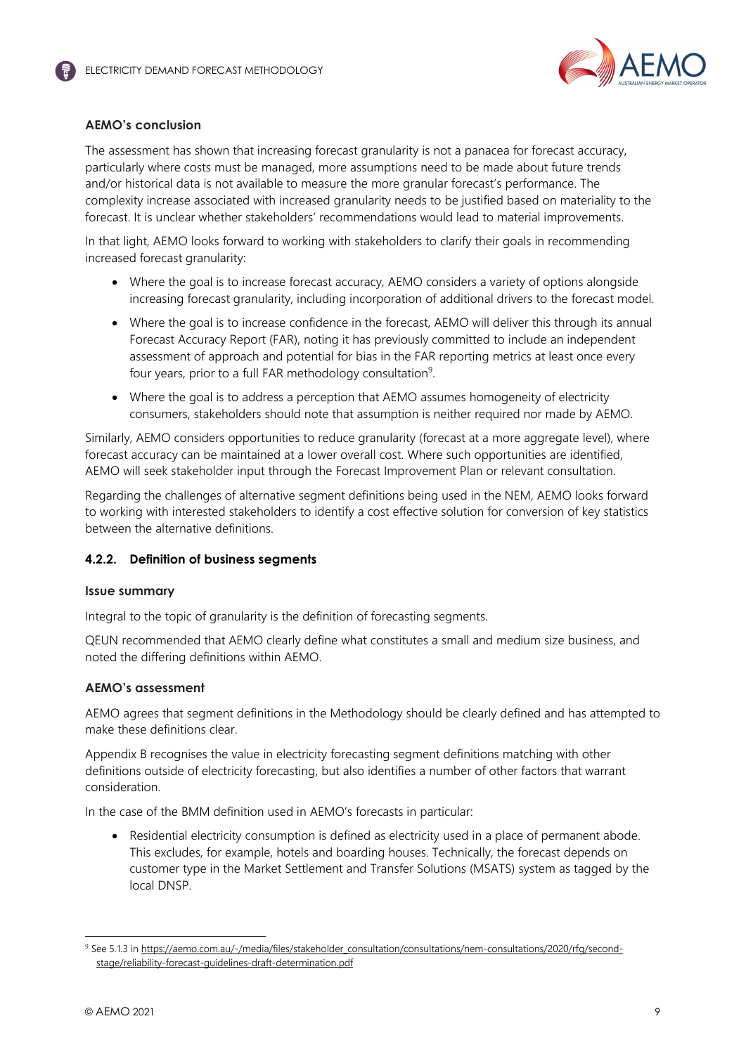**AEMO's conclusion**

The assessment has shown that increasing forecast granularity is not a panacea for forecast accuracy, particularly where costs must be managed, more assumptions need to be made about future trends and/or historical data is not available to measure the more granular forecast's performance. The complexity increase associated with increased granularity needs to be justified based on materiality to the forecast. It is unclear whether stakeholders' recommendations would lead to material improvements.

In that light, AEMO looks forward to working with stakeholders to clarify their goals in recommending increased forecast granularity:

- Where the goal is to increase forecast accuracy, AEMO considers a variety of options alongside increasing forecast granularity, including incorporation of additional drivers to the forecast model.
- Where the goal is to increase confidence in the forecast, AEMO will deliver this through its annual Forecast Accuracy Report (FAR), noting it has previously committed to include an independent assessment of approach and potential for bias in the FAR reporting metrics at least once every four years, prior to a full FAR methodology consultation[9].
- Where the goal is to address a perception that AEMO assumes homogeneity of electricity consumers, stakeholders should note that assumption is neither required nor made by AEMO.

Similarly, AEMO considers opportunities to reduce granularity (forecast at a more aggregate level), where forecast accuracy can be maintained at a lower overall cost. Where such opportunities are identified, AEMO will seek stakeholder input through the Forecast Improvement Plan or relevant consultation.

Regarding the challenges of alternative segment definitions being used in the NEM, AEMO looks forward to working with interested stakeholders to identify a cost effective solution for conversion of key statistics between the alternative definitions.

### 4.2.2. Definition of business segments

**Issue summary**

Integral to the topic of granularity is the definition of forecasting segments.

QEUN recommended that AEMO clearly define what constitutes a small and medium size business, and noted the differing definitions within AEMO.

**AEMO's assessment**

AEMO agrees that segment definitions in the Methodology should be clearly defined and has attempted to make these definitions clear.

Appendix B recognises the value in electricity forecasting segment definitions matching with other definitions outside of electricity forecasting, but also identifies a number of other factors that warrant consideration.

In the case of the BMM definition used in AEMO's forecasts in particular:

- Residential electricity consumption is defined as electricity used in a place of permanent abode. This excludes, for example, hotels and boarding houses. Technically, the forecast depends on customer type in the Market Settlement and Transfer Solutions (MSATS) system as tagged by the local DNSP.

---

[9] See 5.1.3 in https://aemo.com.au/-/media/files/stakeholder_consultation/consultations/nem-consultations/2020/rfg/second-stage/reliability-forecast-guidelines-draft-determination.pdf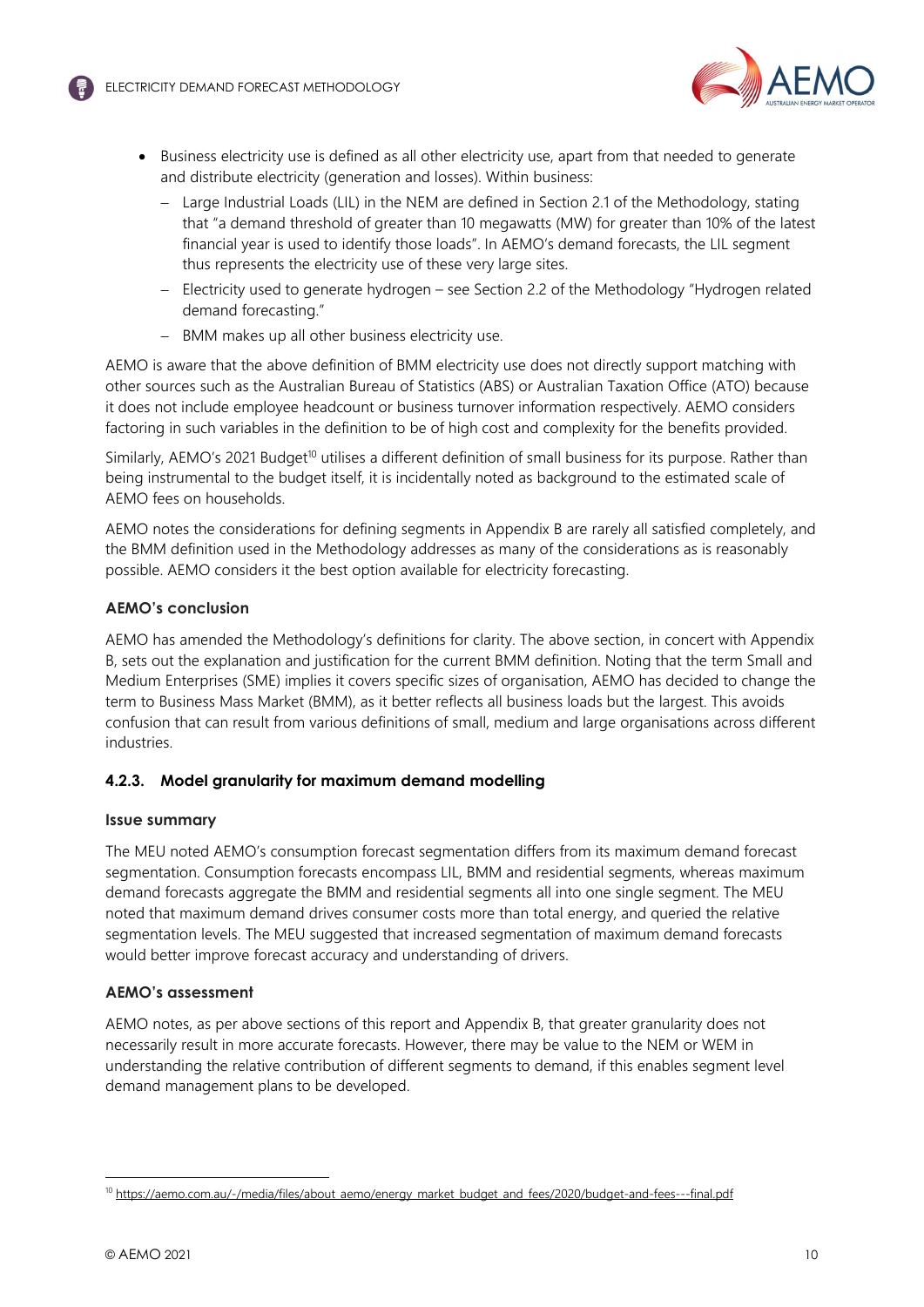- Business electricity use is defined as all other electricity use, apart from that needed to generate and distribute electricity (generation and losses). Within business:
  - Large Industrial Loads (LIL) in the NEM are defined in Section 2.1 of the Methodology, stating that "a demand threshold of greater than 10 megawatts (MW) for greater than 10% of the latest financial year is used to identify those loads". In AEMO's demand forecasts, the LIL segment thus represents the electricity use of these very large sites.
  - Electricity used to generate hydrogen – see Section 2.2 of the Methodology "Hydrogen related demand forecasting."
  - BMM makes up all other business electricity use.

AEMO is aware that the above definition of BMM electricity use does not directly support matching with other sources such as the Australian Bureau of Statistics (ABS) or Australian Taxation Office (ATO) because it does not include employee headcount or business turnover information respectively. AEMO considers factoring in such variables in the definition to be of high cost and complexity for the benefits provided.

Similarly, AEMO's 2021 Budget[10] utilises a different definition of small business for its purpose. Rather than being instrumental to the budget itself, it is incidentally noted as background to the estimated scale of AEMO fees on households.

AEMO notes the considerations for defining segments in Appendix B are rarely all satisfied completely, and the BMM definition used in the Methodology addresses as many of the considerations as is reasonably possible. AEMO considers it the best option available for electricity forecasting.

**AEMO's conclusion**

AEMO has amended the Methodology's definitions for clarity. The above section, in concert with Appendix B, sets out the explanation and justification for the current BMM definition. Noting that the term Small and Medium Enterprises (SME) implies it covers specific sizes of organisation, AEMO has decided to change the term to Business Mass Market (BMM), as it better reflects all business loads but the largest. This avoids confusion that can result from various definitions of small, medium and large organisations across different industries.

### 4.2.3. Model granularity for maximum demand modelling

**Issue summary**

The MEU noted AEMO's consumption forecast segmentation differs from its maximum demand forecast segmentation. Consumption forecasts encompass LIL, BMM and residential segments, whereas maximum demand forecasts aggregate the BMM and residential segments all into one single segment. The MEU noted that maximum demand drives consumer costs more than total energy, and queried the relative segmentation levels. The MEU suggested that increased segmentation of maximum demand forecasts would better improve forecast accuracy and understanding of drivers.

**AEMO's assessment**

AEMO notes, as per above sections of this report and Appendix B, that greater granularity does not necessarily result in more accurate forecasts. However, there may be value to the NEM or WEM in understanding the relative contribution of different segments to demand, if this enables segment level demand management plans to be developed.

---

[10] https://aemo.com.au/-/media/files/about_aemo/energy_market_budget_and_fees/2020/budget-and-fees---final.pdf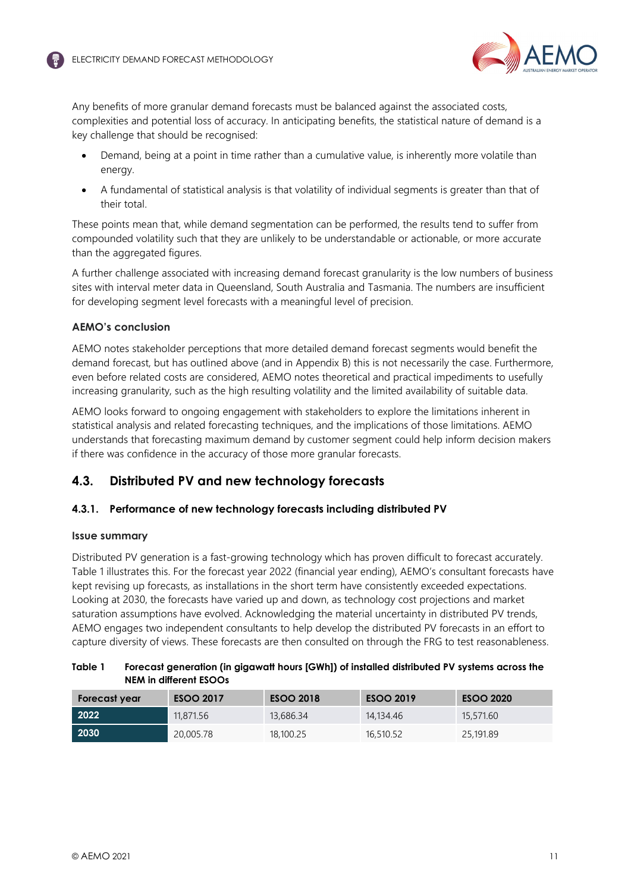Any benefits of more granular demand forecasts must be balanced against the associated costs, complexities and potential loss of accuracy. In anticipating benefits, the statistical nature of demand is a key challenge that should be recognised:

- Demand, being at a point in time rather than a cumulative value, is inherently more volatile than energy.
- A fundamental of statistical analysis is that volatility of individual segments is greater than that of their total.

These points mean that, while demand segmentation can be performed, the results tend to suffer from compounded volatility such that they are unlikely to be understandable or actionable, or more accurate than the aggregated figures.

A further challenge associated with increasing demand forecast granularity is the low numbers of business sites with interval meter data in Queensland, South Australia and Tasmania. The numbers are insufficient for developing segment level forecasts with a meaningful level of precision.

#### AEMO's conclusion

AEMO notes stakeholder perceptions that more detailed demand forecast segments would benefit the demand forecast, but has outlined above (and in Appendix B) this is not necessarily the case. Furthermore, even before related costs are considered, AEMO notes theoretical and practical impediments to usefully increasing granularity, such as the high resulting volatility and the limited availability of suitable data.

AEMO looks forward to ongoing engagement with stakeholders to explore the limitations inherent in statistical analysis and related forecasting techniques, and the implications of those limitations. AEMO understands that forecasting maximum demand by customer segment could help inform decision makers if there was confidence in the accuracy of those more granular forecasts.

## 4.3. Distributed PV and new technology forecasts

### 4.3.1. Performance of new technology forecasts including distributed PV

#### Issue summary

Distributed PV generation is a fast-growing technology which has proven difficult to forecast accurately. Table 1 illustrates this. For the forecast year 2022 (financial year ending), AEMO's consultant forecasts have kept revising up forecasts, as installations in the short term have consistently exceeded expectations. Looking at 2030, the forecasts have varied up and down, as technology cost projections and market saturation assumptions have evolved. Acknowledging the material uncertainty in distributed PV trends, AEMO engages two independent consultants to help develop the distributed PV forecasts in an effort to capture diversity of views. These forecasts are then consulted on through the FRG to test reasonableness.

**Table 1 Forecast generation (in gigawatt hours [GWh]) of installed distributed PV systems across the NEM in different ESOOs**

| Forecast year | ESOO 2017 | ESOO 2018 | ESOO 2019 | ESOO 2020 |
|---|---|---|---|---|
| **2022** | 11,871.56 | 13,686.34 | 14,134.46 | 15,571.60 |
| **2030** | 20,005.78 | 18,100.25 | 16,510.52 | 25,191.89 |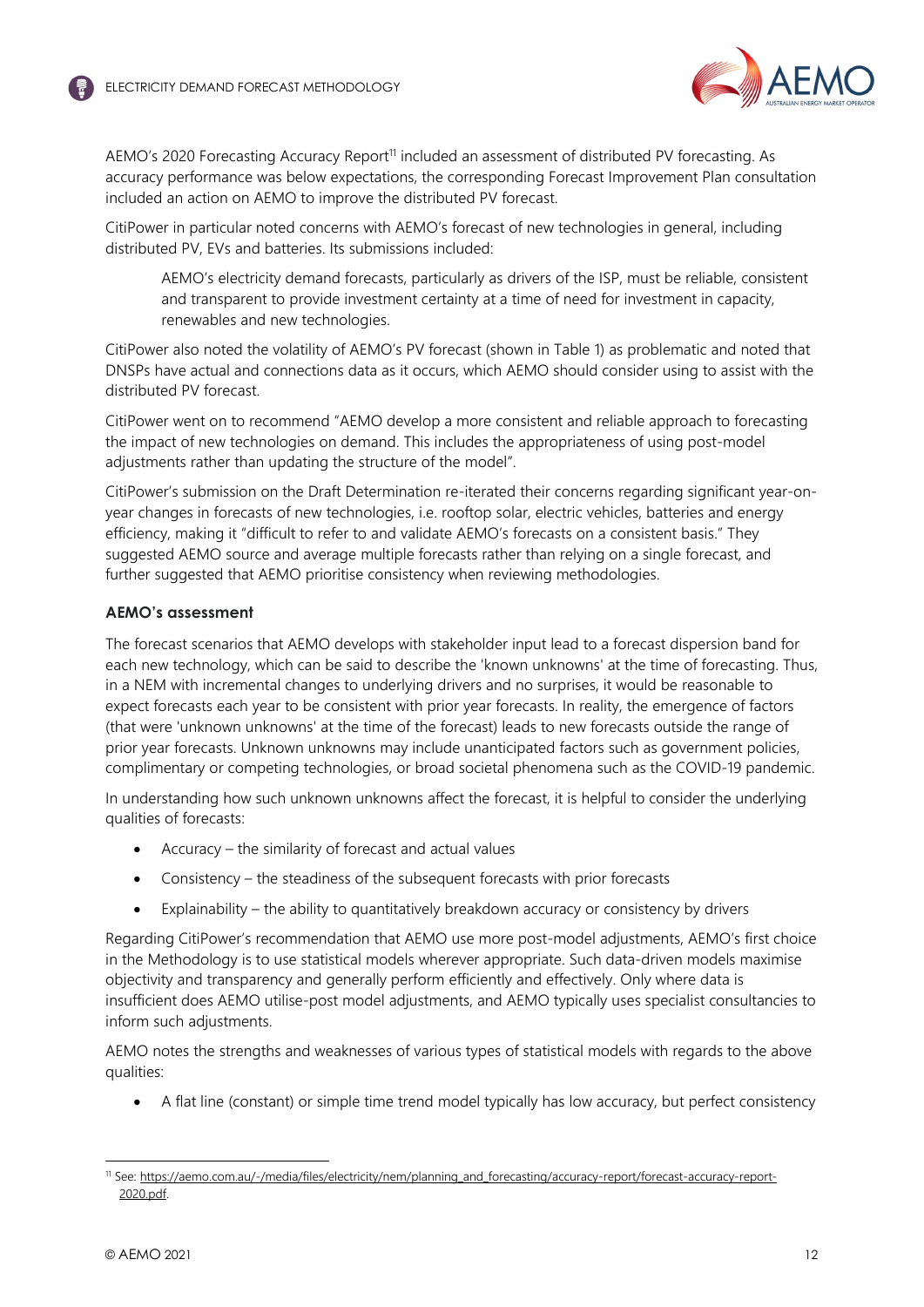AEMO's 2020 Forecasting Accuracy Report[11] included an assessment of distributed PV forecasting. As accuracy performance was below expectations, the corresponding Forecast Improvement Plan consultation included an action on AEMO to improve the distributed PV forecast.

CitiPower in particular noted concerns with AEMO's forecast of new technologies in general, including distributed PV, EVs and batteries. Its submissions included:

> AEMO's electricity demand forecasts, particularly as drivers of the ISP, must be reliable, consistent and transparent to provide investment certainty at a time of need for investment in capacity, renewables and new technologies.

CitiPower also noted the volatility of AEMO's PV forecast (shown in Table 1) as problematic and noted that DNSPs have actual and connections data as it occurs, which AEMO should consider using to assist with the distributed PV forecast.

CitiPower went on to recommend "AEMO develop a more consistent and reliable approach to forecasting the impact of new technologies on demand. This includes the appropriateness of using post-model adjustments rather than updating the structure of the model".

CitiPower's submission on the Draft Determination re-iterated their concerns regarding significant year-on-year changes in forecasts of new technologies, i.e. rooftop solar, electric vehicles, batteries and energy efficiency, making it "difficult to refer to and validate AEMO's forecasts on a consistent basis." They suggested AEMO source and average multiple forecasts rather than relying on a single forecast, and further suggested that AEMO prioritise consistency when reviewing methodologies.

**AEMO's assessment**

The forecast scenarios that AEMO develops with stakeholder input lead to a forecast dispersion band for each new technology, which can be said to describe the 'known unknowns' at the time of forecasting. Thus, in a NEM with incremental changes to underlying drivers and no surprises, it would be reasonable to expect forecasts each year to be consistent with prior year forecasts. In reality, the emergence of factors (that were 'unknown unknowns' at the time of the forecast) leads to new forecasts outside the range of prior year forecasts. Unknown unknowns may include unanticipated factors such as government policies, complimentary or competing technologies, or broad societal phenomena such as the COVID-19 pandemic.

In understanding how such unknown unknowns affect the forecast, it is helpful to consider the underlying qualities of forecasts:

- Accuracy – the similarity of forecast and actual values
- Consistency – the steadiness of the subsequent forecasts with prior forecasts
- Explainability – the ability to quantitatively breakdown accuracy or consistency by drivers

Regarding CitiPower's recommendation that AEMO use more post-model adjustments, AEMO's first choice in the Methodology is to use statistical models wherever appropriate. Such data-driven models maximise objectivity and transparency and generally perform efficiently and effectively. Only where data is insufficient does AEMO utilise-post model adjustments, and AEMO typically uses specialist consultancies to inform such adjustments.

AEMO notes the strengths and weaknesses of various types of statistical models with regards to the above qualities:

- A flat line (constant) or simple time trend model typically has low accuracy, but perfect consistency

[11] See: https://aemo.com.au/-/media/files/electricity/nem/planning_and_forecasting/accuracy-report/forecast-accuracy-report-2020.pdf.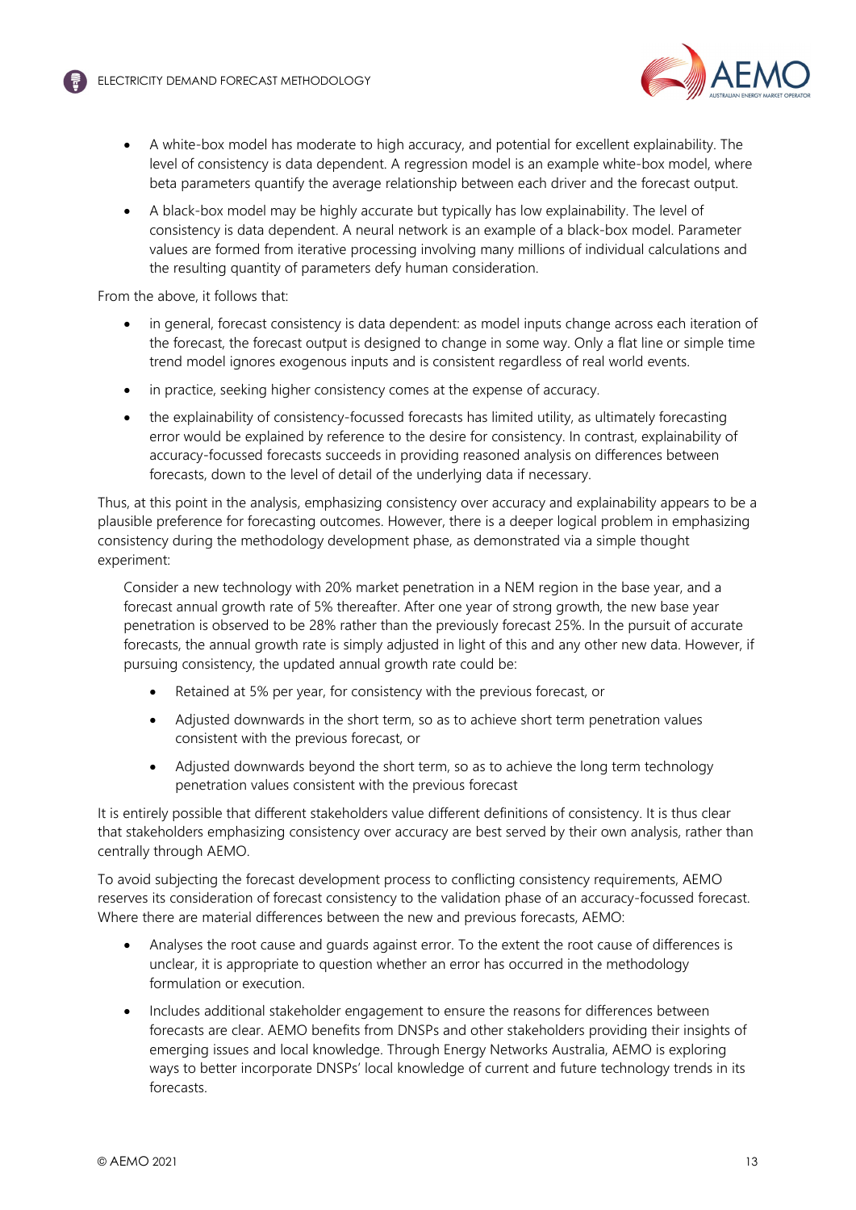- A white-box model has moderate to high accuracy, and potential for excellent explainability. The level of consistency is data dependent. A regression model is an example white-box model, where beta parameters quantify the average relationship between each driver and the forecast output.
- A black-box model may be highly accurate but typically has low explainability. The level of consistency is data dependent. A neural network is an example of a black-box model. Parameter values are formed from iterative processing involving many millions of individual calculations and the resulting quantity of parameters defy human consideration.

From the above, it follows that:

- in general, forecast consistency is data dependent: as model inputs change across each iteration of the forecast, the forecast output is designed to change in some way. Only a flat line or simple time trend model ignores exogenous inputs and is consistent regardless of real world events.
- in practice, seeking higher consistency comes at the expense of accuracy.
- the explainability of consistency-focussed forecasts has limited utility, as ultimately forecasting error would be explained by reference to the desire for consistency. In contrast, explainability of accuracy-focussed forecasts succeeds in providing reasoned analysis on differences between forecasts, down to the level of detail of the underlying data if necessary.

Thus, at this point in the analysis, emphasizing consistency over accuracy and explainability appears to be a plausible preference for forecasting outcomes. However, there is a deeper logical problem in emphasizing consistency during the methodology development phase, as demonstrated via a simple thought experiment:

> Consider a new technology with 20% market penetration in a NEM region in the base year, and a forecast annual growth rate of 5% thereafter. After one year of strong growth, the new base year penetration is observed to be 28% rather than the previously forecast 25%. In the pursuit of accurate forecasts, the annual growth rate is simply adjusted in light of this and any other new data. However, if pursuing consistency, the updated annual growth rate could be:
>
> - Retained at 5% per year, for consistency with the previous forecast, or
> - Adjusted downwards in the short term, so as to achieve short term penetration values consistent with the previous forecast, or
> - Adjusted downwards beyond the short term, so as to achieve the long term technology penetration values consistent with the previous forecast

It is entirely possible that different stakeholders value different definitions of consistency. It is thus clear that stakeholders emphasizing consistency over accuracy are best served by their own analysis, rather than centrally through AEMO.

To avoid subjecting the forecast development process to conflicting consistency requirements, AEMO reserves its consideration of forecast consistency to the validation phase of an accuracy-focussed forecast. Where there are material differences between the new and previous forecasts, AEMO:

- Analyses the root cause and guards against error. To the extent the root cause of differences is unclear, it is appropriate to question whether an error has occurred in the methodology formulation or execution.
- Includes additional stakeholder engagement to ensure the reasons for differences between forecasts are clear. AEMO benefits from DNSPs and other stakeholders providing their insights of emerging issues and local knowledge. Through Energy Networks Australia, AEMO is exploring ways to better incorporate DNSPs' local knowledge of current and future technology trends in its forecasts.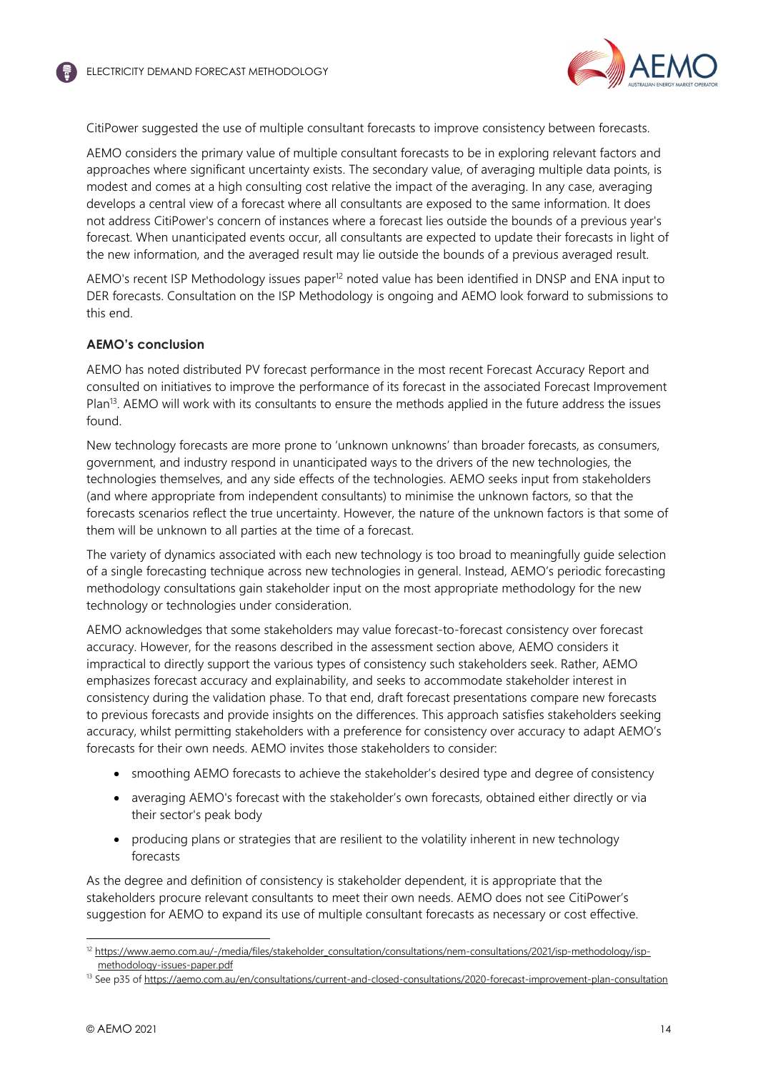CitiPower suggested the use of multiple consultant forecasts to improve consistency between forecasts.

AEMO considers the primary value of multiple consultant forecasts to be in exploring relevant factors and approaches where significant uncertainty exists. The secondary value, of averaging multiple data points, is modest and comes at a high consulting cost relative the impact of the averaging. In any case, averaging develops a central view of a forecast where all consultants are exposed to the same information. It does not address CitiPower's concern of instances where a forecast lies outside the bounds of a previous year's forecast. When unanticipated events occur, all consultants are expected to update their forecasts in light of the new information, and the averaged result may lie outside the bounds of a previous averaged result.

AEMO's recent ISP Methodology issues paper[12] noted value has been identified in DNSP and ENA input to DER forecasts. Consultation on the ISP Methodology is ongoing and AEMO look forward to submissions to this end.

**AEMO's conclusion**

AEMO has noted distributed PV forecast performance in the most recent Forecast Accuracy Report and consulted on initiatives to improve the performance of its forecast in the associated Forecast Improvement Plan[13]. AEMO will work with its consultants to ensure the methods applied in the future address the issues found.

New technology forecasts are more prone to 'unknown unknowns' than broader forecasts, as consumers, government, and industry respond in unanticipated ways to the drivers of the new technologies, the technologies themselves, and any side effects of the technologies. AEMO seeks input from stakeholders (and where appropriate from independent consultants) to minimise the unknown factors, so that the forecasts scenarios reflect the true uncertainty. However, the nature of the unknown factors is that some of them will be unknown to all parties at the time of a forecast.

The variety of dynamics associated with each new technology is too broad to meaningfully guide selection of a single forecasting technique across new technologies in general. Instead, AEMO's periodic forecasting methodology consultations gain stakeholder input on the most appropriate methodology for the new technology or technologies under consideration.

AEMO acknowledges that some stakeholders may value forecast-to-forecast consistency over forecast accuracy. However, for the reasons described in the assessment section above, AEMO considers it impractical to directly support the various types of consistency such stakeholders seek. Rather, AEMO emphasizes forecast accuracy and explainability, and seeks to accommodate stakeholder interest in consistency during the validation phase. To that end, draft forecast presentations compare new forecasts to previous forecasts and provide insights on the differences. This approach satisfies stakeholders seeking accuracy, whilst permitting stakeholders with a preference for consistency over accuracy to adapt AEMO's forecasts for their own needs. AEMO invites those stakeholders to consider:

- smoothing AEMO forecasts to achieve the stakeholder's desired type and degree of consistency
- averaging AEMO's forecast with the stakeholder's own forecasts, obtained either directly or via their sector's peak body
- producing plans or strategies that are resilient to the volatility inherent in new technology forecasts

As the degree and definition of consistency is stakeholder dependent, it is appropriate that the stakeholders procure relevant consultants to meet their own needs. AEMO does not see CitiPower's suggestion for AEMO to expand its use of multiple consultant forecasts as necessary or cost effective.

---

[12] https://www.aemo.com.au/-/media/files/stakeholder_consultation/consultations/nem-consultations/2021/isp-methodology/isp-methodology-issues-paper.pdf

[13] See p35 of https://aemo.com.au/en/consultations/current-and-closed-consultations/2020-forecast-improvement-plan-consultation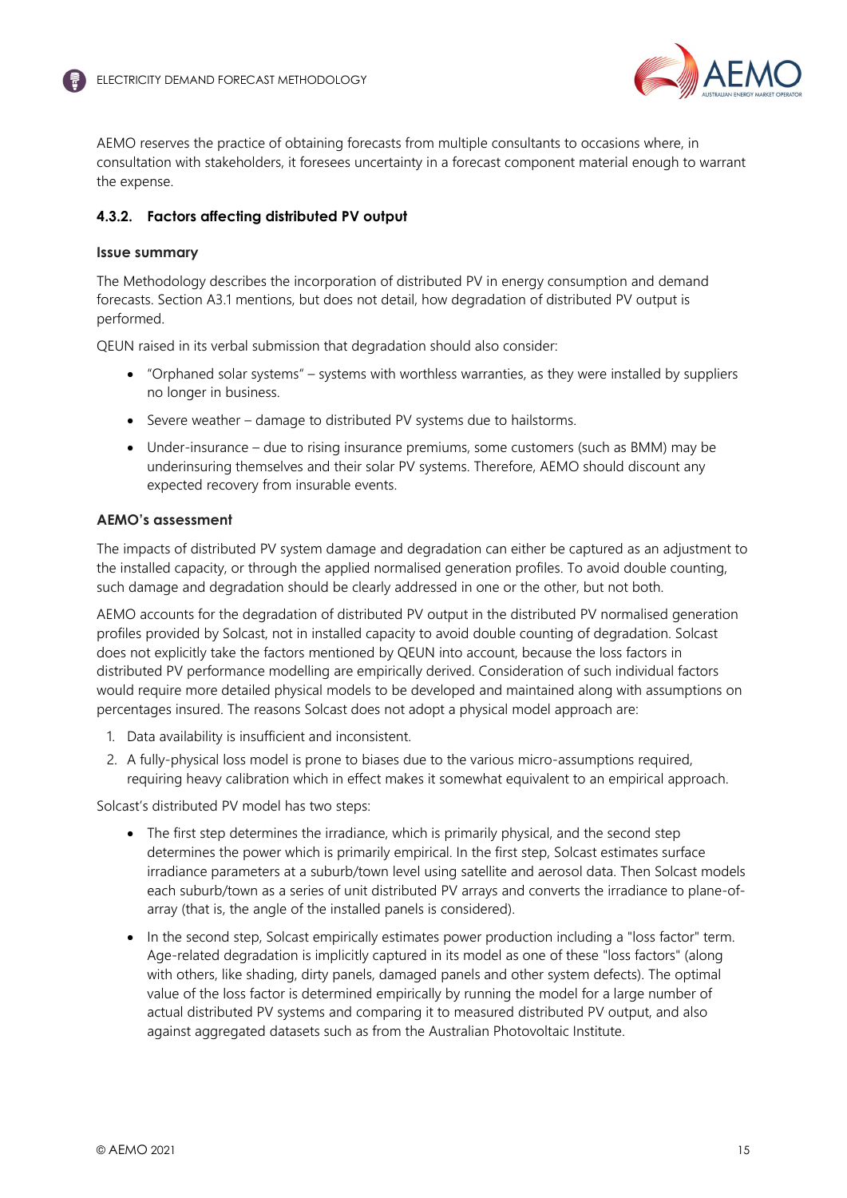AEMO reserves the practice of obtaining forecasts from multiple consultants to occasions where, in consultation with stakeholders, it foresees uncertainty in a forecast component material enough to warrant the expense.

### 4.3.2. Factors affecting distributed PV output

#### Issue summary

The Methodology describes the incorporation of distributed PV in energy consumption and demand forecasts. Section A3.1 mentions, but does not detail, how degradation of distributed PV output is performed.

QEUN raised in its verbal submission that degradation should also consider:

- "Orphaned solar systems" – systems with worthless warranties, as they were installed by suppliers no longer in business.
- Severe weather – damage to distributed PV systems due to hailstorms.
- Under-insurance – due to rising insurance premiums, some customers (such as BMM) may be underinsuring themselves and their solar PV systems. Therefore, AEMO should discount any expected recovery from insurable events.

#### AEMO's assessment

The impacts of distributed PV system damage and degradation can either be captured as an adjustment to the installed capacity, or through the applied normalised generation profiles. To avoid double counting, such damage and degradation should be clearly addressed in one or the other, but not both.

AEMO accounts for the degradation of distributed PV output in the distributed PV normalised generation profiles provided by Solcast, not in installed capacity to avoid double counting of degradation. Solcast does not explicitly take the factors mentioned by QEUN into account, because the loss factors in distributed PV performance modelling are empirically derived. Consideration of such individual factors would require more detailed physical models to be developed and maintained along with assumptions on percentages insured. The reasons Solcast does not adopt a physical model approach are:

1. Data availability is insufficient and inconsistent.
2. A fully-physical loss model is prone to biases due to the various micro-assumptions required, requiring heavy calibration which in effect makes it somewhat equivalent to an empirical approach.

Solcast's distributed PV model has two steps:

- The first step determines the irradiance, which is primarily physical, and the second step determines the power which is primarily empirical. In the first step, Solcast estimates surface irradiance parameters at a suburb/town level using satellite and aerosol data. Then Solcast models each suburb/town as a series of unit distributed PV arrays and converts the irradiance to plane-of-array (that is, the angle of the installed panels is considered).
- In the second step, Solcast empirically estimates power production including a "loss factor" term. Age-related degradation is implicitly captured in its model as one of these "loss factors" (along with others, like shading, dirty panels, damaged panels and other system defects). The optimal value of the loss factor is determined empirically by running the model for a large number of actual distributed PV systems and comparing it to measured distributed PV output, and also against aggregated datasets such as from the Australian Photovoltaic Institute.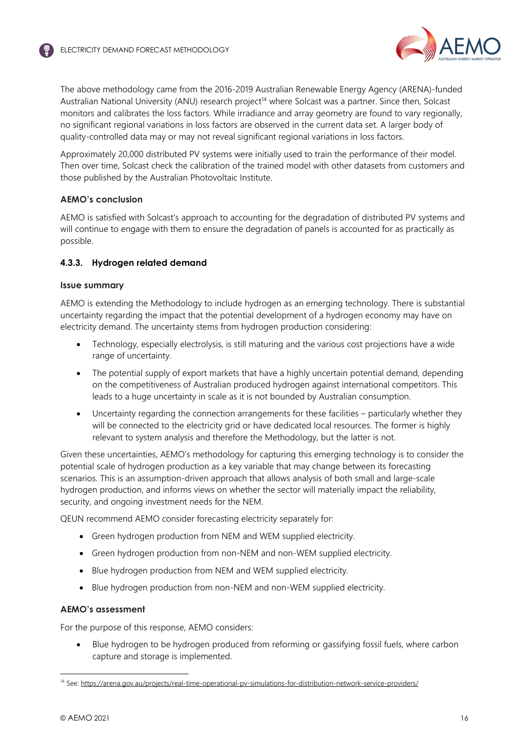The above methodology came from the 2016-2019 Australian Renewable Energy Agency (ARENA)-funded Australian National University (ANU) research project[14] where Solcast was a partner. Since then, Solcast monitors and calibrates the loss factors. While irradiance and array geometry are found to vary regionally, no significant regional variations in loss factors are observed in the current data set. A larger body of quality-controlled data may or may not reveal significant regional variations in loss factors.

Approximately 20,000 distributed PV systems were initially used to train the performance of their model. Then over time, Solcast check the calibration of the trained model with other datasets from customers and those published by the Australian Photovoltaic Institute.

#### AEMO's conclusion

AEMO is satisfied with Solcast's approach to accounting for the degradation of distributed PV systems and will continue to engage with them to ensure the degradation of panels is accounted for as practically as possible.

### 4.3.3. Hydrogen related demand

#### Issue summary

AEMO is extending the Methodology to include hydrogen as an emerging technology. There is substantial uncertainty regarding the impact that the potential development of a hydrogen economy may have on electricity demand. The uncertainty stems from hydrogen production considering:

- Technology, especially electrolysis, is still maturing and the various cost projections have a wide range of uncertainty.
- The potential supply of export markets that have a highly uncertain potential demand, depending on the competitiveness of Australian produced hydrogen against international competitors. This leads to a huge uncertainty in scale as it is not bounded by Australian consumption.
- Uncertainty regarding the connection arrangements for these facilities – particularly whether they will be connected to the electricity grid or have dedicated local resources. The former is highly relevant to system analysis and therefore the Methodology, but the latter is not.

Given these uncertainties, AEMO's methodology for capturing this emerging technology is to consider the potential scale of hydrogen production as a key variable that may change between its forecasting scenarios. This is an assumption-driven approach that allows analysis of both small and large-scale hydrogen production, and informs views on whether the sector will materially impact the reliability, security, and ongoing investment needs for the NEM.

QEUN recommend AEMO consider forecasting electricity separately for:

- Green hydrogen production from NEM and WEM supplied electricity.
- Green hydrogen production from non-NEM and non-WEM supplied electricity.
- Blue hydrogen production from NEM and WEM supplied electricity.
- Blue hydrogen production from non-NEM and non-WEM supplied electricity.

#### AEMO's assessment

For the purpose of this response, AEMO considers:

- Blue hydrogen to be hydrogen produced from reforming or gassifying fossil fuels, where carbon capture and storage is implemented.

[14] See: https://arena.gov.au/projects/real-time-operational-pv-simulations-for-distribution-network-service-providers/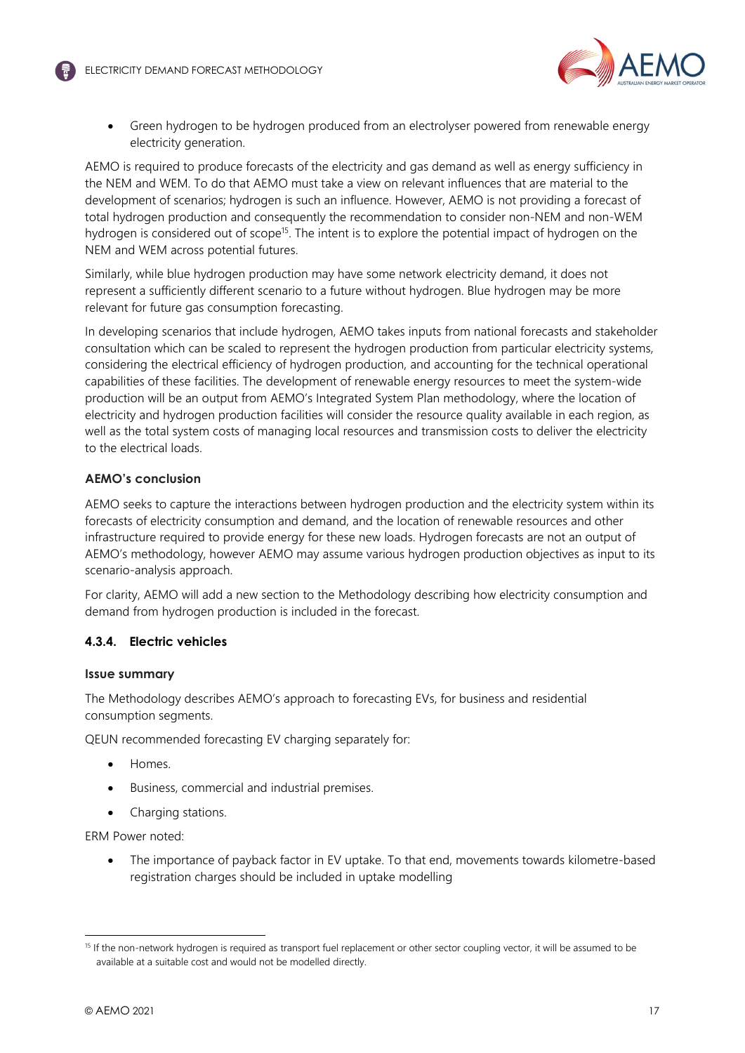- Green hydrogen to be hydrogen produced from an electrolyser powered from renewable energy electricity generation.

AEMO is required to produce forecasts of the electricity and gas demand as well as energy sufficiency in the NEM and WEM. To do that AEMO must take a view on relevant influences that are material to the development of scenarios; hydrogen is such an influence. However, AEMO is not providing a forecast of total hydrogen production and consequently the recommendation to consider non-NEM and non-WEM hydrogen is considered out of scope[15]. The intent is to explore the potential impact of hydrogen on the NEM and WEM across potential futures.

Similarly, while blue hydrogen production may have some network electricity demand, it does not represent a sufficiently different scenario to a future without hydrogen. Blue hydrogen may be more relevant for future gas consumption forecasting.

In developing scenarios that include hydrogen, AEMO takes inputs from national forecasts and stakeholder consultation which can be scaled to represent the hydrogen production from particular electricity systems, considering the electrical efficiency of hydrogen production, and accounting for the technical operational capabilities of these facilities. The development of renewable energy resources to meet the system-wide production will be an output from AEMO's Integrated System Plan methodology, where the location of electricity and hydrogen production facilities will consider the resource quality available in each region, as well as the total system costs of managing local resources and transmission costs to deliver the electricity to the electrical loads.

**AEMO's conclusion**

AEMO seeks to capture the interactions between hydrogen production and the electricity system within its forecasts of electricity consumption and demand, and the location of renewable resources and other infrastructure required to provide energy for these new loads. Hydrogen forecasts are not an output of AEMO's methodology, however AEMO may assume various hydrogen production objectives as input to its scenario-analysis approach.

For clarity, AEMO will add a new section to the Methodology describing how electricity consumption and demand from hydrogen production is included in the forecast.

#### 4.3.4. Electric vehicles

**Issue summary**

The Methodology describes AEMO's approach to forecasting EVs, for business and residential consumption segments.

QEUN recommended forecasting EV charging separately for:

- Homes.
- Business, commercial and industrial premises.
- Charging stations.

ERM Power noted:

- The importance of payback factor in EV uptake. To that end, movements towards kilometre-based registration charges should be included in uptake modelling

[15] If the non-network hydrogen is required as transport fuel replacement or other sector coupling vector, it will be assumed to be available at a suitable cost and would not be modelled directly.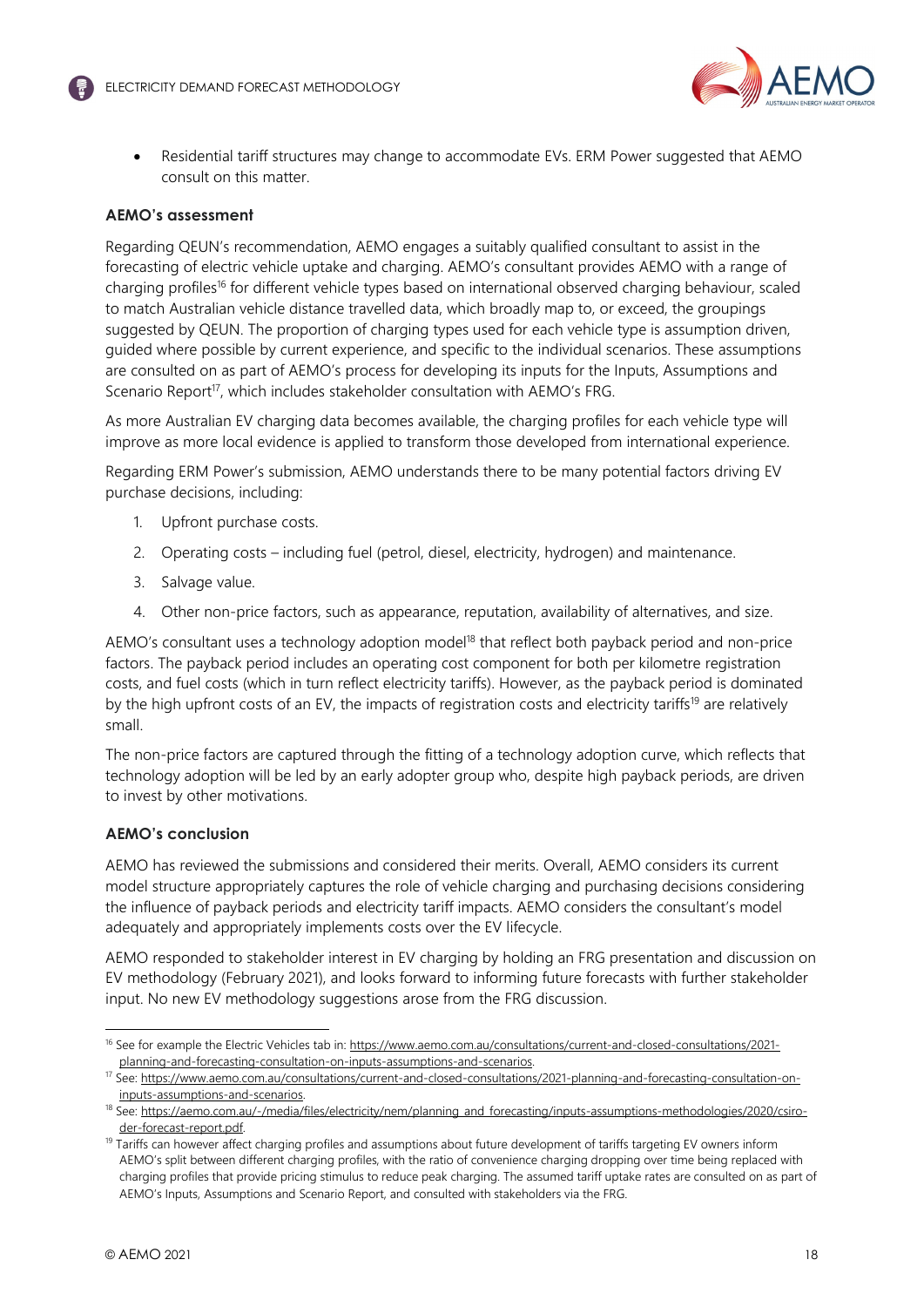- Residential tariff structures may change to accommodate EVs. ERM Power suggested that AEMO consult on this matter.

**AEMO's assessment**

Regarding QEUN's recommendation, AEMO engages a suitably qualified consultant to assist in the forecasting of electric vehicle uptake and charging. AEMO's consultant provides AEMO with a range of charging profiles[16] for different vehicle types based on international observed charging behaviour, scaled to match Australian vehicle distance travelled data, which broadly map to, or exceed, the groupings suggested by QEUN. The proportion of charging types used for each vehicle type is assumption driven, guided where possible by current experience, and specific to the individual scenarios. These assumptions are consulted on as part of AEMO's process for developing its inputs for the Inputs, Assumptions and Scenario Report[17], which includes stakeholder consultation with AEMO's FRG.

As more Australian EV charging data becomes available, the charging profiles for each vehicle type will improve as more local evidence is applied to transform those developed from international experience.

Regarding ERM Power's submission, AEMO understands there to be many potential factors driving EV purchase decisions, including:

1. Upfront purchase costs.
2. Operating costs – including fuel (petrol, diesel, electricity, hydrogen) and maintenance.
3. Salvage value.
4. Other non-price factors, such as appearance, reputation, availability of alternatives, and size.

AEMO's consultant uses a technology adoption model[18] that reflect both payback period and non-price factors. The payback period includes an operating cost component for both per kilometre registration costs, and fuel costs (which in turn reflect electricity tariffs). However, as the payback period is dominated by the high upfront costs of an EV, the impacts of registration costs and electricity tariffs[19] are relatively small.

The non-price factors are captured through the fitting of a technology adoption curve, which reflects that technology adoption will be led by an early adopter group who, despite high payback periods, are driven to invest by other motivations.

**AEMO's conclusion**

AEMO has reviewed the submissions and considered their merits. Overall, AEMO considers its current model structure appropriately captures the role of vehicle charging and purchasing decisions considering the influence of payback periods and electricity tariff impacts. AEMO considers the consultant's model adequately and appropriately implements costs over the EV lifecycle.

AEMO responded to stakeholder interest in EV charging by holding an FRG presentation and discussion on EV methodology (February 2021), and looks forward to informing future forecasts with further stakeholder input. No new EV methodology suggestions arose from the FRG discussion.

---

[16] See for example the Electric Vehicles tab in: https://www.aemo.com.au/consultations/current-and-closed-consultations/2021-planning-and-forecasting-consultation-on-inputs-assumptions-and-scenarios.

[17] See: https://www.aemo.com.au/consultations/current-and-closed-consultations/2021-planning-and-forecasting-consultation-on-inputs-assumptions-and-scenarios.

[18] See: https://aemo.com.au/-/media/files/electricity/nem/planning_and_forecasting/inputs-assumptions-methodologies/2020/csiro-der-forecast-report.pdf.

[19] Tariffs can however affect charging profiles and assumptions about future development of tariffs targeting EV owners inform AEMO's split between different charging profiles, with the ratio of convenience charging dropping over time being replaced with charging profiles that provide pricing stimulus to reduce peak charging. The assumed tariff uptake rates are consulted on as part of AEMO's Inputs, Assumptions and Scenario Report, and consulted with stakeholders via the FRG.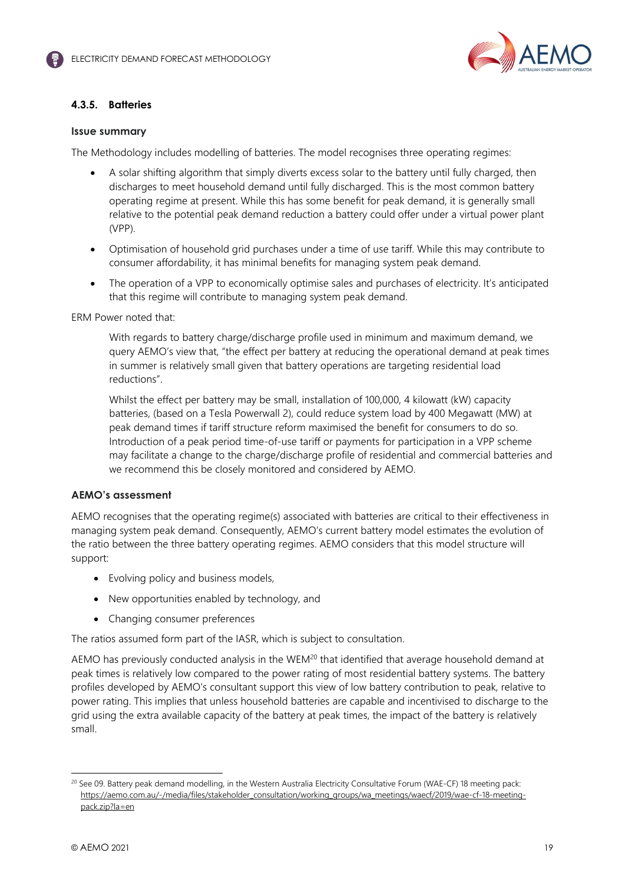#### 4.3.5. Batteries

**Issue summary**

The Methodology includes modelling of batteries. The model recognises three operating regimes:

- A solar shifting algorithm that simply diverts excess solar to the battery until fully charged, then discharges to meet household demand until fully discharged. This is the most common battery operating regime at present. While this has some benefit for peak demand, it is generally small relative to the potential peak demand reduction a battery could offer under a virtual power plant (VPP).
- Optimisation of household grid purchases under a time of use tariff. While this may contribute to consumer affordability, it has minimal benefits for managing system peak demand.
- The operation of a VPP to economically optimise sales and purchases of electricity. It's anticipated that this regime will contribute to managing system peak demand.

ERM Power noted that:

> With regards to battery charge/discharge profile used in minimum and maximum demand, we query AEMO's view that, "the effect per battery at reducing the operational demand at peak times in summer is relatively small given that battery operations are targeting residential load reductions".
>
> Whilst the effect per battery may be small, installation of 100,000, 4 kilowatt (kW) capacity batteries, (based on a Tesla Powerwall 2), could reduce system load by 400 Megawatt (MW) at peak demand times if tariff structure reform maximised the benefit for consumers to do so. Introduction of a peak period time-of-use tariff or payments for participation in a VPP scheme may facilitate a change to the charge/discharge profile of residential and commercial batteries and we recommend this be closely monitored and considered by AEMO.

**AEMO's assessment**

AEMO recognises that the operating regime(s) associated with batteries are critical to their effectiveness in managing system peak demand. Consequently, AEMO's current battery model estimates the evolution of the ratio between the three battery operating regimes. AEMO considers that this model structure will support:

- Evolving policy and business models,
- New opportunities enabled by technology, and
- Changing consumer preferences

The ratios assumed form part of the IASR, which is subject to consultation.

AEMO has previously conducted analysis in the WEM[20] that identified that average household demand at peak times is relatively low compared to the power rating of most residential battery systems. The battery profiles developed by AEMO's consultant support this view of low battery contribution to peak, relative to power rating. This implies that unless household batteries are capable and incentivised to discharge to the grid using the extra available capacity of the battery at peak times, the impact of the battery is relatively small.

---

[20] See 09. Battery peak demand modelling, in the Western Australia Electricity Consultative Forum (WAE-CF) 18 meeting pack: https://aemo.com.au/-/media/files/stakeholder_consultation/working_groups/wa_meetings/waecf/2019/wae-cf-18-meeting-pack.zip?la=en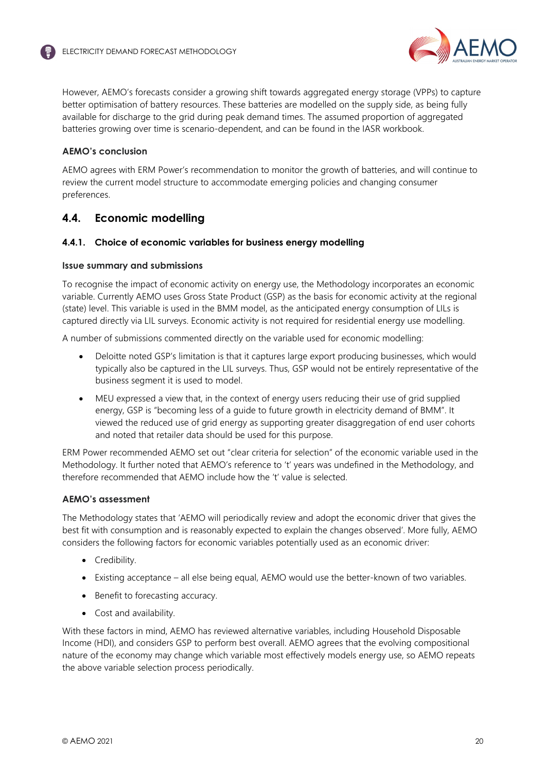However, AEMO's forecasts consider a growing shift towards aggregated energy storage (VPPs) to capture better optimisation of battery resources. These batteries are modelled on the supply side, as being fully available for discharge to the grid during peak demand times. The assumed proportion of aggregated batteries growing over time is scenario-dependent, and can be found in the IASR workbook.

#### AEMO's conclusion

AEMO agrees with ERM Power's recommendation to monitor the growth of batteries, and will continue to review the current model structure to accommodate emerging policies and changing consumer preferences.

## 4.4. Economic modelling

### 4.4.1. Choice of economic variables for business energy modelling

#### Issue summary and submissions

To recognise the impact of economic activity on energy use, the Methodology incorporates an economic variable. Currently AEMO uses Gross State Product (GSP) as the basis for economic activity at the regional (state) level. This variable is used in the BMM model, as the anticipated energy consumption of LILs is captured directly via LIL surveys. Economic activity is not required for residential energy use modelling.

A number of submissions commented directly on the variable used for economic modelling:

- Deloitte noted GSP's limitation is that it captures large export producing businesses, which would typically also be captured in the LIL surveys. Thus, GSP would not be entirely representative of the business segment it is used to model.
- MEU expressed a view that, in the context of energy users reducing their use of grid supplied energy, GSP is "becoming less of a guide to future growth in electricity demand of BMM". It viewed the reduced use of grid energy as supporting greater disaggregation of end user cohorts and noted that retailer data should be used for this purpose.

ERM Power recommended AEMO set out "clear criteria for selection" of the economic variable used in the Methodology. It further noted that AEMO's reference to 't' years was undefined in the Methodology, and therefore recommended that AEMO include how the 't' value is selected.

#### AEMO's assessment

The Methodology states that 'AEMO will periodically review and adopt the economic driver that gives the best fit with consumption and is reasonably expected to explain the changes observed'. More fully, AEMO considers the following factors for economic variables potentially used as an economic driver:

- Credibility.
- Existing acceptance – all else being equal, AEMO would use the better-known of two variables.
- Benefit to forecasting accuracy.
- Cost and availability.

With these factors in mind, AEMO has reviewed alternative variables, including Household Disposable Income (HDI), and considers GSP to perform best overall. AEMO agrees that the evolving compositional nature of the economy may change which variable most effectively models energy use, so AEMO repeats the above variable selection process periodically.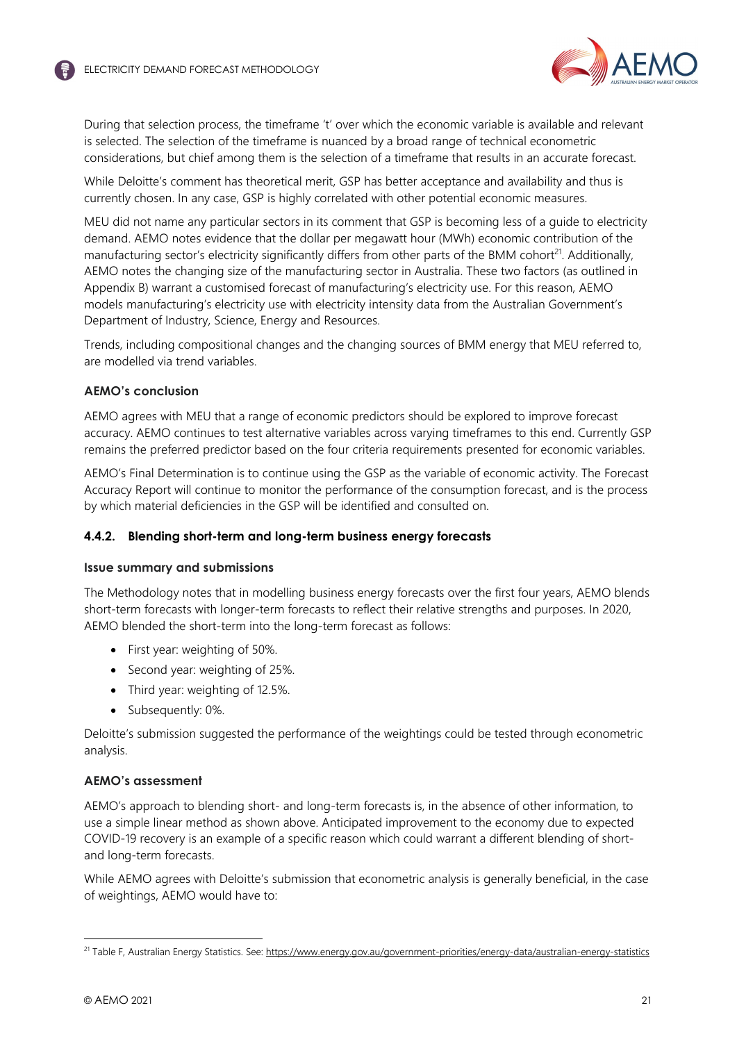During that selection process, the timeframe 't' over which the economic variable is available and relevant is selected. The selection of the timeframe is nuanced by a broad range of technical econometric considerations, but chief among them is the selection of a timeframe that results in an accurate forecast.

While Deloitte's comment has theoretical merit, GSP has better acceptance and availability and thus is currently chosen. In any case, GSP is highly correlated with other potential economic measures.

MEU did not name any particular sectors in its comment that GSP is becoming less of a guide to electricity demand. AEMO notes evidence that the dollar per megawatt hour (MWh) economic contribution of the manufacturing sector's electricity significantly differs from other parts of the BMM cohort[21]. Additionally, AEMO notes the changing size of the manufacturing sector in Australia. These two factors (as outlined in Appendix B) warrant a customised forecast of manufacturing's electricity use. For this reason, AEMO models manufacturing's electricity use with electricity intensity data from the Australian Government's Department of Industry, Science, Energy and Resources.

Trends, including compositional changes and the changing sources of BMM energy that MEU referred to, are modelled via trend variables.

**AEMO's conclusion**

AEMO agrees with MEU that a range of economic predictors should be explored to improve forecast accuracy. AEMO continues to test alternative variables across varying timeframes to this end. Currently GSP remains the preferred predictor based on the four criteria requirements presented for economic variables.

AEMO's Final Determination is to continue using the GSP as the variable of economic activity. The Forecast Accuracy Report will continue to monitor the performance of the consumption forecast, and is the process by which material deficiencies in the GSP will be identified and consulted on.

### 4.4.2. Blending short-term and long-term business energy forecasts

**Issue summary and submissions**

The Methodology notes that in modelling business energy forecasts over the first four years, AEMO blends short-term forecasts with longer-term forecasts to reflect their relative strengths and purposes. In 2020, AEMO blended the short-term into the long-term forecast as follows:

- First year: weighting of 50%.
- Second year: weighting of 25%.
- Third year: weighting of 12.5%.
- Subsequently: 0%.

Deloitte's submission suggested the performance of the weightings could be tested through econometric analysis.

**AEMO's assessment**

AEMO's approach to blending short- and long-term forecasts is, in the absence of other information, to use a simple linear method as shown above. Anticipated improvement to the economy due to expected COVID-19 recovery is an example of a specific reason which could warrant a different blending of short- and long-term forecasts.

While AEMO agrees with Deloitte's submission that econometric analysis is generally beneficial, in the case of weightings, AEMO would have to:

[21] Table F, Australian Energy Statistics. See: https://www.energy.gov.au/government-priorities/energy-data/australian-energy-statistics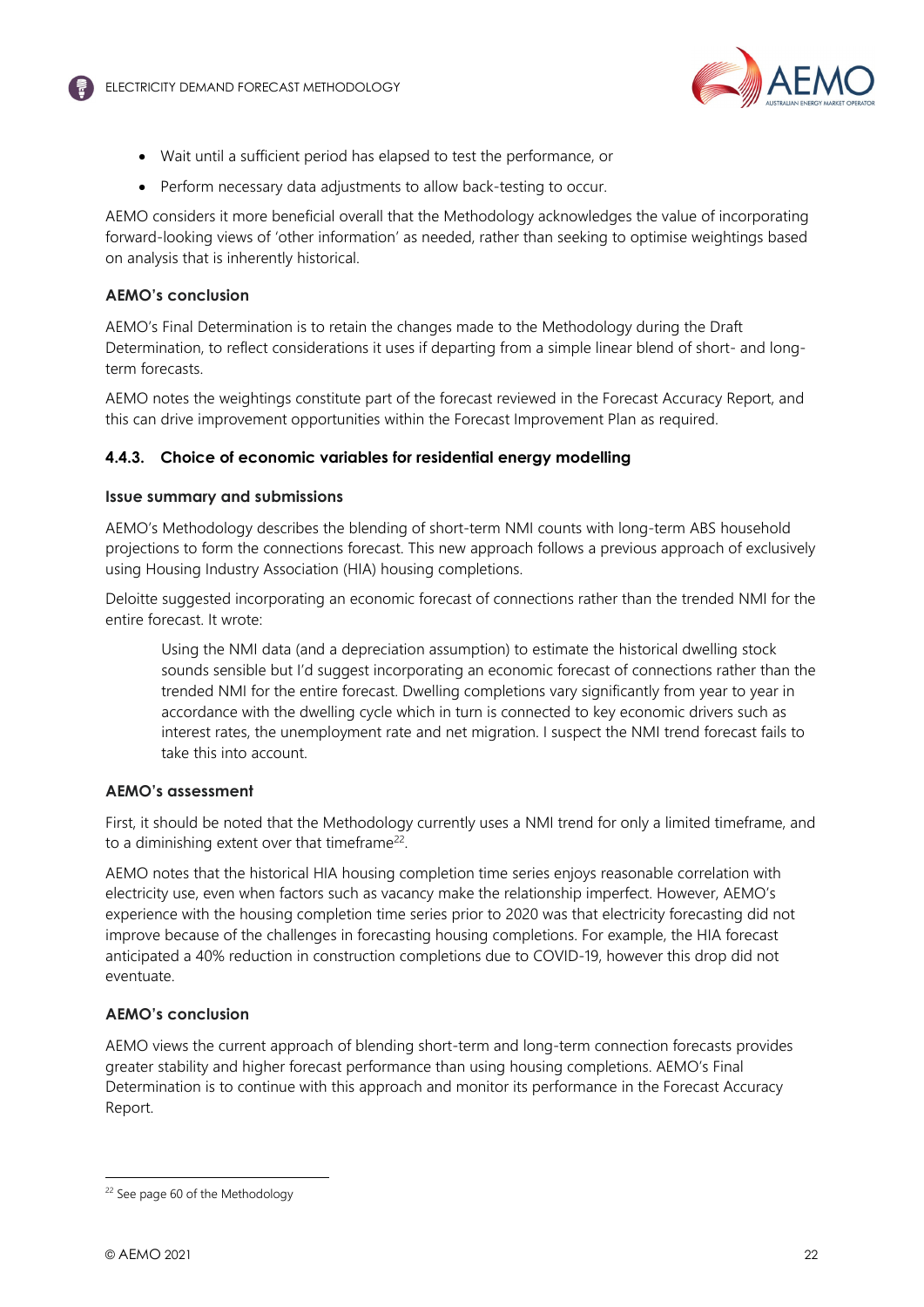- Wait until a sufficient period has elapsed to test the performance, or
- Perform necessary data adjustments to allow back-testing to occur.

AEMO considers it more beneficial overall that the Methodology acknowledges the value of incorporating forward-looking views of 'other information' as needed, rather than seeking to optimise weightings based on analysis that is inherently historical.

**AEMO's conclusion**

AEMO's Final Determination is to retain the changes made to the Methodology during the Draft Determination, to reflect considerations it uses if departing from a simple linear blend of short- and long-term forecasts.

AEMO notes the weightings constitute part of the forecast reviewed in the Forecast Accuracy Report, and this can drive improvement opportunities within the Forecast Improvement Plan as required.

### 4.4.3. Choice of economic variables for residential energy modelling

**Issue summary and submissions**

AEMO's Methodology describes the blending of short-term NMI counts with long-term ABS household projections to form the connections forecast. This new approach follows a previous approach of exclusively using Housing Industry Association (HIA) housing completions.

Deloitte suggested incorporating an economic forecast of connections rather than the trended NMI for the entire forecast. It wrote:

> Using the NMI data (and a depreciation assumption) to estimate the historical dwelling stock sounds sensible but I'd suggest incorporating an economic forecast of connections rather than the trended NMI for the entire forecast. Dwelling completions vary significantly from year to year in accordance with the dwelling cycle which in turn is connected to key economic drivers such as interest rates, the unemployment rate and net migration. I suspect the NMI trend forecast fails to take this into account.

**AEMO's assessment**

First, it should be noted that the Methodology currently uses a NMI trend for only a limited timeframe, and to a diminishing extent over that timeframe[22].

AEMO notes that the historical HIA housing completion time series enjoys reasonable correlation with electricity use, even when factors such as vacancy make the relationship imperfect. However, AEMO's experience with the housing completion time series prior to 2020 was that electricity forecasting did not improve because of the challenges in forecasting housing completions. For example, the HIA forecast anticipated a 40% reduction in construction completions due to COVID-19, however this drop did not eventuate.

**AEMO's conclusion**

AEMO views the current approach of blending short-term and long-term connection forecasts provides greater stability and higher forecast performance than using housing completions. AEMO's Final Determination is to continue with this approach and monitor its performance in the Forecast Accuracy Report.

[22] See page 60 of the Methodology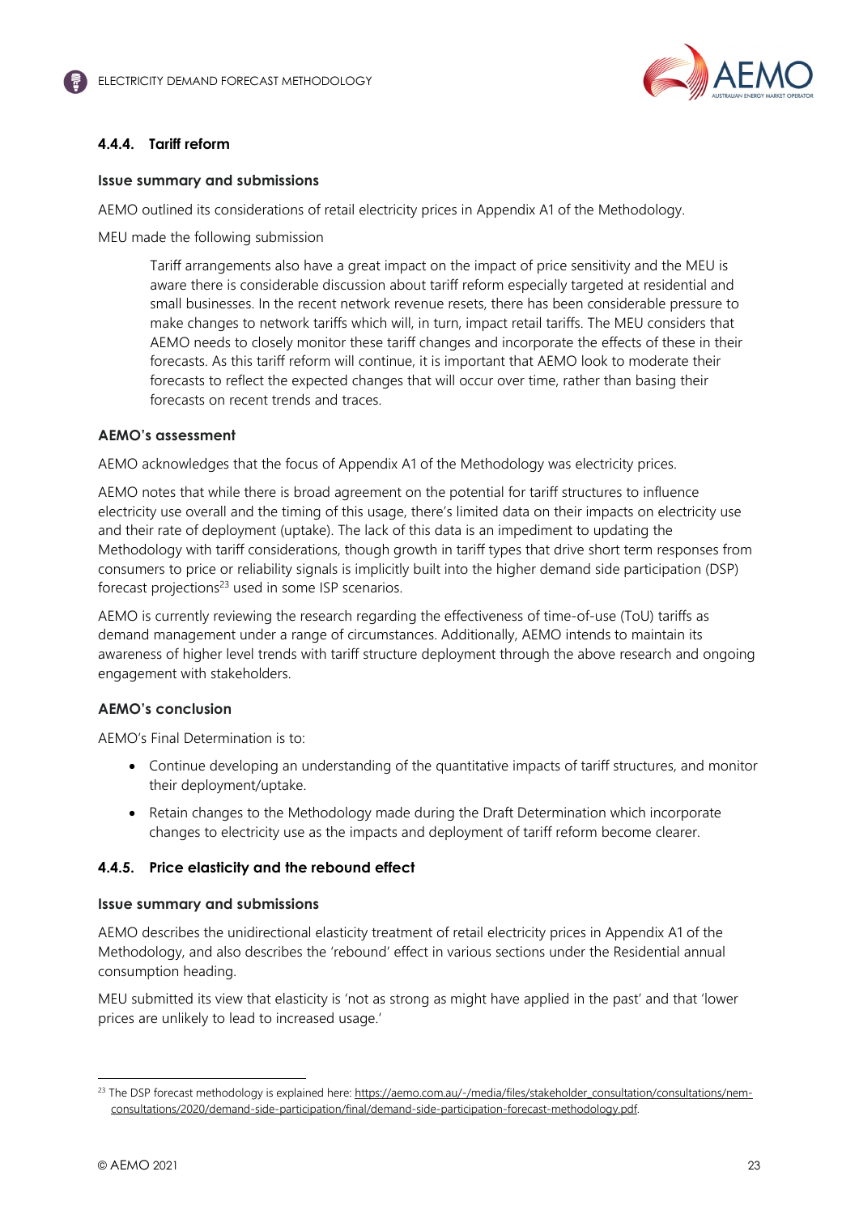### 4.4.4. Tariff reform

#### Issue summary and submissions

AEMO outlined its considerations of retail electricity prices in Appendix A1 of the Methodology.

MEU made the following submission

> Tariff arrangements also have a great impact on the impact of price sensitivity and the MEU is aware there is considerable discussion about tariff reform especially targeted at residential and small businesses. In the recent network revenue resets, there has been considerable pressure to make changes to network tariffs which will, in turn, impact retail tariffs. The MEU considers that AEMO needs to closely monitor these tariff changes and incorporate the effects of these in their forecasts. As this tariff reform will continue, it is important that AEMO look to moderate their forecasts to reflect the expected changes that will occur over time, rather than basing their forecasts on recent trends and traces.

#### AEMO's assessment

AEMO acknowledges that the focus of Appendix A1 of the Methodology was electricity prices.

AEMO notes that while there is broad agreement on the potential for tariff structures to influence electricity use overall and the timing of this usage, there's limited data on their impacts on electricity use and their rate of deployment (uptake). The lack of this data is an impediment to updating the Methodology with tariff considerations, though growth in tariff types that drive short term responses from consumers to price or reliability signals is implicitly built into the higher demand side participation (DSP) forecast projections[23] used in some ISP scenarios.

AEMO is currently reviewing the research regarding the effectiveness of time-of-use (ToU) tariffs as demand management under a range of circumstances. Additionally, AEMO intends to maintain its awareness of higher level trends with tariff structure deployment through the above research and ongoing engagement with stakeholders.

#### AEMO's conclusion

AEMO's Final Determination is to:

- Continue developing an understanding of the quantitative impacts of tariff structures, and monitor their deployment/uptake.
- Retain changes to the Methodology made during the Draft Determination which incorporate changes to electricity use as the impacts and deployment of tariff reform become clearer.

### 4.4.5. Price elasticity and the rebound effect

#### Issue summary and submissions

AEMO describes the unidirectional elasticity treatment of retail electricity prices in Appendix A1 of the Methodology, and also describes the 'rebound' effect in various sections under the Residential annual consumption heading.

MEU submitted its view that elasticity is 'not as strong as might have applied in the past' and that 'lower prices are unlikely to lead to increased usage.'

---

[23] The DSP forecast methodology is explained here: https://aemo.com.au/-/media/files/stakeholder_consultation/consultations/nem-consultations/2020/demand-side-participation/final/demand-side-participation-forecast-methodology.pdf.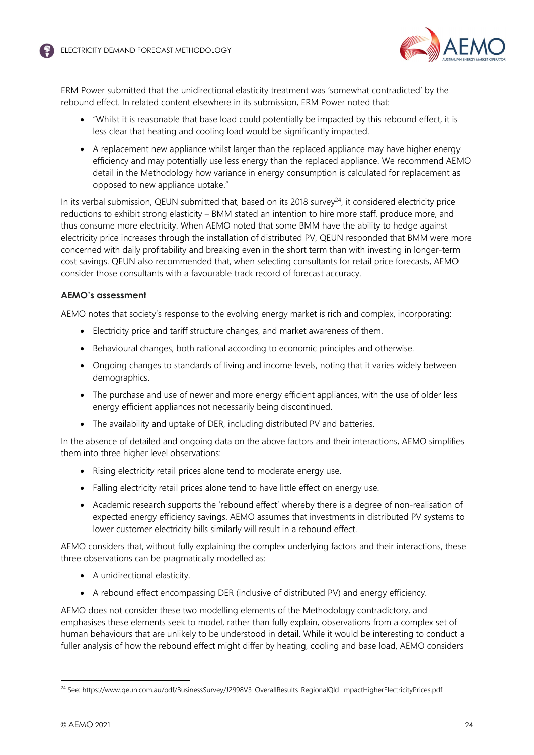ERM Power submitted that the unidirectional elasticity treatment was 'somewhat contradicted' by the rebound effect. In related content elsewhere in its submission, ERM Power noted that:

- "Whilst it is reasonable that base load could potentially be impacted by this rebound effect, it is less clear that heating and cooling load would be significantly impacted.
- A replacement new appliance whilst larger than the replaced appliance may have higher energy efficiency and may potentially use less energy than the replaced appliance. We recommend AEMO detail in the Methodology how variance in energy consumption is calculated for replacement as opposed to new appliance uptake."

In its verbal submission, QEUN submitted that, based on its 2018 survey[24], it considered electricity price reductions to exhibit strong elasticity – BMM stated an intention to hire more staff, produce more, and thus consume more electricity. When AEMO noted that some BMM have the ability to hedge against electricity price increases through the installation of distributed PV, QEUN responded that BMM were more concerned with daily profitability and breaking even in the short term than with investing in longer-term cost savings. QEUN also recommended that, when selecting consultants for retail price forecasts, AEMO consider those consultants with a favourable track record of forecast accuracy.

#### AEMO's assessment

AEMO notes that society's response to the evolving energy market is rich and complex, incorporating:

- Electricity price and tariff structure changes, and market awareness of them.
- Behavioural changes, both rational according to economic principles and otherwise.
- Ongoing changes to standards of living and income levels, noting that it varies widely between demographics.
- The purchase and use of newer and more energy efficient appliances, with the use of older less energy efficient appliances not necessarily being discontinued.
- The availability and uptake of DER, including distributed PV and batteries.

In the absence of detailed and ongoing data on the above factors and their interactions, AEMO simplifies them into three higher level observations:

- Rising electricity retail prices alone tend to moderate energy use.
- Falling electricity retail prices alone tend to have little effect on energy use.
- Academic research supports the 'rebound effect' whereby there is a degree of non-realisation of expected energy efficiency savings. AEMO assumes that investments in distributed PV systems to lower customer electricity bills similarly will result in a rebound effect.

AEMO considers that, without fully explaining the complex underlying factors and their interactions, these three observations can be pragmatically modelled as:

- A unidirectional elasticity.
- A rebound effect encompassing DER (inclusive of distributed PV) and energy efficiency.

AEMO does not consider these two modelling elements of the Methodology contradictory, and emphasises these elements seek to model, rather than fully explain, observations from a complex set of human behaviours that are unlikely to be understood in detail. While it would be interesting to conduct a fuller analysis of how the rebound effect might differ by heating, cooling and base load, AEMO considers

---

[24] See: https://www.qeun.com.au/pdf/BusinessSurvey/J2998V3_OverallResults_RegionalQld_ImpactHigherElectricityPrices.pdf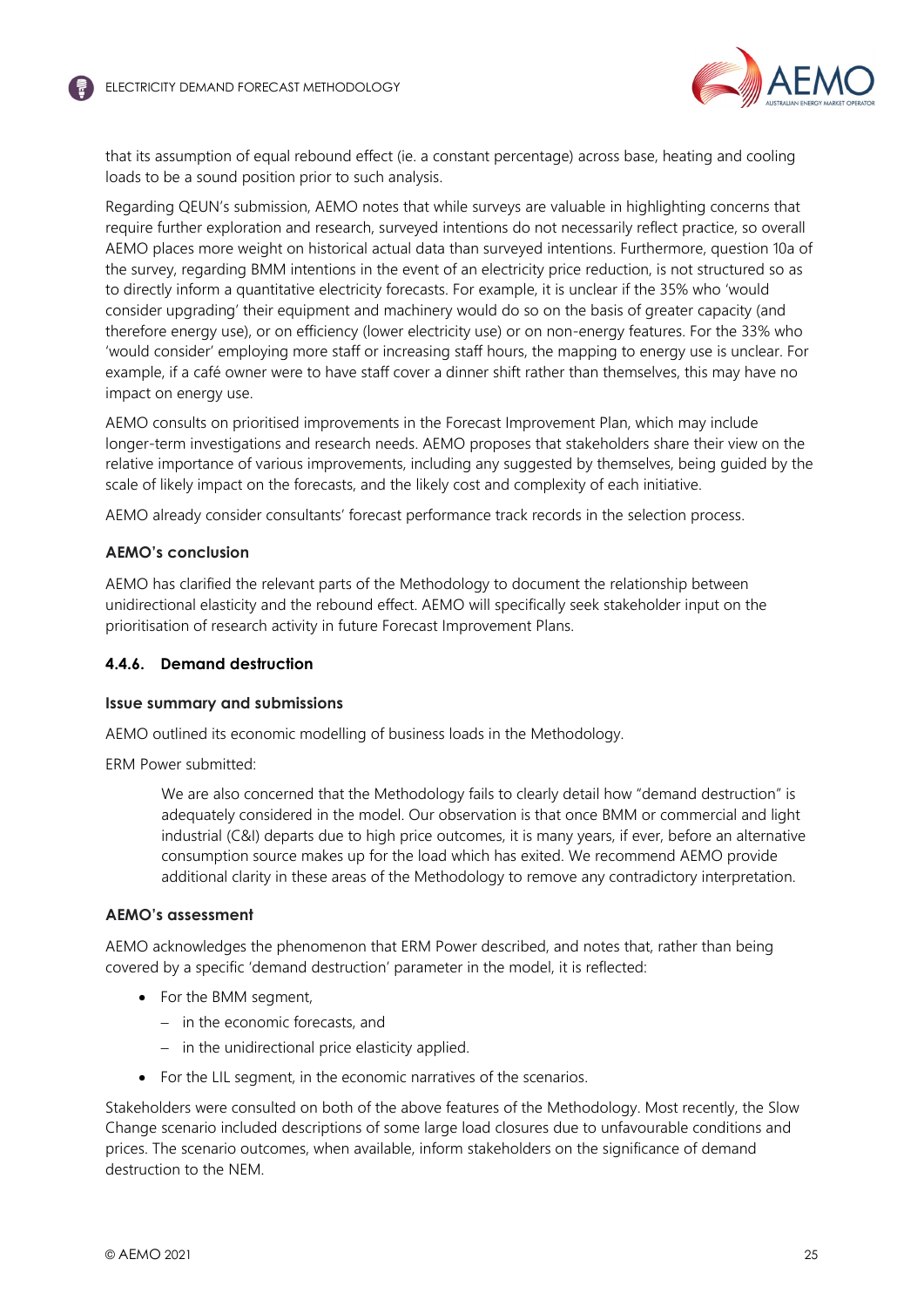that its assumption of equal rebound effect (ie. a constant percentage) across base, heating and cooling loads to be a sound position prior to such analysis.

Regarding QEUN's submission, AEMO notes that while surveys are valuable in highlighting concerns that require further exploration and research, surveyed intentions do not necessarily reflect practice, so overall AEMO places more weight on historical actual data than surveyed intentions. Furthermore, question 10a of the survey, regarding BMM intentions in the event of an electricity price reduction, is not structured so as to directly inform a quantitative electricity forecasts. For example, it is unclear if the 35% who 'would consider upgrading' their equipment and machinery would do so on the basis of greater capacity (and therefore energy use), or on efficiency (lower electricity use) or on non-energy features. For the 33% who 'would consider' employing more staff or increasing staff hours, the mapping to energy use is unclear. For example, if a café owner were to have staff cover a dinner shift rather than themselves, this may have no impact on energy use.

AEMO consults on prioritised improvements in the Forecast Improvement Plan, which may include longer-term investigations and research needs. AEMO proposes that stakeholders share their view on the relative importance of various improvements, including any suggested by themselves, being guided by the scale of likely impact on the forecasts, and the likely cost and complexity of each initiative.

AEMO already consider consultants' forecast performance track records in the selection process.

#### AEMO's conclusion

AEMO has clarified the relevant parts of the Methodology to document the relationship between unidirectional elasticity and the rebound effect. AEMO will specifically seek stakeholder input on the prioritisation of research activity in future Forecast Improvement Plans.

### 4.4.6. Demand destruction

#### Issue summary and submissions

AEMO outlined its economic modelling of business loads in the Methodology.

ERM Power submitted:

> We are also concerned that the Methodology fails to clearly detail how "demand destruction" is adequately considered in the model. Our observation is that once BMM or commercial and light industrial (C&I) departs due to high price outcomes, it is many years, if ever, before an alternative consumption source makes up for the load which has exited. We recommend AEMO provide additional clarity in these areas of the Methodology to remove any contradictory interpretation.

#### AEMO's assessment

AEMO acknowledges the phenomenon that ERM Power described, and notes that, rather than being covered by a specific 'demand destruction' parameter in the model, it is reflected:

- For the BMM segment,
  - in the economic forecasts, and
  - in the unidirectional price elasticity applied.
- For the LIL segment, in the economic narratives of the scenarios.

Stakeholders were consulted on both of the above features of the Methodology. Most recently, the Slow Change scenario included descriptions of some large load closures due to unfavourable conditions and prices. The scenario outcomes, when available, inform stakeholders on the significance of demand destruction to the NEM.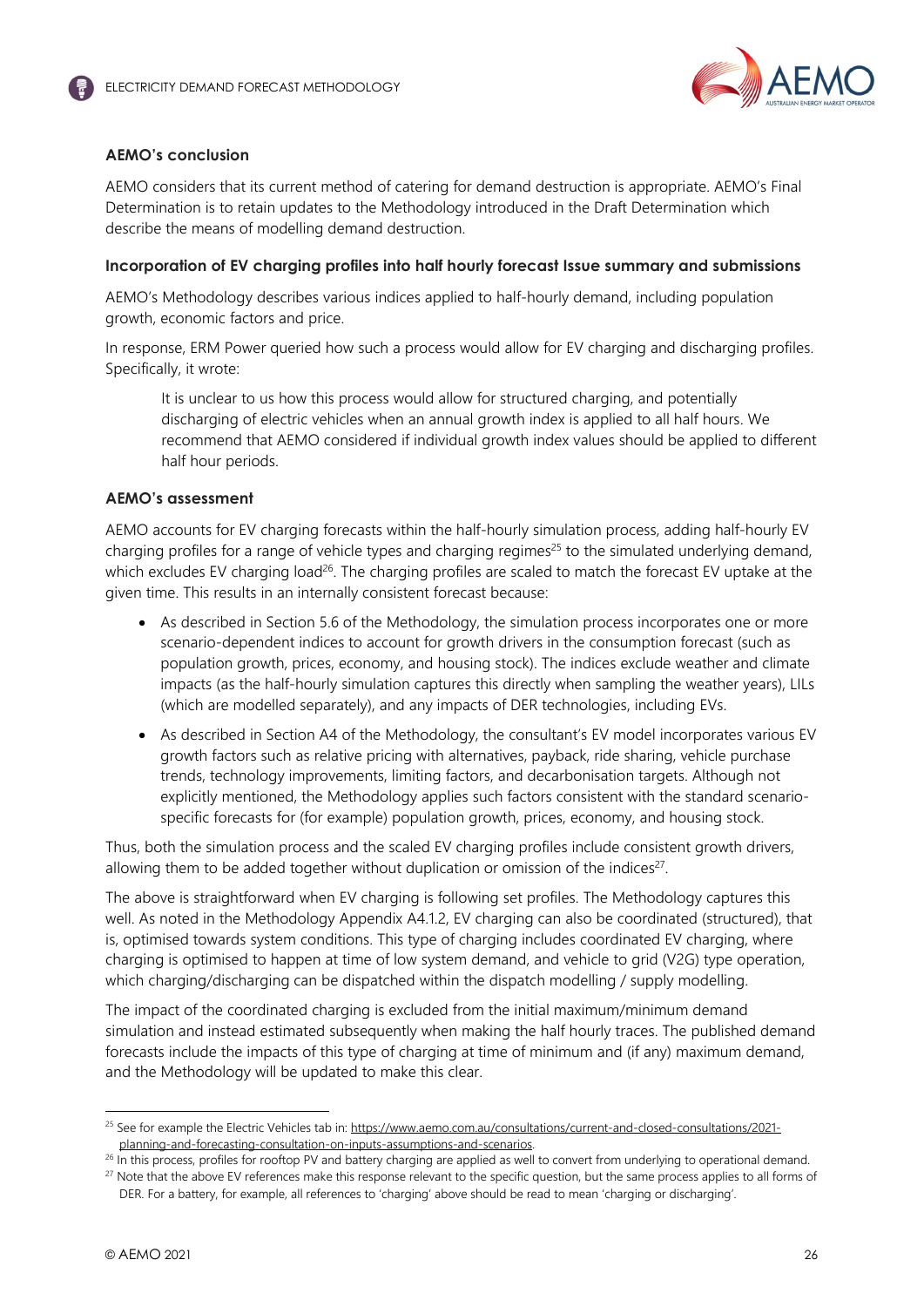#### AEMO's conclusion

AEMO considers that its current method of catering for demand destruction is appropriate. AEMO's Final Determination is to retain updates to the Methodology introduced in the Draft Determination which describe the means of modelling demand destruction.

#### Incorporation of EV charging profiles into half hourly forecast Issue summary and submissions

AEMO's Methodology describes various indices applied to half-hourly demand, including population growth, economic factors and price.

In response, ERM Power queried how such a process would allow for EV charging and discharging profiles. Specifically, it wrote:

> It is unclear to us how this process would allow for structured charging, and potentially discharging of electric vehicles when an annual growth index is applied to all half hours. We recommend that AEMO considered if individual growth index values should be applied to different half hour periods.

#### AEMO's assessment

AEMO accounts for EV charging forecasts within the half-hourly simulation process, adding half-hourly EV charging profiles for a range of vehicle types and charging regimes[25] to the simulated underlying demand, which excludes EV charging load[26]. The charging profiles are scaled to match the forecast EV uptake at the given time. This results in an internally consistent forecast because:

- As described in Section 5.6 of the Methodology, the simulation process incorporates one or more scenario-dependent indices to account for growth drivers in the consumption forecast (such as population growth, prices, economy, and housing stock). The indices exclude weather and climate impacts (as the half-hourly simulation captures this directly when sampling the weather years), LILs (which are modelled separately), and any impacts of DER technologies, including EVs.
- As described in Section A4 of the Methodology, the consultant's EV model incorporates various EV growth factors such as relative pricing with alternatives, payback, ride sharing, vehicle purchase trends, technology improvements, limiting factors, and decarbonisation targets. Although not explicitly mentioned, the Methodology applies such factors consistent with the standard scenario-specific forecasts for (for example) population growth, prices, economy, and housing stock.

Thus, both the simulation process and the scaled EV charging profiles include consistent growth drivers, allowing them to be added together without duplication or omission of the indices[27].

The above is straightforward when EV charging is following set profiles. The Methodology captures this well. As noted in the Methodology Appendix A4.1.2, EV charging can also be coordinated (structured), that is, optimised towards system conditions. This type of charging includes coordinated EV charging, where charging is optimised to happen at time of low system demand, and vehicle to grid (V2G) type operation, which charging/discharging can be dispatched within the dispatch modelling / supply modelling.

The impact of the coordinated charging is excluded from the initial maximum/minimum demand simulation and instead estimated subsequently when making the half hourly traces. The published demand forecasts include the impacts of this type of charging at time of minimum and (if any) maximum demand, and the Methodology will be updated to make this clear.

---

[25] See for example the Electric Vehicles tab in: https://www.aemo.com.au/consultations/current-and-closed-consultations/2021-planning-and-forecasting-consultation-on-inputs-assumptions-and-scenarios.

[26] In this process, profiles for rooftop PV and battery charging are applied as well to convert from underlying to operational demand.

[27] Note that the above EV references make this response relevant to the specific question, but the same process applies to all forms of DER. For a battery, for example, all references to 'charging' above should be read to mean 'charging or discharging'.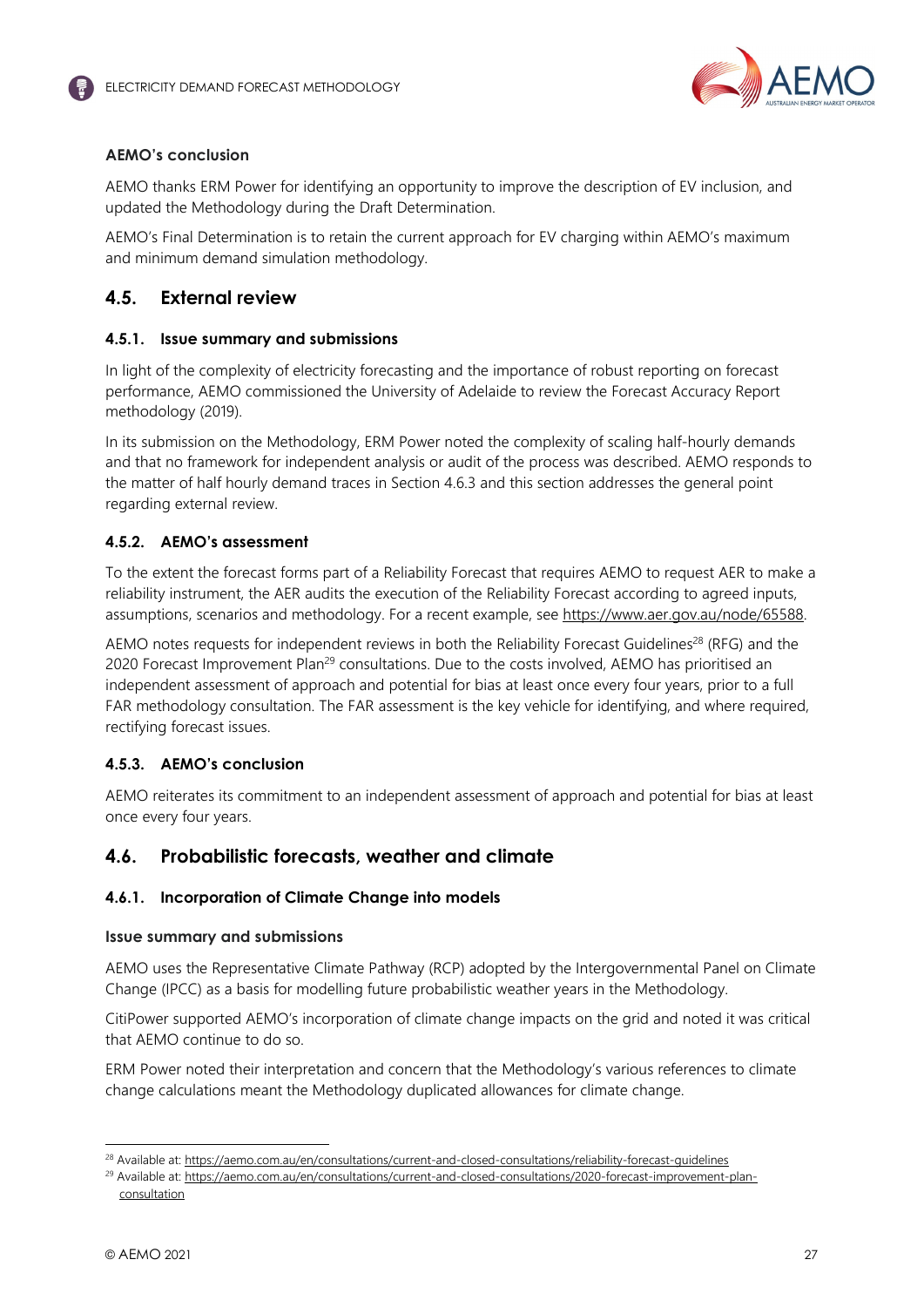#### AEMO's conclusion

AEMO thanks ERM Power for identifying an opportunity to improve the description of EV inclusion, and updated the Methodology during the Draft Determination.

AEMO's Final Determination is to retain the current approach for EV charging within AEMO's maximum and minimum demand simulation methodology.

## 4.5. External review

### 4.5.1. Issue summary and submissions

In light of the complexity of electricity forecasting and the importance of robust reporting on forecast performance, AEMO commissioned the University of Adelaide to review the Forecast Accuracy Report methodology (2019).

In its submission on the Methodology, ERM Power noted the complexity of scaling half-hourly demands and that no framework for independent analysis or audit of the process was described. AEMO responds to the matter of half hourly demand traces in Section 4.6.3 and this section addresses the general point regarding external review.

### 4.5.2. AEMO's assessment

To the extent the forecast forms part of a Reliability Forecast that requires AEMO to request AER to make a reliability instrument, the AER audits the execution of the Reliability Forecast according to agreed inputs, assumptions, scenarios and methodology. For a recent example, see https://www.aer.gov.au/node/65588.

AEMO notes requests for independent reviews in both the Reliability Forecast Guidelines[28] (RFG) and the 2020 Forecast Improvement Plan[29] consultations. Due to the costs involved, AEMO has prioritised an independent assessment of approach and potential for bias at least once every four years, prior to a full FAR methodology consultation. The FAR assessment is the key vehicle for identifying, and where required, rectifying forecast issues.

### 4.5.3. AEMO's conclusion

AEMO reiterates its commitment to an independent assessment of approach and potential for bias at least once every four years.

## 4.6. Probabilistic forecasts, weather and climate

### 4.6.1. Incorporation of Climate Change into models

#### Issue summary and submissions

AEMO uses the Representative Climate Pathway (RCP) adopted by the Intergovernmental Panel on Climate Change (IPCC) as a basis for modelling future probabilistic weather years in the Methodology.

CitiPower supported AEMO's incorporation of climate change impacts on the grid and noted it was critical that AEMO continue to do so.

ERM Power noted their interpretation and concern that the Methodology's various references to climate change calculations meant the Methodology duplicated allowances for climate change.

---

[28] Available at: https://aemo.com.au/en/consultations/current-and-closed-consultations/reliability-forecast-guidelines

[29] Available at: https://aemo.com.au/en/consultations/current-and-closed-consultations/2020-forecast-improvement-plan-consultation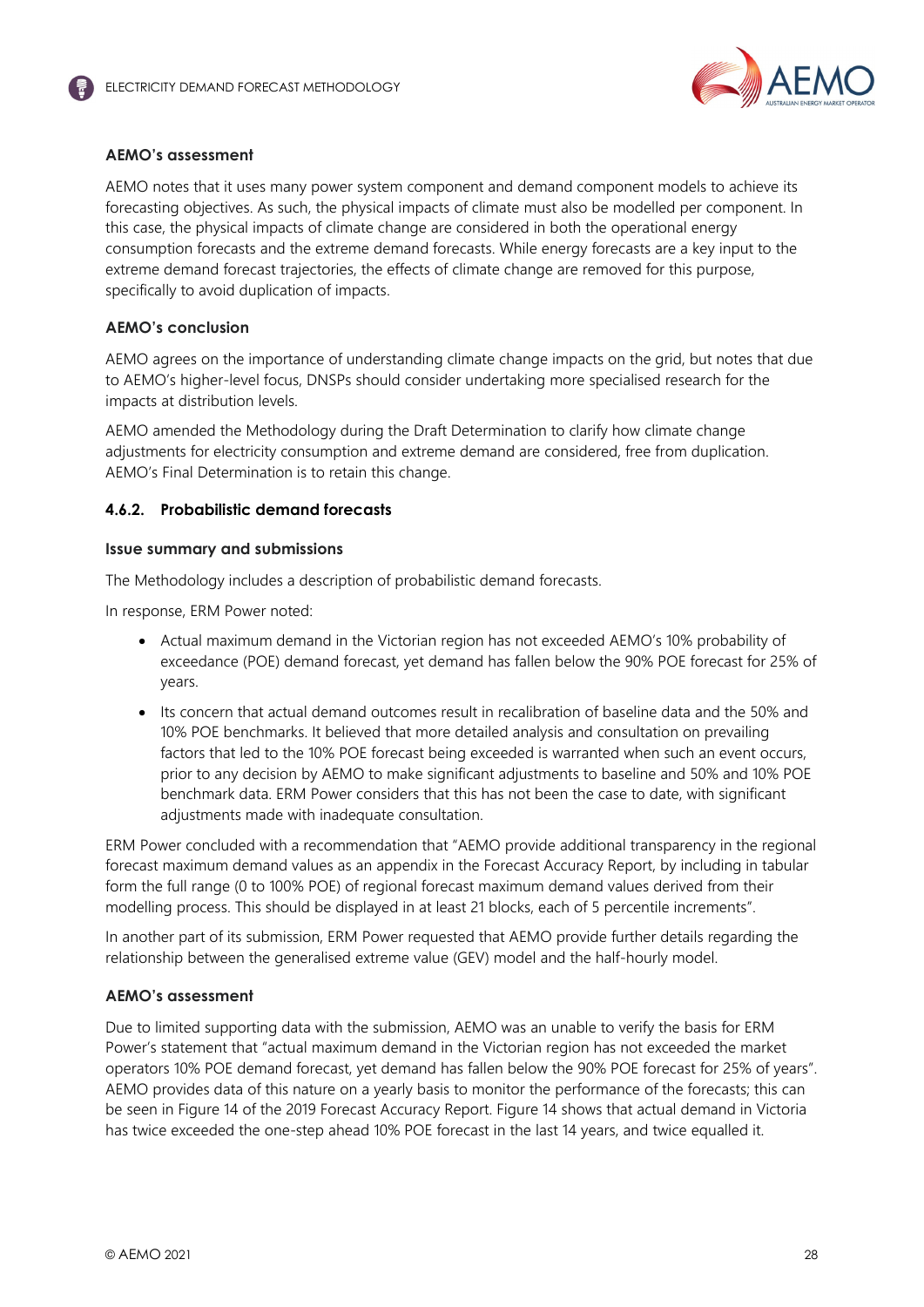**AEMO's assessment**

AEMO notes that it uses many power system component and demand component models to achieve its forecasting objectives. As such, the physical impacts of climate must also be modelled per component. In this case, the physical impacts of climate change are considered in both the operational energy consumption forecasts and the extreme demand forecasts. While energy forecasts are a key input to the extreme demand forecast trajectories, the effects of climate change are removed for this purpose, specifically to avoid duplication of impacts.

**AEMO's conclusion**

AEMO agrees on the importance of understanding climate change impacts on the grid, but notes that due to AEMO's higher-level focus, DNSPs should consider undertaking more specialised research for the impacts at distribution levels.

AEMO amended the Methodology during the Draft Determination to clarify how climate change adjustments for electricity consumption and extreme demand are considered, free from duplication. AEMO's Final Determination is to retain this change.

### 4.6.2. Probabilistic demand forecasts

**Issue summary and submissions**

The Methodology includes a description of probabilistic demand forecasts.

In response, ERM Power noted:

- Actual maximum demand in the Victorian region has not exceeded AEMO's 10% probability of exceedance (POE) demand forecast, yet demand has fallen below the 90% POE forecast for 25% of years.
- Its concern that actual demand outcomes result in recalibration of baseline data and the 50% and 10% POE benchmarks. It believed that more detailed analysis and consultation on prevailing factors that led to the 10% POE forecast being exceeded is warranted when such an event occurs, prior to any decision by AEMO to make significant adjustments to baseline and 50% and 10% POE benchmark data. ERM Power considers that this has not been the case to date, with significant adjustments made with inadequate consultation.

ERM Power concluded with a recommendation that "AEMO provide additional transparency in the regional forecast maximum demand values as an appendix in the Forecast Accuracy Report, by including in tabular form the full range (0 to 100% POE) of regional forecast maximum demand values derived from their modelling process. This should be displayed in at least 21 blocks, each of 5 percentile increments".

In another part of its submission, ERM Power requested that AEMO provide further details regarding the relationship between the generalised extreme value (GEV) model and the half-hourly model.

**AEMO's assessment**

Due to limited supporting data with the submission, AEMO was an unable to verify the basis for ERM Power's statement that "actual maximum demand in the Victorian region has not exceeded the market operators 10% POE demand forecast, yet demand has fallen below the 90% POE forecast for 25% of years". AEMO provides data of this nature on a yearly basis to monitor the performance of the forecasts; this can be seen in Figure 14 of the 2019 Forecast Accuracy Report. Figure 14 shows that actual demand in Victoria has twice exceeded the one-step ahead 10% POE forecast in the last 14 years, and twice equalled it.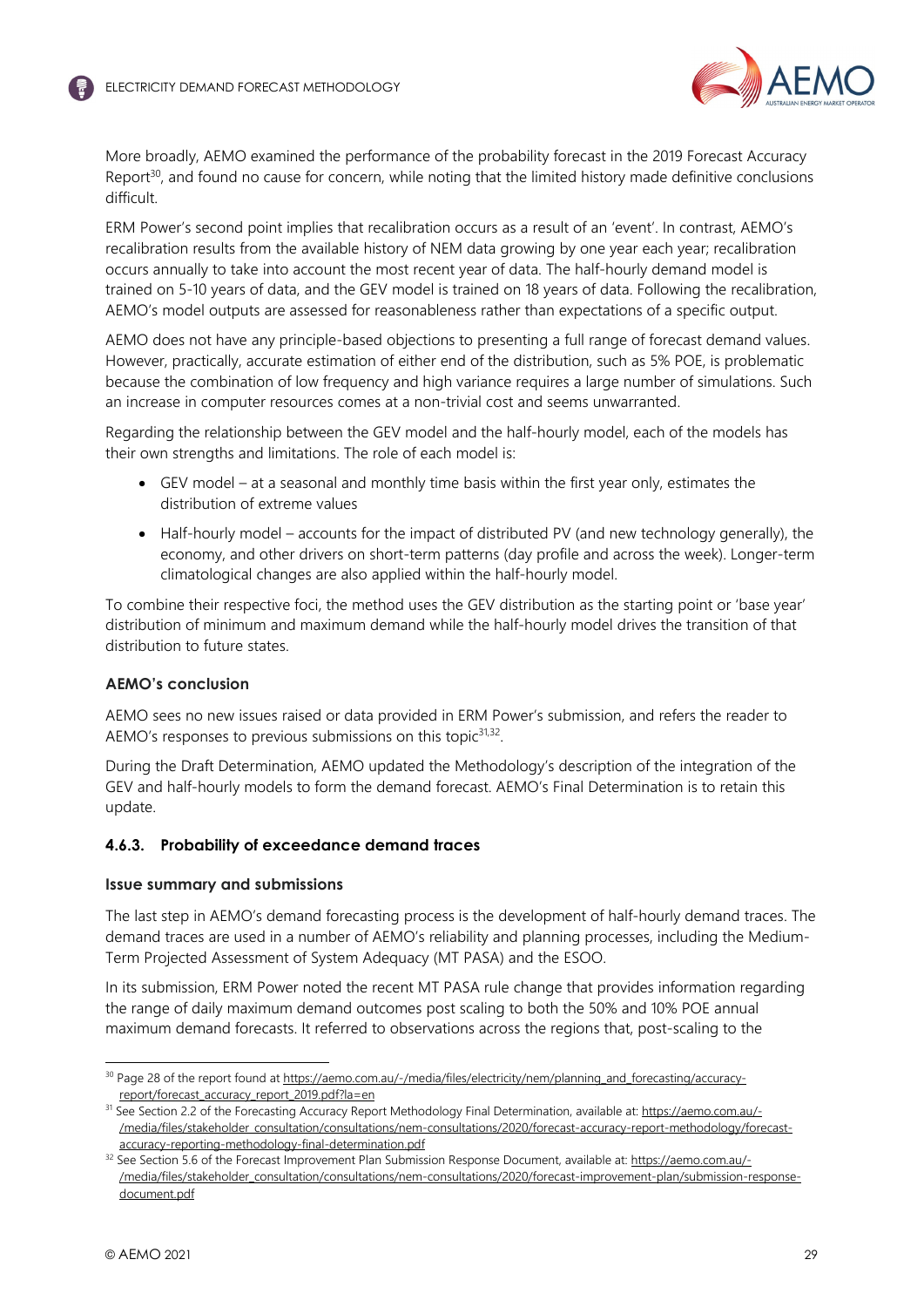More broadly, AEMO examined the performance of the probability forecast in the 2019 Forecast Accuracy Report[30], and found no cause for concern, while noting that the limited history made definitive conclusions difficult.

ERM Power's second point implies that recalibration occurs as a result of an 'event'. In contrast, AEMO's recalibration results from the available history of NEM data growing by one year each year; recalibration occurs annually to take into account the most recent year of data. The half-hourly demand model is trained on 5-10 years of data, and the GEV model is trained on 18 years of data. Following the recalibration, AEMO's model outputs are assessed for reasonableness rather than expectations of a specific output.

AEMO does not have any principle-based objections to presenting a full range of forecast demand values. However, practically, accurate estimation of either end of the distribution, such as 5% POE, is problematic because the combination of low frequency and high variance requires a large number of simulations. Such an increase in computer resources comes at a non-trivial cost and seems unwarranted.

Regarding the relationship between the GEV model and the half-hourly model, each of the models has their own strengths and limitations. The role of each model is:

- GEV model – at a seasonal and monthly time basis within the first year only, estimates the distribution of extreme values
- Half-hourly model – accounts for the impact of distributed PV (and new technology generally), the economy, and other drivers on short-term patterns (day profile and across the week). Longer-term climatological changes are also applied within the half-hourly model.

To combine their respective foci, the method uses the GEV distribution as the starting point or 'base year' distribution of minimum and maximum demand while the half-hourly model drives the transition of that distribution to future states.

**AEMO's conclusion**

AEMO sees no new issues raised or data provided in ERM Power's submission, and refers the reader to AEMO's responses to previous submissions on this topic[31,32].

During the Draft Determination, AEMO updated the Methodology's description of the integration of the GEV and half-hourly models to form the demand forecast. AEMO's Final Determination is to retain this update.

### 4.6.3. Probability of exceedance demand traces

**Issue summary and submissions**

The last step in AEMO's demand forecasting process is the development of half-hourly demand traces. The demand traces are used in a number of AEMO's reliability and planning processes, including the Medium-Term Projected Assessment of System Adequacy (MT PASA) and the ESOO.

In its submission, ERM Power noted the recent MT PASA rule change that provides information regarding the range of daily maximum demand outcomes post scaling to both the 50% and 10% POE annual maximum demand forecasts. It referred to observations across the regions that, post-scaling to the

---

[30] Page 28 of the report found at https://aemo.com.au/-/media/files/electricity/nem/planning_and_forecasting/accuracy-report/forecast_accuracy_report_2019.pdf?la=en

[31] See Section 2.2 of the Forecasting Accuracy Report Methodology Final Determination, available at: https://aemo.com.au/-/media/files/stakeholder_consultation/consultations/nem-consultations/2020/forecast-accuracy-report-methodology/forecast-accuracy-reporting-methodology-final-determination.pdf

[32] See Section 5.6 of the Forecast Improvement Plan Submission Response Document, available at: https://aemo.com.au/-/media/files/stakeholder_consultation/consultations/nem-consultations/2020/forecast-improvement-plan/submission-response-document.pdf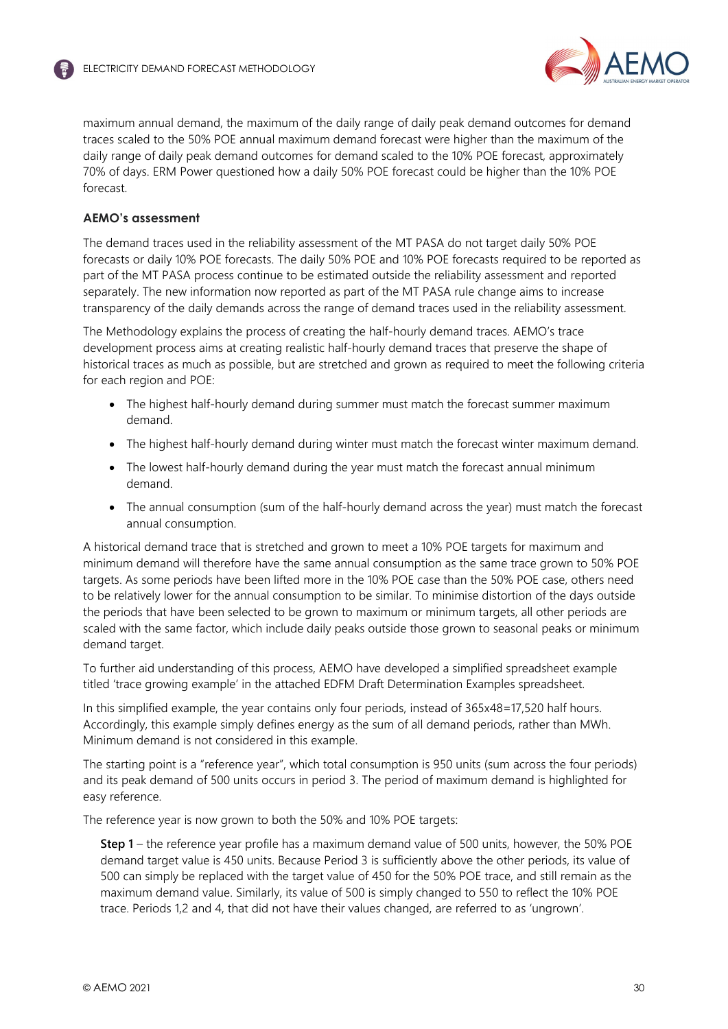maximum annual demand, the maximum of the daily range of daily peak demand outcomes for demand traces scaled to the 50% POE annual maximum demand forecast were higher than the maximum of the daily range of daily peak demand outcomes for demand scaled to the 10% POE forecast, approximately 70% of days. ERM Power questioned how a daily 50% POE forecast could be higher than the 10% POE forecast.

### AEMO's assessment

The demand traces used in the reliability assessment of the MT PASA do not target daily 50% POE forecasts or daily 10% POE forecasts. The daily 50% POE and 10% POE forecasts required to be reported as part of the MT PASA process continue to be estimated outside the reliability assessment and reported separately. The new information now reported as part of the MT PASA rule change aims to increase transparency of the daily demands across the range of demand traces used in the reliability assessment.

The Methodology explains the process of creating the half-hourly demand traces. AEMO's trace development process aims at creating realistic half-hourly demand traces that preserve the shape of historical traces as much as possible, but are stretched and grown as required to meet the following criteria for each region and POE:

- The highest half-hourly demand during summer must match the forecast summer maximum demand.
- The highest half-hourly demand during winter must match the forecast winter maximum demand.
- The lowest half-hourly demand during the year must match the forecast annual minimum demand.
- The annual consumption (sum of the half-hourly demand across the year) must match the forecast annual consumption.

A historical demand trace that is stretched and grown to meet a 10% POE targets for maximum and minimum demand will therefore have the same annual consumption as the same trace grown to 50% POE targets. As some periods have been lifted more in the 10% POE case than the 50% POE case, others need to be relatively lower for the annual consumption to be similar. To minimise distortion of the days outside the periods that have been selected to be grown to maximum or minimum targets, all other periods are scaled with the same factor, which include daily peaks outside those grown to seasonal peaks or minimum demand target.

To further aid understanding of this process, AEMO have developed a simplified spreadsheet example titled 'trace growing example' in the attached EDFM Draft Determination Examples spreadsheet.

In this simplified example, the year contains only four periods, instead of 365x48=17,520 half hours. Accordingly, this example simply defines energy as the sum of all demand periods, rather than MWh. Minimum demand is not considered in this example.

The starting point is a "reference year", which total consumption is 950 units (sum across the four periods) and its peak demand of 500 units occurs in period 3. The period of maximum demand is highlighted for easy reference.

The reference year is now grown to both the 50% and 10% POE targets:

> **Step 1** – the reference year profile has a maximum demand value of 500 units, however, the 50% POE demand target value is 450 units. Because Period 3 is sufficiently above the other periods, its value of 500 can simply be replaced with the target value of 450 for the 50% POE trace, and still remain as the maximum demand value. Similarly, its value of 500 is simply changed to 550 to reflect the 10% POE trace. Periods 1,2 and 4, that did not have their values changed, are referred to as 'ungrown'.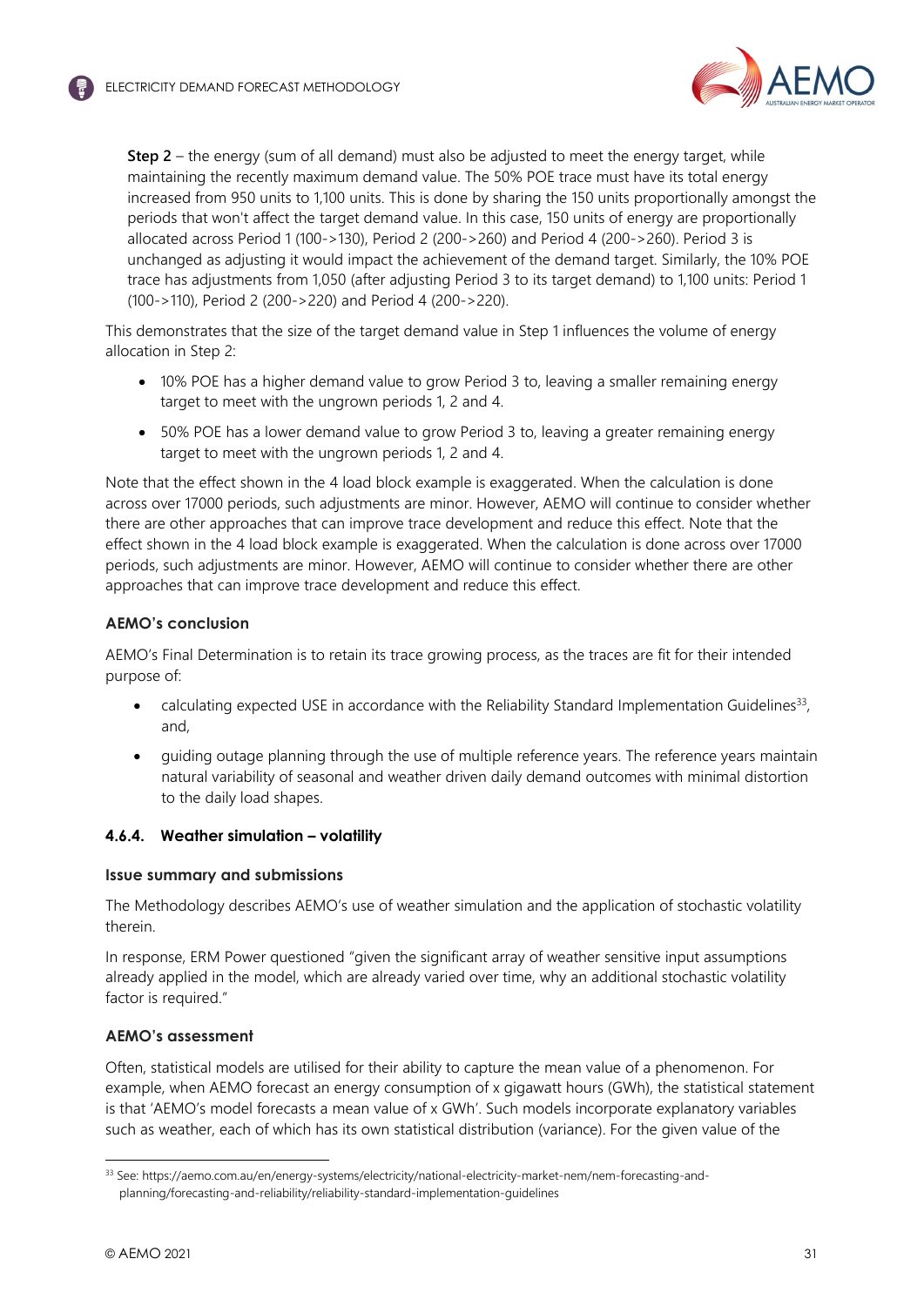**Step 2** – the energy (sum of all demand) must also be adjusted to meet the energy target, while maintaining the recently maximum demand value. The 50% POE trace must have its total energy increased from 950 units to 1,100 units. This is done by sharing the 150 units proportionally amongst the periods that won't affect the target demand value. In this case, 150 units of energy are proportionally allocated across Period 1 (100->130), Period 2 (200->260) and Period 4 (200->260). Period 3 is unchanged as adjusting it would impact the achievement of the demand target. Similarly, the 10% POE trace has adjustments from 1,050 (after adjusting Period 3 to its target demand) to 1,100 units: Period 1 (100->110), Period 2 (200->220) and Period 4 (200->220).

This demonstrates that the size of the target demand value in Step 1 influences the volume of energy allocation in Step 2:

- 10% POE has a higher demand value to grow Period 3 to, leaving a smaller remaining energy target to meet with the ungrown periods 1, 2 and 4.
- 50% POE has a lower demand value to grow Period 3 to, leaving a greater remaining energy target to meet with the ungrown periods 1, 2 and 4.

Note that the effect shown in the 4 load block example is exaggerated. When the calculation is done across over 17000 periods, such adjustments are minor. However, AEMO will continue to consider whether there are other approaches that can improve trace development and reduce this effect. Note that the effect shown in the 4 load block example is exaggerated. When the calculation is done across over 17000 periods, such adjustments are minor. However, AEMO will continue to consider whether there are other approaches that can improve trace development and reduce this effect.

#### AEMO's conclusion

AEMO's Final Determination is to retain its trace growing process, as the traces are fit for their intended purpose of:

- calculating expected USE in accordance with the Reliability Standard Implementation Guidelines[33], and,
- guiding outage planning through the use of multiple reference years. The reference years maintain natural variability of seasonal and weather driven daily demand outcomes with minimal distortion to the daily load shapes.

### 4.6.4. Weather simulation – volatility

#### Issue summary and submissions

The Methodology describes AEMO's use of weather simulation and the application of stochastic volatility therein.

In response, ERM Power questioned "given the significant array of weather sensitive input assumptions already applied in the model, which are already varied over time, why an additional stochastic volatility factor is required."

#### AEMO's assessment

Often, statistical models are utilised for their ability to capture the mean value of a phenomenon. For example, when AEMO forecast an energy consumption of x gigawatt hours (GWh), the statistical statement is that 'AEMO's model forecasts a mean value of x GWh'. Such models incorporate explanatory variables such as weather, each of which has its own statistical distribution (variance). For the given value of the

[33] See: https://aemo.com.au/en/energy-systems/electricity/national-electricity-market-nem/nem-forecasting-and-planning/forecasting-and-reliability/reliability-standard-implementation-guidelines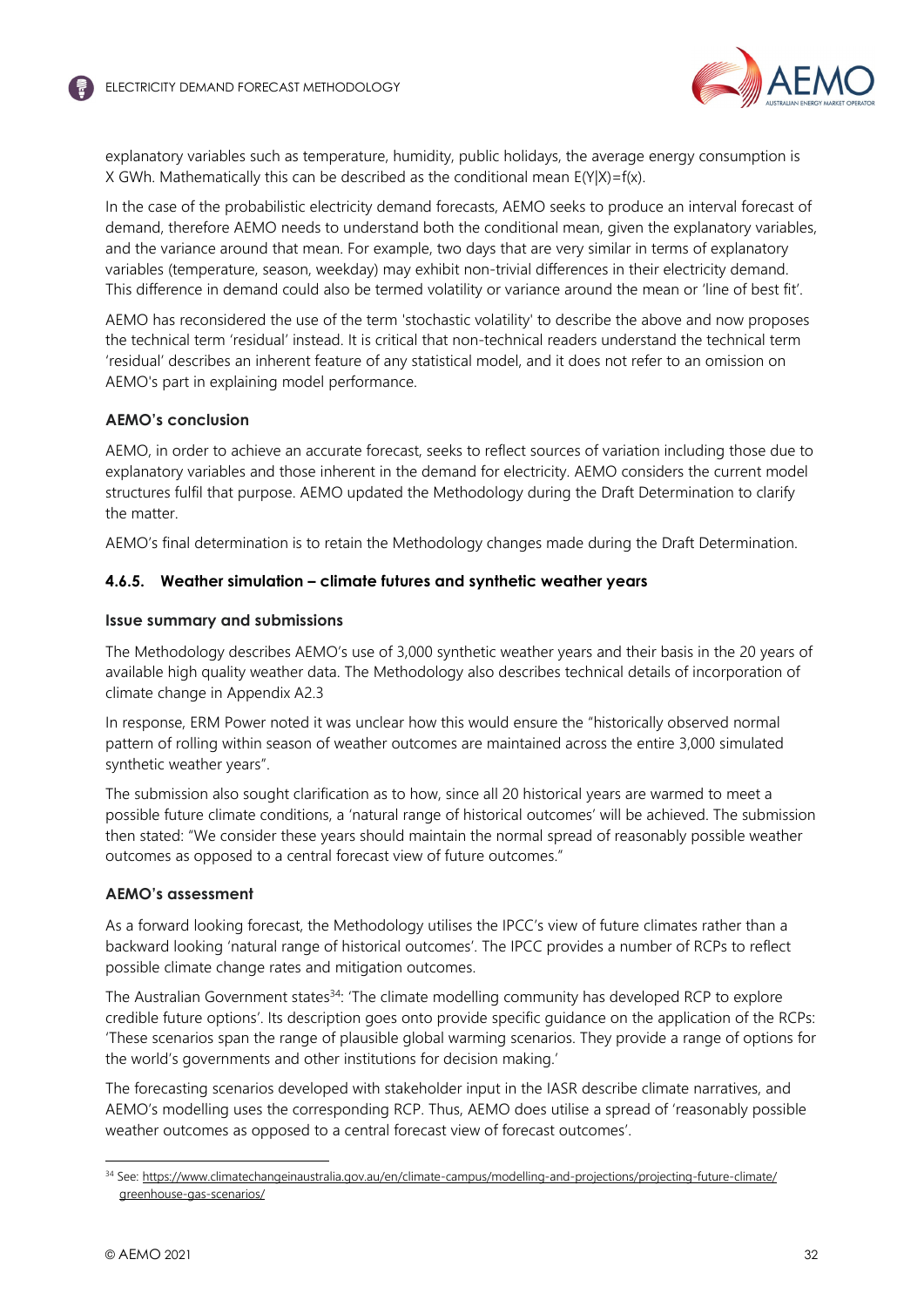explanatory variables such as temperature, humidity, public holidays, the average energy consumption is X GWh. Mathematically this can be described as the conditional mean $E(Y|X)=f(x)$.

In the case of the probabilistic electricity demand forecasts, AEMO seeks to produce an interval forecast of demand, therefore AEMO needs to understand both the conditional mean, given the explanatory variables, and the variance around that mean. For example, two days that are very similar in terms of explanatory variables (temperature, season, weekday) may exhibit non-trivial differences in their electricity demand. This difference in demand could also be termed volatility or variance around the mean or 'line of best fit'.

AEMO has reconsidered the use of the term 'stochastic volatility' to describe the above and now proposes the technical term 'residual' instead. It is critical that non-technical readers understand the technical term 'residual' describes an inherent feature of any statistical model, and it does not refer to an omission on AEMO's part in explaining model performance.

#### AEMO's conclusion

AEMO, in order to achieve an accurate forecast, seeks to reflect sources of variation including those due to explanatory variables and those inherent in the demand for electricity. AEMO considers the current model structures fulfil that purpose. AEMO updated the Methodology during the Draft Determination to clarify the matter.

AEMO's final determination is to retain the Methodology changes made during the Draft Determination.

### 4.6.5. Weather simulation – climate futures and synthetic weather years

#### Issue summary and submissions

The Methodology describes AEMO's use of 3,000 synthetic weather years and their basis in the 20 years of available high quality weather data. The Methodology also describes technical details of incorporation of climate change in Appendix A2.3

In response, ERM Power noted it was unclear how this would ensure the "historically observed normal pattern of rolling within season of weather outcomes are maintained across the entire 3,000 simulated synthetic weather years".

The submission also sought clarification as to how, since all 20 historical years are warmed to meet a possible future climate conditions, a 'natural range of historical outcomes' will be achieved. The submission then stated: "We consider these years should maintain the normal spread of reasonably possible weather outcomes as opposed to a central forecast view of future outcomes."

#### AEMO's assessment

As a forward looking forecast, the Methodology utilises the IPCC's view of future climates rather than a backward looking 'natural range of historical outcomes'. The IPCC provides a number of RCPs to reflect possible climate change rates and mitigation outcomes.

The Australian Government states[34]: 'The climate modelling community has developed RCP to explore credible future options'. Its description goes onto provide specific guidance on the application of the RCPs: 'These scenarios span the range of plausible global warming scenarios. They provide a range of options for the world's governments and other institutions for decision making.'

The forecasting scenarios developed with stakeholder input in the IASR describe climate narratives, and AEMO's modelling uses the corresponding RCP. Thus, AEMO does utilise a spread of 'reasonably possible weather outcomes as opposed to a central forecast view of forecast outcomes'.

[34] See: https://www.climatechangeinaustralia.gov.au/en/climate-campus/modelling-and-projections/projecting-future-climate/greenhouse-gas-scenarios/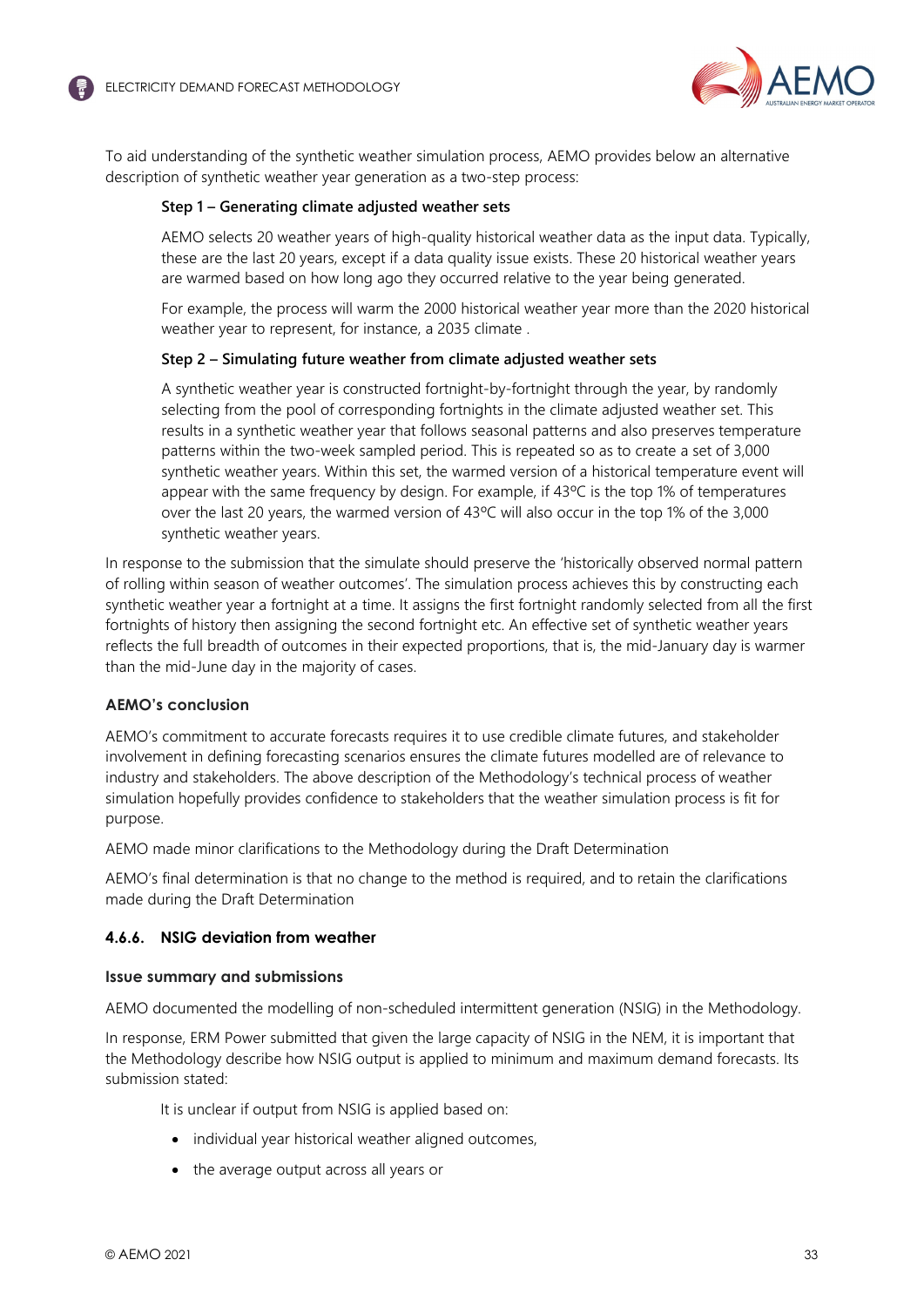To aid understanding of the synthetic weather simulation process, AEMO provides below an alternative description of synthetic weather year generation as a two-step process:

> **Step 1 – Generating climate adjusted weather sets**
>
> AEMO selects 20 weather years of high-quality historical weather data as the input data. Typically, these are the last 20 years, except if a data quality issue exists. These 20 historical weather years are warmed based on how long ago they occurred relative to the year being generated.
>
> For example, the process will warm the 2000 historical weather year more than the 2020 historical weather year to represent, for instance, a 2035 climate .
>
> **Step 2 – Simulating future weather from climate adjusted weather sets**
>
> A synthetic weather year is constructed fortnight-by-fortnight through the year, by randomly selecting from the pool of corresponding fortnights in the climate adjusted weather set. This results in a synthetic weather year that follows seasonal patterns and also preserves temperature patterns within the two-week sampled period. This is repeated so as to create a set of 3,000 synthetic weather years. Within this set, the warmed version of a historical temperature event will appear with the same frequency by design. For example, if 43ºC is the top 1% of temperatures over the last 20 years, the warmed version of 43ºC will also occur in the top 1% of the 3,000 synthetic weather years.

In response to the submission that the simulate should preserve the 'historically observed normal pattern of rolling within season of weather outcomes'. The simulation process achieves this by constructing each synthetic weather year a fortnight at a time. It assigns the first fortnight randomly selected from all the first fortnights of history then assigning the second fortnight etc. An effective set of synthetic weather years reflects the full breadth of outcomes in their expected proportions, that is, the mid-January day is warmer than the mid-June day in the majority of cases.

#### AEMO's conclusion

AEMO's commitment to accurate forecasts requires it to use credible climate futures, and stakeholder involvement in defining forecasting scenarios ensures the climate futures modelled are of relevance to industry and stakeholders. The above description of the Methodology's technical process of weather simulation hopefully provides confidence to stakeholders that the weather simulation process is fit for purpose.

AEMO made minor clarifications to the Methodology during the Draft Determination

AEMO's final determination is that no change to the method is required, and to retain the clarifications made during the Draft Determination

### 4.6.6. NSIG deviation from weather

#### Issue summary and submissions

AEMO documented the modelling of non-scheduled intermittent generation (NSIG) in the Methodology.

In response, ERM Power submitted that given the large capacity of NSIG in the NEM, it is important that the Methodology describe how NSIG output is applied to minimum and maximum demand forecasts. Its submission stated:

> It is unclear if output from NSIG is applied based on:
>
> - individual year historical weather aligned outcomes,
> - the average output across all years or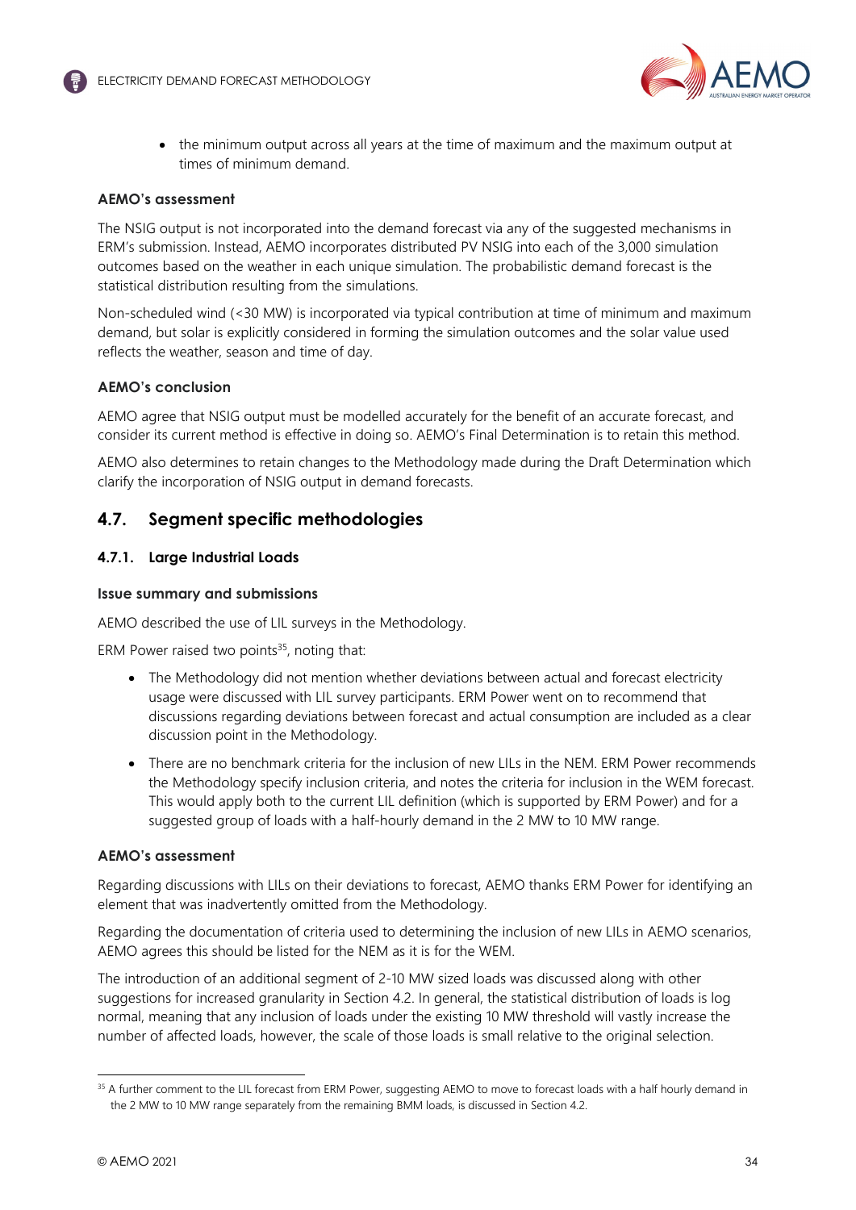- the minimum output across all years at the time of maximum and the maximum output at times of minimum demand.

#### AEMO's assessment

The NSIG output is not incorporated into the demand forecast via any of the suggested mechanisms in ERM's submission. Instead, AEMO incorporates distributed PV NSIG into each of the 3,000 simulation outcomes based on the weather in each unique simulation. The probabilistic demand forecast is the statistical distribution resulting from the simulations.

Non-scheduled wind (<30 MW) is incorporated via typical contribution at time of minimum and maximum demand, but solar is explicitly considered in forming the simulation outcomes and the solar value used reflects the weather, season and time of day.

#### AEMO's conclusion

AEMO agree that NSIG output must be modelled accurately for the benefit of an accurate forecast, and consider its current method is effective in doing so. AEMO's Final Determination is to retain this method.

AEMO also determines to retain changes to the Methodology made during the Draft Determination which clarify the incorporation of NSIG output in demand forecasts.

## 4.7. Segment specific methodologies

### 4.7.1. Large Industrial Loads

#### Issue summary and submissions

AEMO described the use of LIL surveys in the Methodology.

ERM Power raised two points[35], noting that:

- The Methodology did not mention whether deviations between actual and forecast electricity usage were discussed with LIL survey participants. ERM Power went on to recommend that discussions regarding deviations between forecast and actual consumption are included as a clear discussion point in the Methodology.
- There are no benchmark criteria for the inclusion of new LILs in the NEM. ERM Power recommends the Methodology specify inclusion criteria, and notes the criteria for inclusion in the WEM forecast. This would apply both to the current LIL definition (which is supported by ERM Power) and for a suggested group of loads with a half-hourly demand in the 2 MW to 10 MW range.

#### AEMO's assessment

Regarding discussions with LILs on their deviations to forecast, AEMO thanks ERM Power for identifying an element that was inadvertently omitted from the Methodology.

Regarding the documentation of criteria used to determining the inclusion of new LILs in AEMO scenarios, AEMO agrees this should be listed for the NEM as it is for the WEM.

The introduction of an additional segment of 2-10 MW sized loads was discussed along with other suggestions for increased granularity in Section 4.2. In general, the statistical distribution of loads is log normal, meaning that any inclusion of loads under the existing 10 MW threshold will vastly increase the number of affected loads, however, the scale of those loads is small relative to the original selection.

[35] A further comment to the LIL forecast from ERM Power, suggesting AEMO to move to forecast loads with a half hourly demand in the 2 MW to 10 MW range separately from the remaining BMM loads, is discussed in Section 4.2.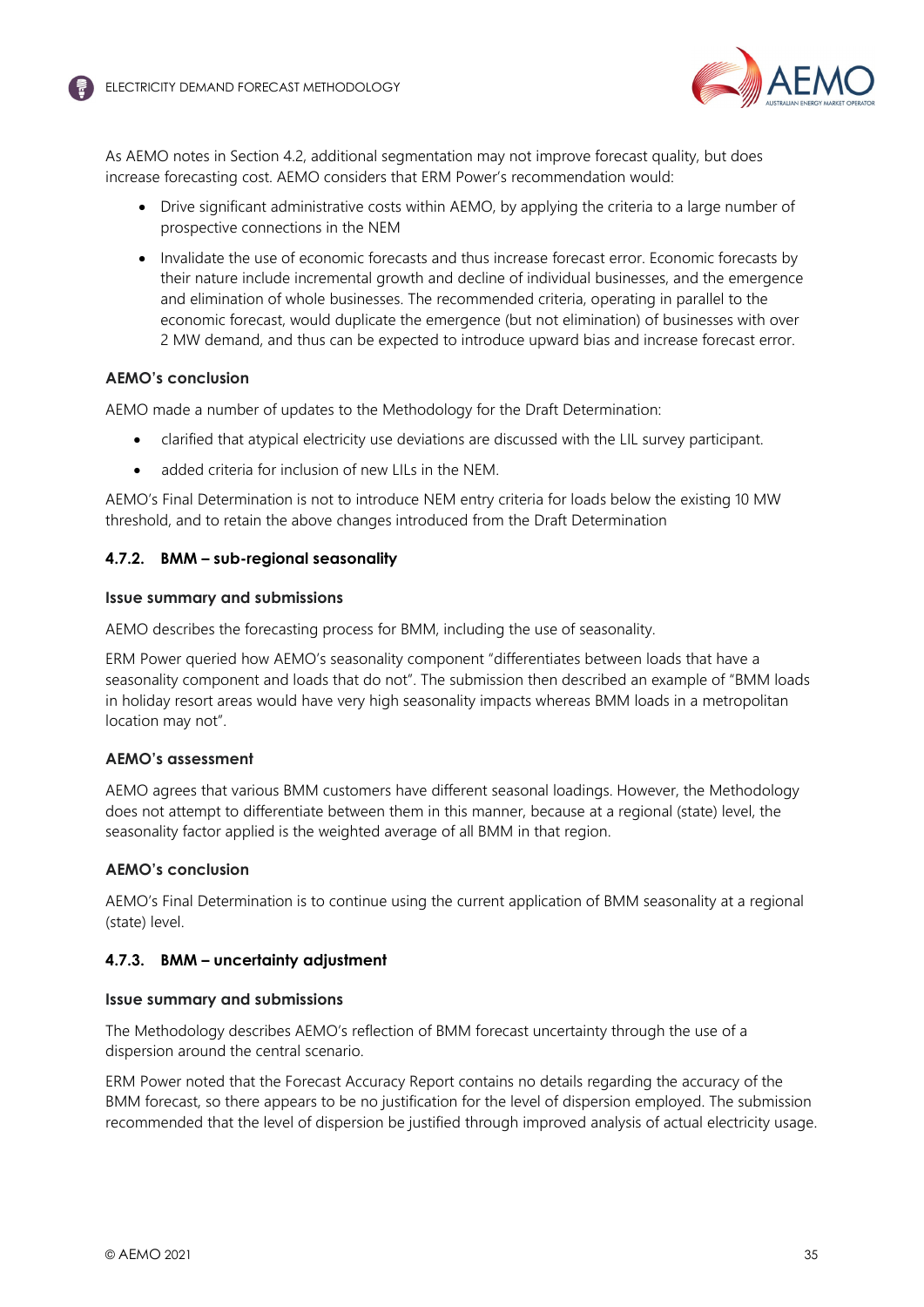As AEMO notes in Section 4.2, additional segmentation may not improve forecast quality, but does increase forecasting cost. AEMO considers that ERM Power's recommendation would:

- Drive significant administrative costs within AEMO, by applying the criteria to a large number of prospective connections in the NEM
- Invalidate the use of economic forecasts and thus increase forecast error. Economic forecasts by their nature include incremental growth and decline of individual businesses, and the emergence and elimination of whole businesses. The recommended criteria, operating in parallel to the economic forecast, would duplicate the emergence (but not elimination) of businesses with over 2 MW demand, and thus can be expected to introduce upward bias and increase forecast error.

**AEMO's conclusion**

AEMO made a number of updates to the Methodology for the Draft Determination:

- clarified that atypical electricity use deviations are discussed with the LIL survey participant.
- added criteria for inclusion of new LILs in the NEM.

AEMO's Final Determination is not to introduce NEM entry criteria for loads below the existing 10 MW threshold, and to retain the above changes introduced from the Draft Determination

### 4.7.2. BMM – sub-regional seasonality

**Issue summary and submissions**

AEMO describes the forecasting process for BMM, including the use of seasonality.

ERM Power queried how AEMO's seasonality component "differentiates between loads that have a seasonality component and loads that do not". The submission then described an example of "BMM loads in holiday resort areas would have very high seasonality impacts whereas BMM loads in a metropolitan location may not".

**AEMO's assessment**

AEMO agrees that various BMM customers have different seasonal loadings. However, the Methodology does not attempt to differentiate between them in this manner, because at a regional (state) level, the seasonality factor applied is the weighted average of all BMM in that region.

**AEMO's conclusion**

AEMO's Final Determination is to continue using the current application of BMM seasonality at a regional (state) level.

### 4.7.3. BMM – uncertainty adjustment

**Issue summary and submissions**

The Methodology describes AEMO's reflection of BMM forecast uncertainty through the use of a dispersion around the central scenario.

ERM Power noted that the Forecast Accuracy Report contains no details regarding the accuracy of the BMM forecast, so there appears to be no justification for the level of dispersion employed. The submission recommended that the level of dispersion be justified through improved analysis of actual electricity usage.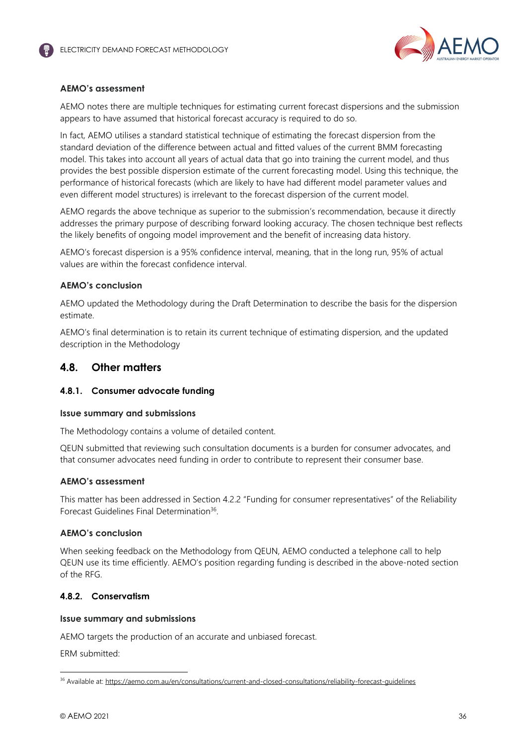**AEMO's assessment**

AEMO notes there are multiple techniques for estimating current forecast dispersions and the submission appears to have assumed that historical forecast accuracy is required to do so.

In fact, AEMO utilises a standard statistical technique of estimating the forecast dispersion from the standard deviation of the difference between actual and fitted values of the current BMM forecasting model. This takes into account all years of actual data that go into training the current model, and thus provides the best possible dispersion estimate of the current forecasting model. Using this technique, the performance of historical forecasts (which are likely to have had different model parameter values and even different model structures) is irrelevant to the forecast dispersion of the current model.

AEMO regards the above technique as superior to the submission's recommendation, because it directly addresses the primary purpose of describing forward looking accuracy. The chosen technique best reflects the likely benefits of ongoing model improvement and the benefit of increasing data history.

AEMO's forecast dispersion is a 95% confidence interval, meaning, that in the long run, 95% of actual values are within the forecast confidence interval.

**AEMO's conclusion**

AEMO updated the Methodology during the Draft Determination to describe the basis for the dispersion estimate.

AEMO's final determination is to retain its current technique of estimating dispersion, and the updated description in the Methodology

## 4.8. Other matters

### 4.8.1. Consumer advocate funding

**Issue summary and submissions**

The Methodology contains a volume of detailed content.

QEUN submitted that reviewing such consultation documents is a burden for consumer advocates, and that consumer advocates need funding in order to contribute to represent their consumer base.

**AEMO's assessment**

This matter has been addressed in Section 4.2.2 "Funding for consumer representatives" of the Reliability Forecast Guidelines Final Determination[36].

**AEMO's conclusion**

When seeking feedback on the Methodology from QEUN, AEMO conducted a telephone call to help QEUN use its time efficiently. AEMO's position regarding funding is described in the above-noted section of the RFG.

### 4.8.2. Conservatism

**Issue summary and submissions**

AEMO targets the production of an accurate and unbiased forecast.

ERM submitted:

---

[36] Available at: https://aemo.com.au/en/consultations/current-and-closed-consultations/reliability-forecast-guidelines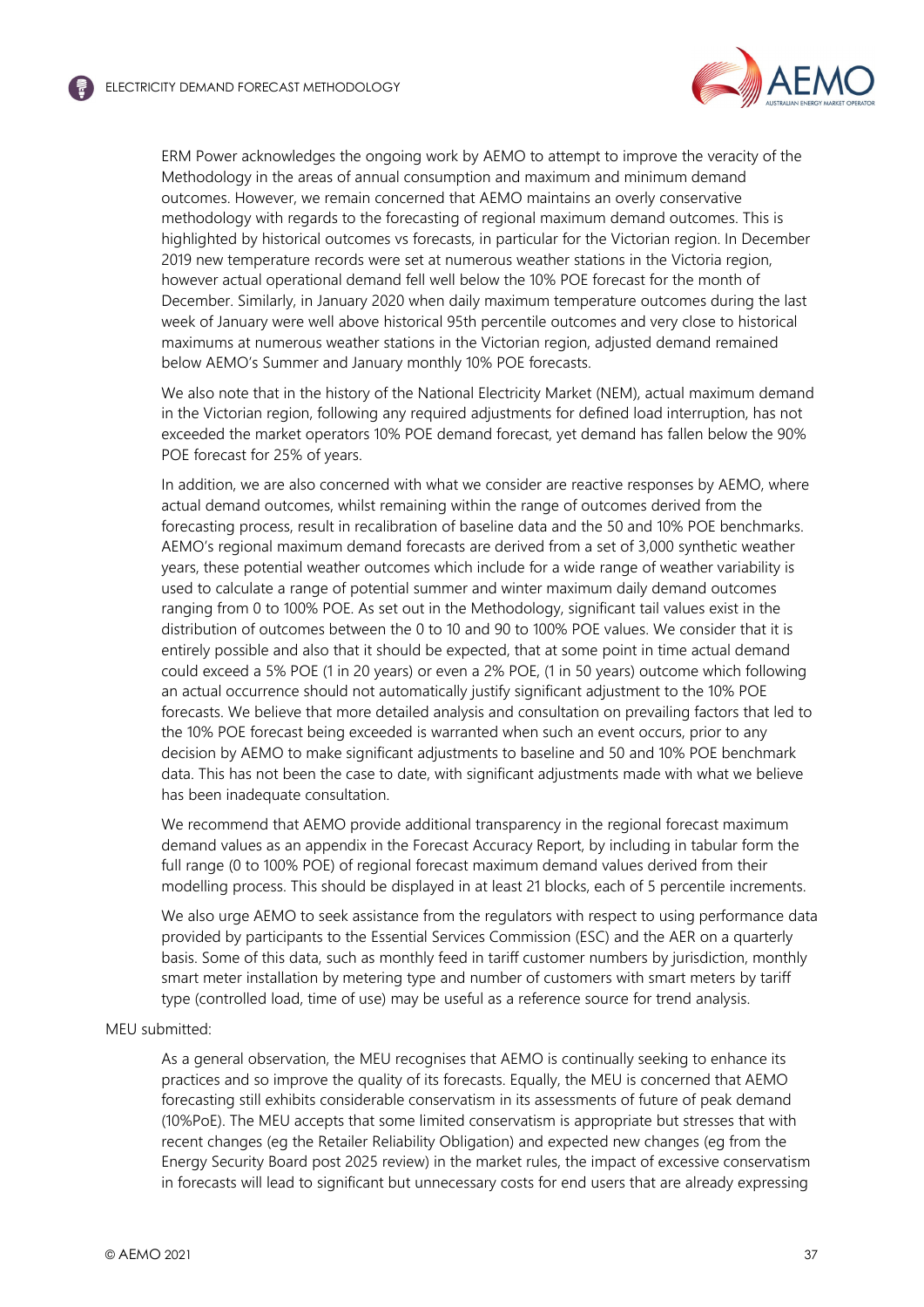> ERM Power acknowledges the ongoing work by AEMO to attempt to improve the veracity of the Methodology in the areas of annual consumption and maximum and minimum demand outcomes. However, we remain concerned that AEMO maintains an overly conservative methodology with regards to the forecasting of regional maximum demand outcomes. This is highlighted by historical outcomes vs forecasts, in particular for the Victorian region. In December 2019 new temperature records were set at numerous weather stations in the Victoria region, however actual operational demand fell well below the 10% POE forecast for the month of December. Similarly, in January 2020 when daily maximum temperature outcomes during the last week of January were well above historical 95th percentile outcomes and very close to historical maximums at numerous weather stations in the Victorian region, adjusted demand remained below AEMO's Summer and January monthly 10% POE forecasts.
>
> We also note that in the history of the National Electricity Market (NEM), actual maximum demand in the Victorian region, following any required adjustments for defined load interruption, has not exceeded the market operators 10% POE demand forecast, yet demand has fallen below the 90% POE forecast for 25% of years.
>
> In addition, we are also concerned with what we consider are reactive responses by AEMO, where actual demand outcomes, whilst remaining within the range of outcomes derived from the forecasting process, result in recalibration of baseline data and the 50 and 10% POE benchmarks. AEMO's regional maximum demand forecasts are derived from a set of 3,000 synthetic weather years, these potential weather outcomes which include for a wide range of weather variability is used to calculate a range of potential summer and winter maximum daily demand outcomes ranging from 0 to 100% POE. As set out in the Methodology, significant tail values exist in the distribution of outcomes between the 0 to 10 and 90 to 100% POE values. We consider that it is entirely possible and also that it should be expected, that at some point in time actual demand could exceed a 5% POE (1 in 20 years) or even a 2% POE, (1 in 50 years) outcome which following an actual occurrence should not automatically justify significant adjustment to the 10% POE forecasts. We believe that more detailed analysis and consultation on prevailing factors that led to the 10% POE forecast being exceeded is warranted when such an event occurs, prior to any decision by AEMO to make significant adjustments to baseline and 50 and 10% POE benchmark data. This has not been the case to date, with significant adjustments made with what we believe has been inadequate consultation.
>
> We recommend that AEMO provide additional transparency in the regional forecast maximum demand values as an appendix in the Forecast Accuracy Report, by including in tabular form the full range (0 to 100% POE) of regional forecast maximum demand values derived from their modelling process. This should be displayed in at least 21 blocks, each of 5 percentile increments.
>
> We also urge AEMO to seek assistance from the regulators with respect to using performance data provided by participants to the Essential Services Commission (ESC) and the AER on a quarterly basis. Some of this data, such as monthly feed in tariff customer numbers by jurisdiction, monthly smart meter installation by metering type and number of customers with smart meters by tariff type (controlled load, time of use) may be useful as a reference source for trend analysis.

MEU submitted:

> As a general observation, the MEU recognises that AEMO is continually seeking to enhance its practices and so improve the quality of its forecasts. Equally, the MEU is concerned that AEMO forecasting still exhibits considerable conservatism in its assessments of future of peak demand (10%PoE). The MEU accepts that some limited conservatism is appropriate but stresses that with recent changes (eg the Retailer Reliability Obligation) and expected new changes (eg from the Energy Security Board post 2025 review) in the market rules, the impact of excessive conservatism in forecasts will lead to significant but unnecessary costs for end users that are already expressing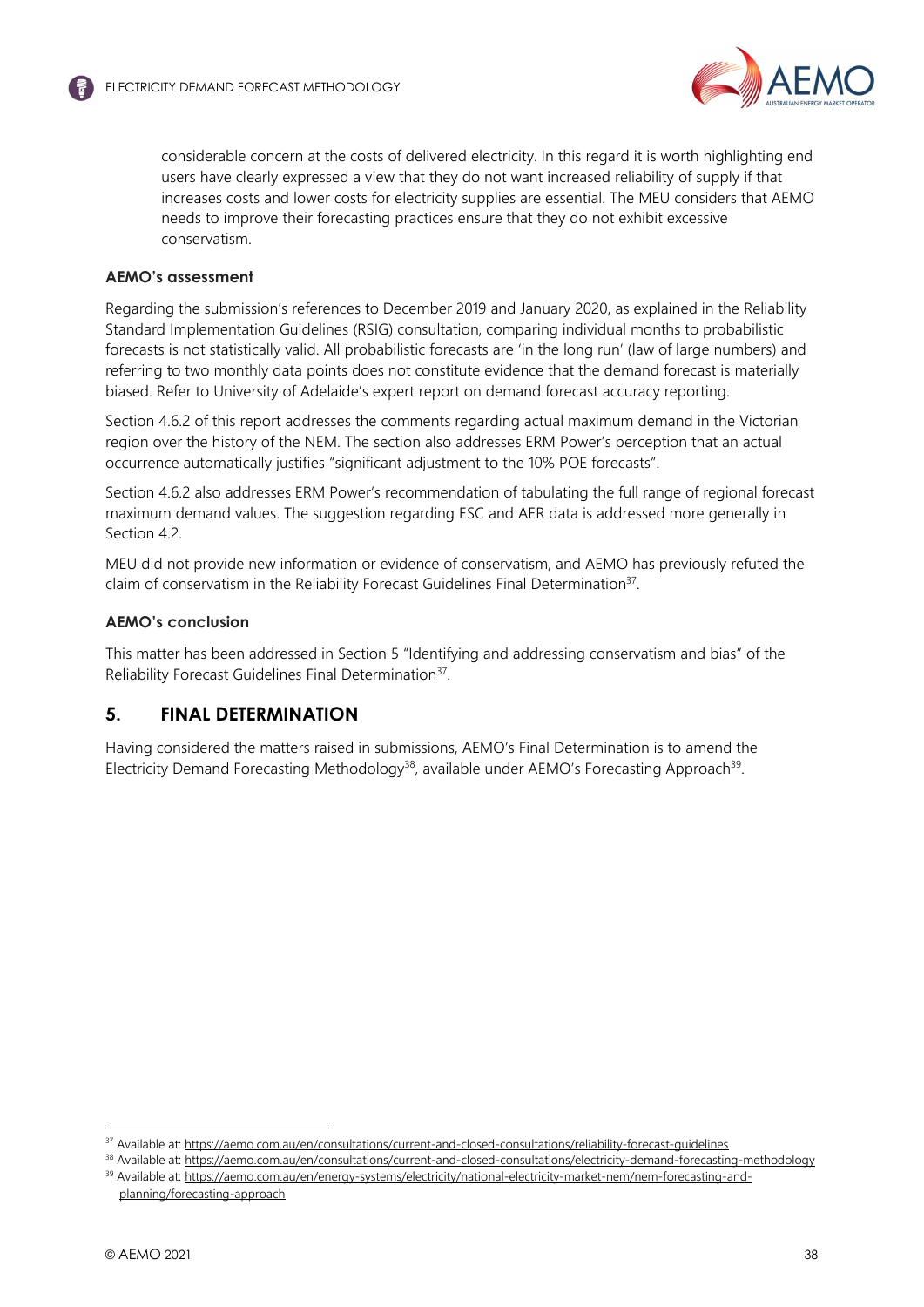considerable concern at the costs of delivered electricity. In this regard it is worth highlighting end users have clearly expressed a view that they do not want increased reliability of supply if that increases costs and lower costs for electricity supplies are essential. The MEU considers that AEMO needs to improve their forecasting practices ensure that they do not exhibit excessive conservatism.

#### AEMO's assessment

Regarding the submission's references to December 2019 and January 2020, as explained in the Reliability Standard Implementation Guidelines (RSIG) consultation, comparing individual months to probabilistic forecasts is not statistically valid. All probabilistic forecasts are 'in the long run' (law of large numbers) and referring to two monthly data points does not constitute evidence that the demand forecast is materially biased. Refer to University of Adelaide's expert report on demand forecast accuracy reporting.

Section 4.6.2 of this report addresses the comments regarding actual maximum demand in the Victorian region over the history of the NEM. The section also addresses ERM Power's perception that an actual occurrence automatically justifies "significant adjustment to the 10% POE forecasts".

Section 4.6.2 also addresses ERM Power's recommendation of tabulating the full range of regional forecast maximum demand values. The suggestion regarding ESC and AER data is addressed more generally in Section 4.2.

MEU did not provide new information or evidence of conservatism, and AEMO has previously refuted the claim of conservatism in the Reliability Forecast Guidelines Final Determination[37].

#### AEMO's conclusion

This matter has been addressed in Section 5 "Identifying and addressing conservatism and bias" of the Reliability Forecast Guidelines Final Determination[37].

## 5. FINAL DETERMINATION

Having considered the matters raised in submissions, AEMO's Final Determination is to amend the Electricity Demand Forecasting Methodology[38], available under AEMO's Forecasting Approach[39].

---

[37] Available at: https://aemo.com.au/en/consultations/current-and-closed-consultations/reliability-forecast-guidelines

[38] Available at: https://aemo.com.au/en/consultations/current-and-closed-consultations/electricity-demand-forecasting-methodology

[39] Available at: https://aemo.com.au/en/energy-systems/electricity/national-electricity-market-nem/nem-forecasting-and-planning/forecasting-approach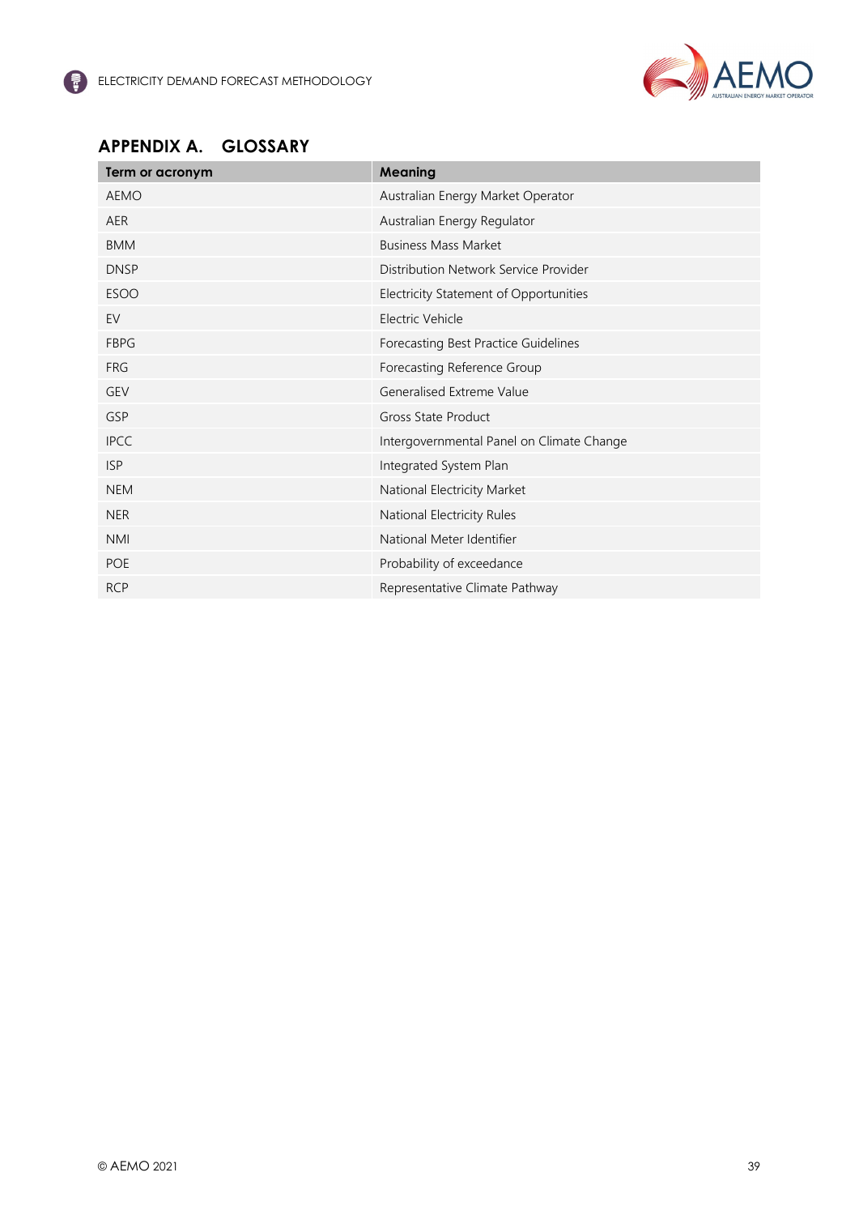# APPENDIX A. GLOSSARY

| Term or acronym | Meaning |
|---|---|
| AEMO | Australian Energy Market Operator |
| AER | Australian Energy Regulator |
| BMM | Business Mass Market |
| DNSP | Distribution Network Service Provider |
| ESOO | Electricity Statement of Opportunities |
| EV | Electric Vehicle |
| FBPG | Forecasting Best Practice Guidelines |
| FRG | Forecasting Reference Group |
| GEV | Generalised Extreme Value |
| GSP | Gross State Product |
| IPCC | Intergovernmental Panel on Climate Change |
| ISP | Integrated System Plan |
| NEM | National Electricity Market |
| NER | National Electricity Rules |
| NMI | National Meter Identifier |
| POE | Probability of exceedance |
| RCP | Representative Climate Pathway |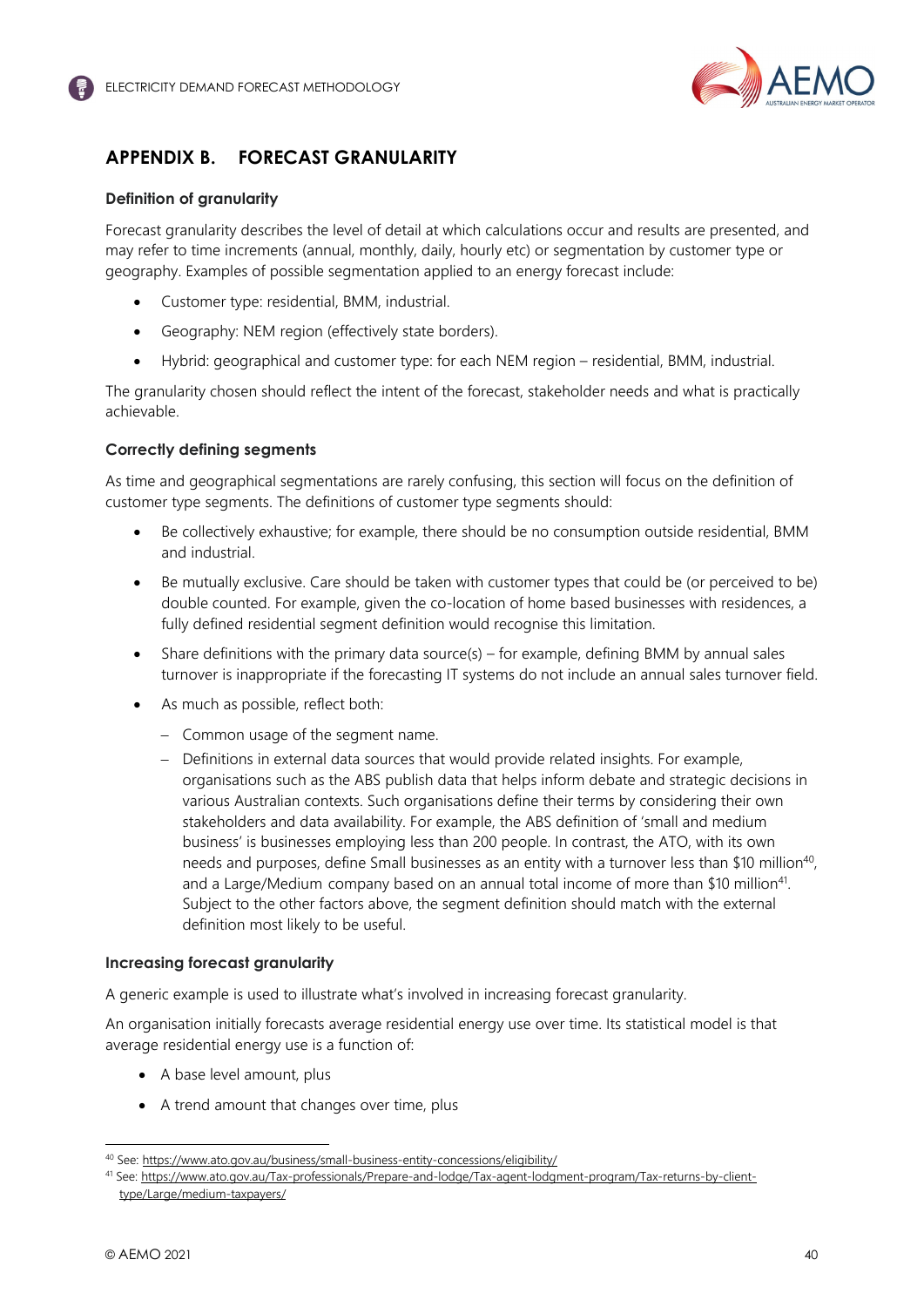## APPENDIX B. FORECAST GRANULARITY

### Definition of granularity

Forecast granularity describes the level of detail at which calculations occur and results are presented, and may refer to time increments (annual, monthly, daily, hourly etc) or segmentation by customer type or geography. Examples of possible segmentation applied to an energy forecast include:

- Customer type: residential, BMM, industrial.
- Geography: NEM region (effectively state borders).
- Hybrid: geographical and customer type: for each NEM region – residential, BMM, industrial.

The granularity chosen should reflect the intent of the forecast, stakeholder needs and what is practically achievable.

### Correctly defining segments

As time and geographical segmentations are rarely confusing, this section will focus on the definition of customer type segments. The definitions of customer type segments should:

- Be collectively exhaustive; for example, there should be no consumption outside residential, BMM and industrial.
- Be mutually exclusive. Care should be taken with customer types that could be (or perceived to be) double counted. For example, given the co-location of home based businesses with residences, a fully defined residential segment definition would recognise this limitation.
- Share definitions with the primary data source(s) – for example, defining BMM by annual sales turnover is inappropriate if the forecasting IT systems do not include an annual sales turnover field.
- As much as possible, reflect both:
  - Common usage of the segment name.
  - Definitions in external data sources that would provide related insights. For example, organisations such as the ABS publish data that helps inform debate and strategic decisions in various Australian contexts. Such organisations define their terms by considering their own stakeholders and data availability. For example, the ABS definition of 'small and medium business' is businesses employing less than 200 people. In contrast, the ATO, with its own needs and purposes, define Small businesses as an entity with a turnover less than $10 million[40], and a Large/Medium company based on an annual total income of more than $10 million[41]. Subject to the other factors above, the segment definition should match with the external definition most likely to be useful.

### Increasing forecast granularity

A generic example is used to illustrate what's involved in increasing forecast granularity.

An organisation initially forecasts average residential energy use over time. Its statistical model is that average residential energy use is a function of:

- A base level amount, plus
- A trend amount that changes over time, plus

---

[40] See: https://www.ato.gov.au/business/small-business-entity-concessions/eligibility/

[41] See: https://www.ato.gov.au/Tax-professionals/Prepare-and-lodge/Tax-agent-lodgment-program/Tax-returns-by-client-type/Large/medium-taxpayers/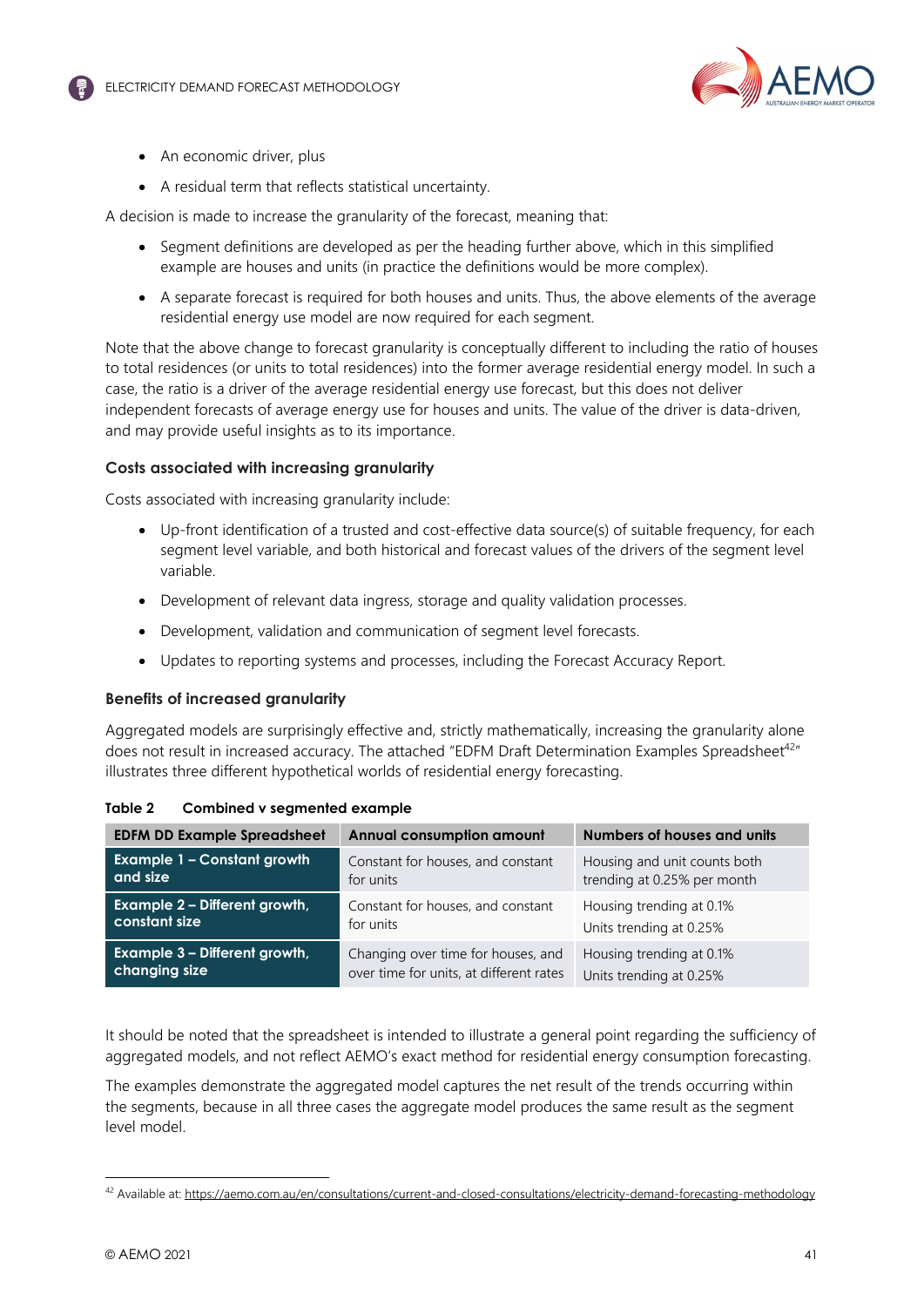- An economic driver, plus
- A residual term that reflects statistical uncertainty.

A decision is made to increase the granularity of the forecast, meaning that:

- Segment definitions are developed as per the heading further above, which in this simplified example are houses and units (in practice the definitions would be more complex).
- A separate forecast is required for both houses and units. Thus, the above elements of the average residential energy use model are now required for each segment.

Note that the above change to forecast granularity is conceptually different to including the ratio of houses to total residences (or units to total residences) into the former average residential energy model. In such a case, the ratio is a driver of the average residential energy use forecast, but this does not deliver independent forecasts of average energy use for houses and units. The value of the driver is data-driven, and may provide useful insights as to its importance.

#### Costs associated with increasing granularity

Costs associated with increasing granularity include:

- Up-front identification of a trusted and cost-effective data source(s) of suitable frequency, for each segment level variable, and both historical and forecast values of the drivers of the segment level variable.
- Development of relevant data ingress, storage and quality validation processes.
- Development, validation and communication of segment level forecasts.
- Updates to reporting systems and processes, including the Forecast Accuracy Report.

#### Benefits of increased granularity

Aggregated models are surprisingly effective and, strictly mathematically, increasing the granularity alone does not result in increased accuracy. The attached "EDFM Draft Determination Examples Spreadsheet[42]" illustrates three different hypothetical worlds of residential energy forecasting.

**Table 2 Combined v segmented example**

| EDFM DD Example Spreadsheet | Annual consumption amount | Numbers of houses and units |
|---|---|---|
| **Example 1 – Constant growth and size** | Constant for houses, and constant for units | Housing and unit counts both trending at 0.25% per month |
| **Example 2 – Different growth, constant size** | Constant for houses, and constant for units | Housing trending at 0.1%<br>Units trending at 0.25% |
| **Example 3 – Different growth, changing size** | Changing over time for houses, and over time for units, at different rates | Housing trending at 0.1%<br>Units trending at 0.25% |

It should be noted that the spreadsheet is intended to illustrate a general point regarding the sufficiency of aggregated models, and not reflect AEMO's exact method for residential energy consumption forecasting.

The examples demonstrate the aggregated model captures the net result of the trends occurring within the segments, because in all three cases the aggregate model produces the same result as the segment level model.

---

[42] Available at: https://aemo.com.au/en/consultations/current-and-closed-consultations/electricity-demand-forecasting-methodology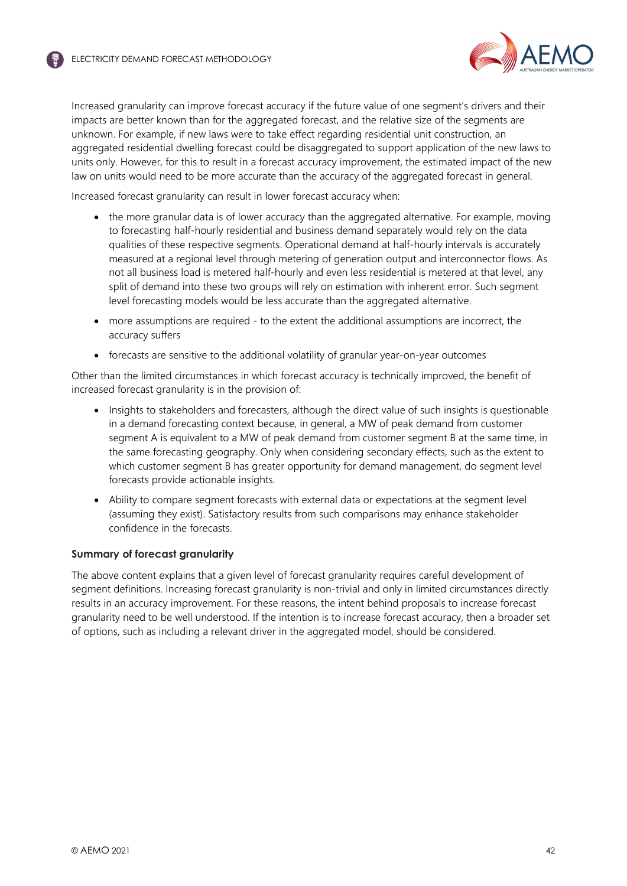Increased granularity can improve forecast accuracy if the future value of one segment's drivers and their impacts are better known than for the aggregated forecast, and the relative size of the segments are unknown. For example, if new laws were to take effect regarding residential unit construction, an aggregated residential dwelling forecast could be disaggregated to support application of the new laws to units only. However, for this to result in a forecast accuracy improvement, the estimated impact of the new law on units would need to be more accurate than the accuracy of the aggregated forecast in general.

Increased forecast granularity can result in lower forecast accuracy when:

- the more granular data is of lower accuracy than the aggregated alternative. For example, moving to forecasting half-hourly residential and business demand separately would rely on the data qualities of these respective segments. Operational demand at half-hourly intervals is accurately measured at a regional level through metering of generation output and interconnector flows. As not all business load is metered half-hourly and even less residential is metered at that level, any split of demand into these two groups will rely on estimation with inherent error. Such segment level forecasting models would be less accurate than the aggregated alternative.
- more assumptions are required - to the extent the additional assumptions are incorrect, the accuracy suffers
- forecasts are sensitive to the additional volatility of granular year-on-year outcomes

Other than the limited circumstances in which forecast accuracy is technically improved, the benefit of increased forecast granularity is in the provision of:

- Insights to stakeholders and forecasters, although the direct value of such insights is questionable in a demand forecasting context because, in general, a MW of peak demand from customer segment A is equivalent to a MW of peak demand from customer segment B at the same time, in the same forecasting geography. Only when considering secondary effects, such as the extent to which customer segment B has greater opportunity for demand management, do segment level forecasts provide actionable insights.
- Ability to compare segment forecasts with external data or expectations at the segment level (assuming they exist). Satisfactory results from such comparisons may enhance stakeholder confidence in the forecasts.

**Summary of forecast granularity**

The above content explains that a given level of forecast granularity requires careful development of segment definitions. Increasing forecast granularity is non-trivial and only in limited circumstances directly results in an accuracy improvement. For these reasons, the intent behind proposals to increase forecast granularity need to be well understood. If the intention is to increase forecast accuracy, then a broader set of options, such as including a relevant driver in the aggregated model, should be considered.